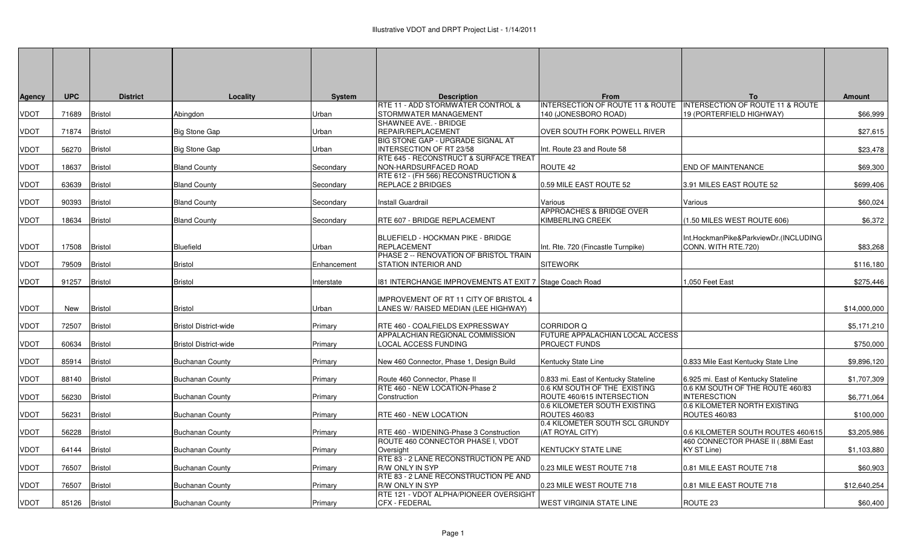# Illustrative VDOT and DRPT Project List - 1/14/2011

| Agency | UPC | District | Locality | System | Description | From | To | Amount |
|---|---|---|---|---|---|---|---|---|
| VDOT | 71689 | Bristol | Abingdon | Urban | RTE 11 - ADD STORMWATER CONTROL & STORMWATER MANAGEMENT | INTERSECTION OF ROUTE 11 & ROUTE 140 (JONESBORO ROAD) | INTERSECTION OF ROUTE 11 & ROUTE 19 (PORTERFIELD HIGHWAY) | $66,999 |
| VDOT | 71874 | Bristol | Big Stone Gap | Urban | SHAWNEE AVE. - BRIDGE REPAIR/REPLACEMENT | OVER SOUTH FORK POWELL RIVER | | $27,615 |
| VDOT | 56270 | Bristol | Big Stone Gap | Urban | BIG STONE GAP - UPGRADE SIGNAL AT INTERSECTION OF RT 23/58 | Int. Route 23 and Route 58 | | $23,478 |
| VDOT | 18637 | Bristol | Bland County | Secondary | RTE 645 - RECONSTRUCT & SURFACE TREAT NON-HARDSURFACED ROAD | ROUTE 42 | END OF MAINTENANCE | $69,300 |
| VDOT | 63639 | Bristol | Bland County | Secondary | RTE 612 - (FH 566) RECONSTRUCTION & REPLACE 2 BRIDGES | 0.59 MILE EAST ROUTE 52 | 3.91 MILES EAST ROUTE 52 | $699,406 |
| VDOT | 90393 | Bristol | Bland County | Secondary | Install Guardrail | Various | Various | $60,024 |
| VDOT | 18634 | Bristol | Bland County | Secondary | RTE 607 - BRIDGE REPLACEMENT | APPROACHES & BRIDGE OVER KIMBERLING CREEK | (1.50 MILES WEST ROUTE 606) | $6,372 |
| VDOT | 17508 | Bristol | Bluefield | Urban | BLUEFIELD - HOCKMAN PIKE - BRIDGE REPLACEMENT | Int. Rte. 720 (Fincastle Turnpike) | Int.HockmanPike&ParkviewDr.(INCLUDING CONN. WITH RTE.720) | $83,268 |
| VDOT | 79509 | Bristol | Bristol | Enhancement | PHASE 2 -- RENOVATION OF BRISTOL TRAIN STATION INTERIOR AND | SITEWORK | | $116,180 |
| VDOT | 91257 | Bristol | Bristol | Interstate | I81 INTERCHANGE IMPROVEMENTS AT EXIT 7 | Stage Coach Road | 1,050 Feet East | $275,446 |
| VDOT | New | Bristol | Bristol | Urban | IMPROVEMENT OF RT 11 CITY OF BRISTOL 4 LANES W/ RAISED MEDIAN (LEE HIGHWAY) | | | $14,000,000 |
| VDOT | 72507 | Bristol | Bristol District-wide | Primary | RTE 460 - COALFIELDS EXPRESSWAY | CORRIDOR Q | | $5,171,210 |
| VDOT | 60634 | Bristol | Bristol District-wide | Primary | APPALACHIAN REGIONAL COMMISSION LOCAL ACCESS FUNDING | FUTURE APPALACHIAN LOCAL ACCESS PROJECT FUNDS | | $750,000 |
| VDOT | 85914 | Bristol | Buchanan County | Primary | New 460 Connector, Phase 1, Design Build | Kentucky State Line | 0.833 Mile East Kentucky State LIne | $9,896,120 |
| VDOT | 88140 | Bristol | Buchanan County | Primary | Route 460 Connector, Phase II | 0.833 mi. East of Kentucky Stateline | 6.925 mi. East of Kentucky Stateline | $1,707,309 |
| VDOT | 56230 | Bristol | Buchanan County | Primary | RTE 460 - NEW LOCATION-Phase 2 Construction | 0.6 KM SOUTH OF THE EXISTING ROUTE 460/615 INTERSECTION | 0.6 KM SOUTH OF THE ROUTE 460/83 INTERESCTION | $6,771,064 |
| VDOT | 56231 | Bristol | Buchanan County | Primary | RTE 460 - NEW LOCATION | 0.6 KILOMETER SOUTH EXISTING ROUTES 460/83 | 0.6 KILOMETER NORTH EXISTING ROUTES 460/83 | $100,000 |
| VDOT | 56228 | Bristol | Buchanan County | Primary | RTE 460 - WIDENING-Phase 3 Construction | 0.4 KILOMETER SOUTH SCL GRUNDY (AT ROYAL CITY) | 0.6 KILOMETER SOUTH ROUTES 460/615 | $3,205,986 |
| VDOT | 64144 | Bristol | Buchanan County | Primary | ROUTE 460 CONNECTOR PHASE I, VDOT Oversight | KENTUCKY STATE LINE | 460 CONNECTOR PHASE II (.88Mi East KY ST Line) | $1,103,880 |
| VDOT | 76507 | Bristol | Buchanan County | Primary | RTE 83 - 2 LANE RECONSTRUCTION PE AND R/W ONLY IN SYP | 0.23 MILE WEST ROUTE 718 | 0.81 MILE EAST ROUTE 718 | $60,903 |
| VDOT | 76507 | Bristol | Buchanan County | Primary | RTE 83 - 2 LANE RECONSTRUCTION PE AND R/W ONLY IN SYP | 0.23 MILE WEST ROUTE 718 | 0.81 MILE EAST ROUTE 718 | $12,640,254 |
| VDOT | 85126 | Bristol | Buchanan County | Primary | RTE 121 - VDOT ALPHA/PIONEER OVERSIGHT CFX - FEDERAL | WEST VIRGINIA STATE LINE | ROUTE 23 | $60,400 |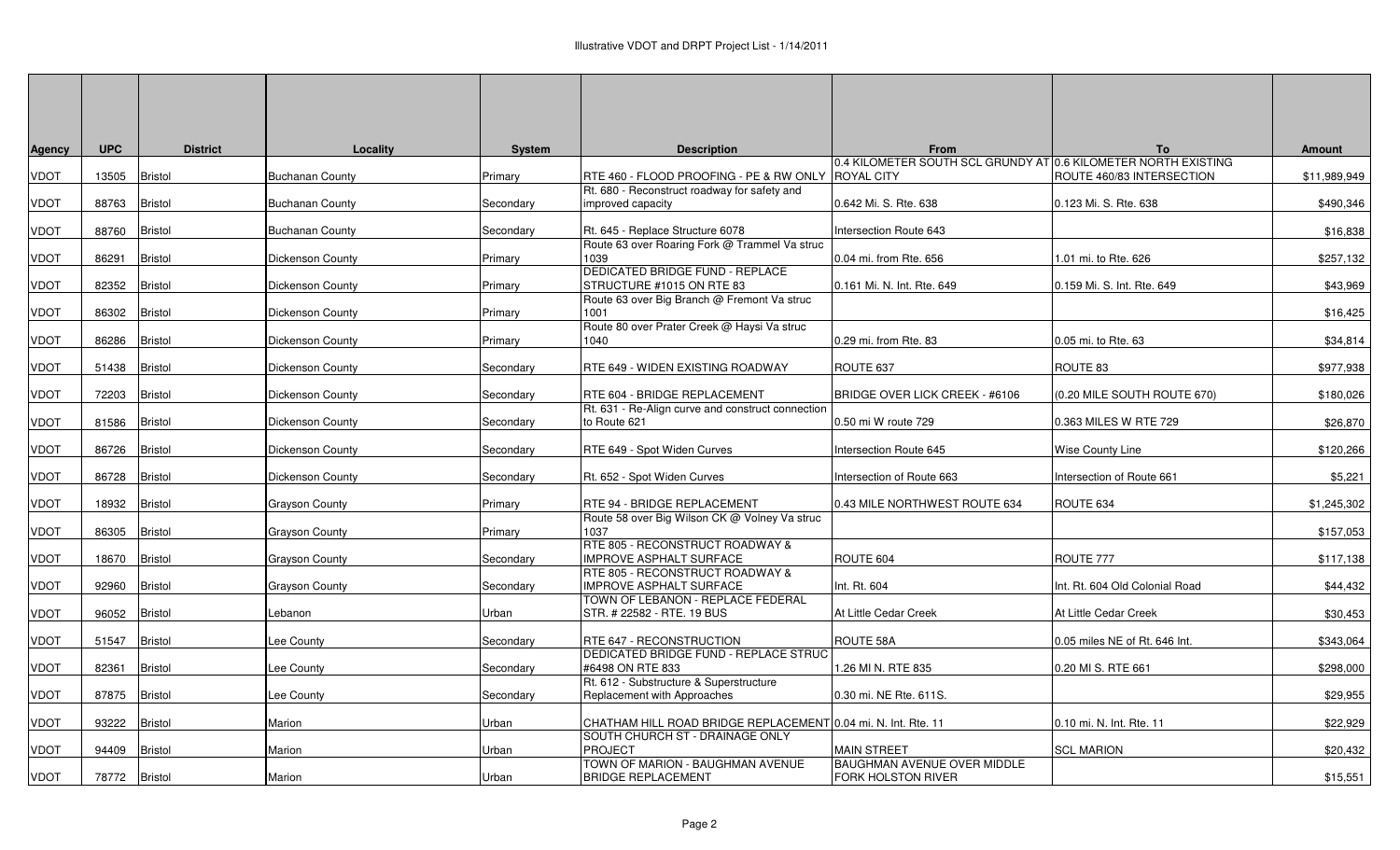Illustrative VDOT and DRPT Project List - 1/14/2011

| Agency | UPC | District | Locality | System | Description | From | To | Amount |
|---|---|---|---|---|---|---|---|---|
| VDOT | 13505 | Bristol | Buchanan County | Primary | RTE 460 - FLOOD PROOFING - PE & RW ONLY | 0.4 KILOMETER SOUTH SCL GRUNDY AT ROYAL CITY | 0.6 KILOMETER NORTH EXISTING ROUTE 460/83 INTERSECTION | $11,989,949 |
| VDOT | 88763 | Bristol | Buchanan County | Secondary | Rt. 680 - Reconstruct roadway for safety and improved capacity | 0.642 Mi. S. Rte. 638 | 0.123 Mi. S. Rte. 638 | $490,346 |
| VDOT | 88760 | Bristol | Buchanan County | Secondary | Rt. 645 - Replace Structure 6078 | Intersection Route 643 | | $16,838 |
| VDOT | 86291 | Bristol | Dickenson County | Primary | Route 63 over Roaring Fork @ Trammel Va struc 1039 | 0.04 mi. from Rte. 656 | 1.01 mi. to Rte. 626 | $257,132 |
| VDOT | 82352 | Bristol | Dickenson County | Primary | DEDICATED BRIDGE FUND - REPLACE STRUCTURE #1015 ON RTE 83 | 0.161 Mi. N. Int. Rte. 649 | 0.159 Mi. S. Int. Rte. 649 | $43,969 |
| VDOT | 86302 | Bristol | Dickenson County | Primary | Route 63 over Big Branch @ Fremont Va struc 1001 | | | $16,425 |
| VDOT | 86286 | Bristol | Dickenson County | Primary | Route 80 over Prater Creek @ Haysi Va struc 1040 | 0.29 mi. from Rte. 83 | 0.05 mi. to Rte. 63 | $34,814 |
| VDOT | 51438 | Bristol | Dickenson County | Secondary | RTE 649 - WIDEN EXISTING ROADWAY | ROUTE 637 | ROUTE 83 | $977,938 |
| VDOT | 72203 | Bristol | Dickenson County | Secondary | RTE 604 - BRIDGE REPLACEMENT | BRIDGE OVER LICK CREEK - #6106 | (0.20 MILE SOUTH ROUTE 670) | $180,026 |
| VDOT | 81586 | Bristol | Dickenson County | Secondary | Rt. 631 - Re-Align curve and construct connection to Route 621 | 0.50 mi W route 729 | 0.363 MILES W RTE 729 | $26,870 |
| VDOT | 86726 | Bristol | Dickenson County | Secondary | RTE 649 - Spot Widen Curves | Intersection Route 645 | Wise County Line | $120,266 |
| VDOT | 86728 | Bristol | Dickenson County | Secondary | Rt. 652 - Spot Widen Curves | Intersection of Route 663 | Intersection of Route 661 | $5,221 |
| VDOT | 18932 | Bristol | Grayson County | Primary | RTE 94 - BRIDGE REPLACEMENT | 0.43 MILE NORTHWEST ROUTE 634 | ROUTE 634 | $1,245,302 |
| VDOT | 86305 | Bristol | Grayson County | Primary | Route 58 over Big Wilson CK @ Volney Va struc 1037 | | | $157,053 |
| VDOT | 18670 | Bristol | Grayson County | Secondary | RTE 805 - RECONSTRUCT ROADWAY & IMPROVE ASPHALT SURFACE | ROUTE 604 | ROUTE 777 | $117,138 |
| VDOT | 92960 | Bristol | Grayson County | Secondary | RTE 805 - RECONSTRUCT ROADWAY & IMPROVE ASPHALT SURFACE | Int. Rt. 604 | Int. Rt. 604 Old Colonial Road | $44,432 |
| VDOT | 96052 | Bristol | Lebanon | Urban | TOWN OF LEBANON - REPLACE FEDERAL STR. # 22582 - RTE. 19 BUS | At Little Cedar Creek | At Little Cedar Creek | $30,453 |
| VDOT | 51547 | Bristol | Lee County | Secondary | RTE 647 - RECONSTRUCTION | ROUTE 58A | 0.05 miles NE of Rt. 646 Int. | $343,064 |
| VDOT | 82361 | Bristol | Lee County | Secondary | DEDICATED BRIDGE FUND - REPLACE STRUC #6498 ON RTE 833 | 1.26 MI N. RTE 835 | 0.20 MI S. RTE 661 | $298,000 |
| VDOT | 87875 | Bristol | Lee County | Secondary | Rt. 612 - Substructure & Superstructure Replacement with Approaches | 0.30 mi. NE Rte. 611S. | | $29,955 |
| VDOT | 93222 | Bristol | Marion | Urban | CHATHAM HILL ROAD BRIDGE REPLACEMENT | 0.04 mi. N. Int. Rte. 11 | 0.10 mi. N. Int. Rte. 11 | $22,929 |
| VDOT | 94409 | Bristol | Marion | Urban | SOUTH CHURCH ST - DRAINAGE ONLY PROJECT | MAIN STREET | SCL MARION | $20,432 |
| VDOT | 78772 | Bristol | Marion | Urban | TOWN OF MARION - BAUGHMAN AVENUE BRIDGE REPLACEMENT | BAUGHMAN AVENUE OVER MIDDLE FORK HOLSTON RIVER | | $15,551 |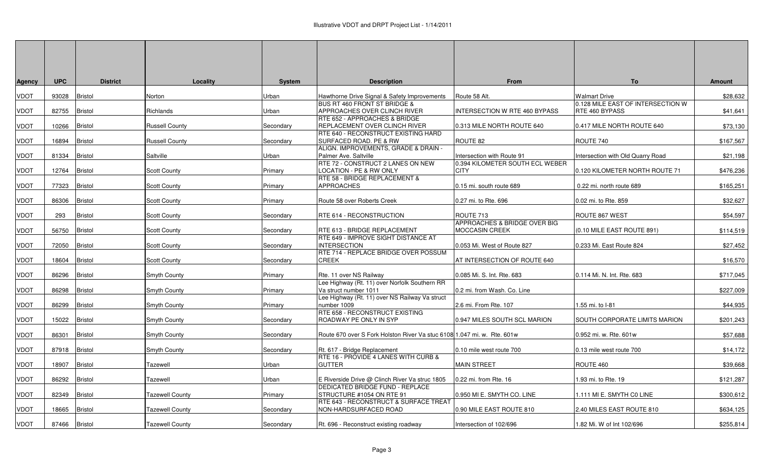# Illustrative VDOT and DRPT Project List - 1/14/2011

| Agency | UPC | District | Locality | System | Description | From | To | Amount |
|---|---|---|---|---|---|---|---|---|
| VDOT | 93028 | Bristol | Norton | Urban | Hawthorne Drive Signal & Safety Improvements | Route 58 Alt. | Walmart Drive | $28,632 |
| VDOT | 82755 | Bristol | Richlands | Urban | BUS RT 460 FRONT ST BRIDGE & APPROACHES OVER CLINCH RIVER | INTERSECTION W RTE 460 BYPASS | 0.128 MILE EAST OF INTERSECTION W RTE 460 BYPASS | $41,641 |
| VDOT | 10266 | Bristol | Russell County | Secondary | RTE 652 - APPROACHES & BRIDGE REPLACEMENT OVER CLINCH RIVER | 0.313 MILE NORTH ROUTE 640 | 0.417 MILE NORTH ROUTE 640 | $73,130 |
| VDOT | 16894 | Bristol | Russell County | Secondary | RTE 640 - RECONSTRUCT EXISTING HARD SURFACED ROAD. PE & RW | ROUTE 82 | ROUTE 740 | $167,567 |
| VDOT | 81334 | Bristol | Saltville | Urban | ALIGN. IMPROVEMENTS, GRADE & DRAIN - Palmer Ave. Saltville | Intersection with Route 91 | Intersection with Old Quarry Road | $21,198 |
| VDOT | 12764 | Bristol | Scott County | Primary | RTE 72 - CONSTRUCT 2 LANES ON NEW LOCATION - PE & RW ONLY | 0.394 KILOMETER SOUTH ECL WEBER CITY | 0.120 KILOMETER NORTH ROUTE 71 | $476,236 |
| VDOT | 77323 | Bristol | Scott County | Primary | RTE 58 - BRIDGE REPLACEMENT & APPROACHES | 0.15 mi. south route 689 | 0.22 mi. north route 689 | $165,251 |
| VDOT | 86306 | Bristol | Scott County | Primary | Route 58 over Roberts Creek | 0.27 mi. to Rte. 696 | 0.02 mi. to Rte. 859 | $32,627 |
| VDOT | 293 | Bristol | Scott County | Secondary | RTE 614 - RECONSTRUCTION | ROUTE 713 | ROUTE 867 WEST | $54,597 |
| VDOT | 56750 | Bristol | Scott County | Secondary | RTE 613 - BRIDGE REPLACEMENT | APPROACHES & BRIDGE OVER BIG MOCCASIN CREEK | (0.10 MILE EAST ROUTE 891) | $114,519 |
| VDOT | 72050 | Bristol | Scott County | Secondary | RTE 649 - IMPROVE SIGHT DISTANCE AT INTERSECTION | 0.053 Mi. West of Route 827 | 0.233 Mi. East Route 824 | $27,452 |
| VDOT | 18604 | Bristol | Scott County | Secondary | RTE 714 - REPLACE BRIDGE OVER POSSUM CREEK | AT INTERSECTION OF ROUTE 640 | | $16,570 |
| VDOT | 86296 | Bristol | Smyth County | Primary | Rte. 11 over NS Railway | 0.085 Mi. S. Int. Rte. 683 | 0.114 Mi. N. Int. Rte. 683 | $717,045 |
| VDOT | 86298 | Bristol | Smyth County | Primary | Lee Highway (Rt. 11) over Norfolk Southern RR Va struct number 1011 | 0.2 mi. from Wash. Co. Line | | $227,009 |
| VDOT | 86299 | Bristol | Smyth County | Primary | Lee Highway (Rt. 11) over NS Railway Va struct number 1009 | 2.6 mi. From Rte. 107 | 1.55 mi. to I-81 | $44,935 |
| VDOT | 15022 | Bristol | Smyth County | Secondary | RTE 658 - RECONSTRUCT EXISTING ROADWAY PE ONLY IN SYP | 0.947 MILES SOUTH SCL MARION | SOUTH CORPORATE LIMITS MARION | $201,243 |
| VDOT | 86301 | Bristol | Smyth County | Secondary | Route 670 over S Fork Holston River Va stuc 6108 | 1.047 mi. w. Rte. 601w | 0.952 mi. w. Rte. 601w | $57,688 |
| VDOT | 87918 | Bristol | Smyth County | Secondary | Rt. 617 - Bridge Replacement | 0.10 mile west route 700 | 0.13 mile west route 700 | $14,172 |
| VDOT | 18907 | Bristol | Tazewell | Urban | RTE 16 - PROVIDE 4 LANES WITH CURB & GUTTER | MAIN STREET | ROUTE 460 | $39,668 |
| VDOT | 86292 | Bristol | Tazewell | Urban | E Riverside Drive @ Clinch River Va struc 1805 | 0.22 mi. from Rte. 16 | 1.93 mi. to Rte. 19 | $121,287 |
| VDOT | 82349 | Bristol | Tazewell County | Primary | DEDICATED BRIDGE FUND - REPLACE STRUCTURE #1054 ON RTE 91 | 0.950 MI E. SMYTH CO. LINE | 1.111 MI E. SMYTH C0 LINE | $300,612 |
| VDOT | 18665 | Bristol | Tazewell County | Secondary | RTE 643 - RECONSTRUCT & SURFACE TREAT NON-HARDSURFACED ROAD | 0.90 MILE EAST ROUTE 810 | 2.40 MILES EAST ROUTE 810 | $634,125 |
| VDOT | 87466 | Bristol | Tazewell County | Secondary | Rt. 696 - Reconstruct existing roadway | Intersection of 102/696 | 1.82 Mi. W of Int 102/696 | $255,814 |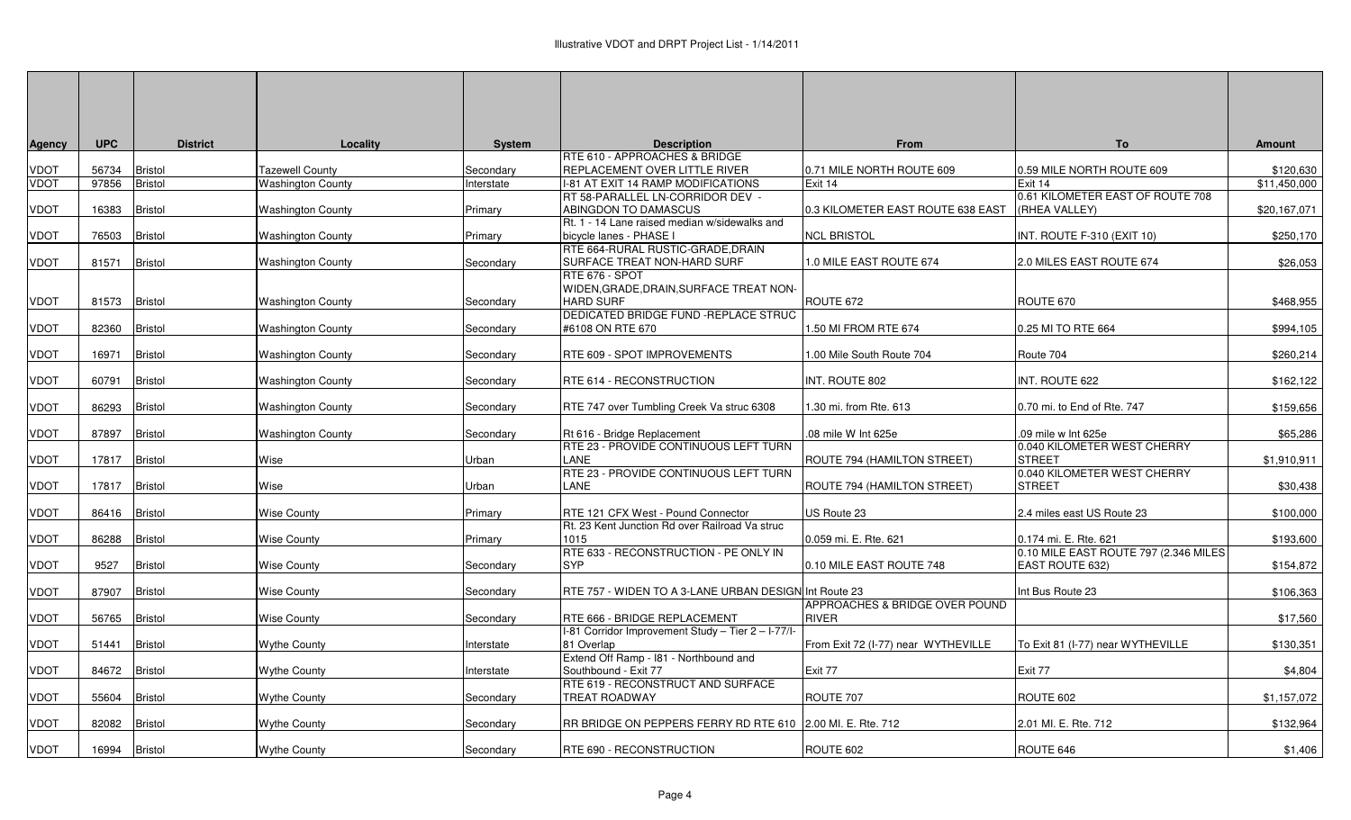# Illustrative VDOT and DRPT Project List - 1/14/2011

| Agency | UPC | District | Locality | System | Description | From | To | Amount |
|---|---|---|---|---|---|---|---|---|
| VDOT | 56734 | Bristol | Tazewell County | Secondary | RTE 610 - APPROACHES & BRIDGE REPLACEMENT OVER LITTLE RIVER | 0.71 MILE NORTH ROUTE 609 | 0.59 MILE NORTH ROUTE 609 | $120,630 |
| VDOT | 97856 | Bristol | Washington County | Interstate | I-81 AT EXIT 14 RAMP MODIFICATIONS | Exit 14 | Exit 14 | $11,450,000 |
| VDOT | 16383 | Bristol | Washington County | Primary | RT 58-PARALLEL LN-CORRIDOR DEV - ABINGDON TO DAMASCUS | 0.3 KILOMETER EAST ROUTE 638 EAST | 0.61 KILOMETER EAST OF ROUTE 708 (RHEA VALLEY) | $20,167,071 |
| VDOT | 76503 | Bristol | Washington County | Primary | Rt. 1 - 14 Lane raised median w/sidewalks and bicycle lanes - PHASE I | NCL BRISTOL | INT. ROUTE F-310 (EXIT 10) | $250,170 |
| VDOT | 81571 | Bristol | Washington County | Secondary | RTE 664-RURAL RUSTIC-GRADE,DRAIN SURFACE TREAT NON-HARD SURF | 1.0 MILE EAST ROUTE 674 | 2.0 MILES EAST ROUTE 674 | $26,053 |
| VDOT | 81573 | Bristol | Washington County | Secondary | RTE 676 - SPOT WIDEN,GRADE,DRAIN,SURFACE TREAT NON-HARD SURF | ROUTE 672 | ROUTE 670 | $468,955 |
| VDOT | 82360 | Bristol | Washington County | Secondary | DEDICATED BRIDGE FUND -REPLACE STRUC #6108 ON RTE 670 | 1.50 MI FROM RTE 674 | 0.25 MI TO RTE 664 | $994,105 |
| VDOT | 16971 | Bristol | Washington County | Secondary | RTE 609 - SPOT IMPROVEMENTS | 1.00 Mile South Route 704 | Route 704 | $260,214 |
| VDOT | 60791 | Bristol | Washington County | Secondary | RTE 614 - RECONSTRUCTION | INT. ROUTE 802 | INT. ROUTE 622 | $162,122 |
| VDOT | 86293 | Bristol | Washington County | Secondary | RTE 747 over Tumbling Creek Va struc 6308 | 1.30 mi. from Rte. 613 | 0.70 mi. to End of Rte. 747 | $159,656 |
| VDOT | 87897 | Bristol | Washington County | Secondary | Rt 616 - Bridge Replacement | .08 mile W Int 625e | .09 mile w Int 625e | $65,286 |
| VDOT | 17817 | Bristol | Wise | Urban | RTE 23 - PROVIDE CONTINUOUS LEFT TURN LANE | ROUTE 794 (HAMILTON STREET) | 0.040 KILOMETER WEST CHERRY STREET | $1,910,911 |
| VDOT | 17817 | Bristol | Wise | Urban | RTE 23 - PROVIDE CONTINUOUS LEFT TURN LANE | ROUTE 794 (HAMILTON STREET) | 0.040 KILOMETER WEST CHERRY STREET | $30,438 |
| VDOT | 86416 | Bristol | Wise County | Primary | RTE 121 CFX West - Pound Connector | US Route 23 | 2.4 miles east US Route 23 | $100,000 |
| VDOT | 86288 | Bristol | Wise County | Primary | Rt. 23 Kent Junction Rd over Railroad Va struc 1015 | 0.059 mi. E. Rte. 621 | 0.174 mi. E. Rte. 621 | $193,600 |
| VDOT | 9527 | Bristol | Wise County | Secondary | RTE 633 - RECONSTRUCTION - PE ONLY IN SYP | 0.10 MILE EAST ROUTE 748 | 0.10 MILE EAST ROUTE 797 (2.346 MILES EAST ROUTE 632) | $154,872 |
| VDOT | 87907 | Bristol | Wise County | Secondary | RTE 757 - WIDEN TO A 3-LANE URBAN DESIGN | Int Route 23 | Int Bus Route 23 | $106,363 |
| VDOT | 56765 | Bristol | Wise County | Secondary | RTE 666 - BRIDGE REPLACEMENT | APPROACHES & BRIDGE OVER POUND RIVER | | $17,560 |
| VDOT | 51441 | Bristol | Wythe County | Interstate | I-81 Corridor Improvement Study – Tier 2 – I-77/I-81 Overlap | From Exit 72 (I-77) near WYTHEVILLE | To Exit 81 (I-77) near WYTHEVILLE | $130,351 |
| VDOT | 84672 | Bristol | Wythe County | Interstate | Extend Off Ramp - I81 - Northbound and Southbound - Exit 77 | Exit 77 | Exit 77 | $4,804 |
| VDOT | 55604 | Bristol | Wythe County | Secondary | RTE 619 - RECONSTRUCT AND SURFACE TREAT ROADWAY | ROUTE 707 | ROUTE 602 | $1,157,072 |
| VDOT | 82082 | Bristol | Wythe County | Secondary | RR BRIDGE ON PEPPERS FERRY RD RTE 610 | 2.00 MI. E. Rte. 712 | 2.01 MI. E. Rte. 712 | $132,964 |
| VDOT | 16994 | Bristol | Wythe County | Secondary | RTE 690 - RECONSTRUCTION | ROUTE 602 | ROUTE 646 | $1,406 |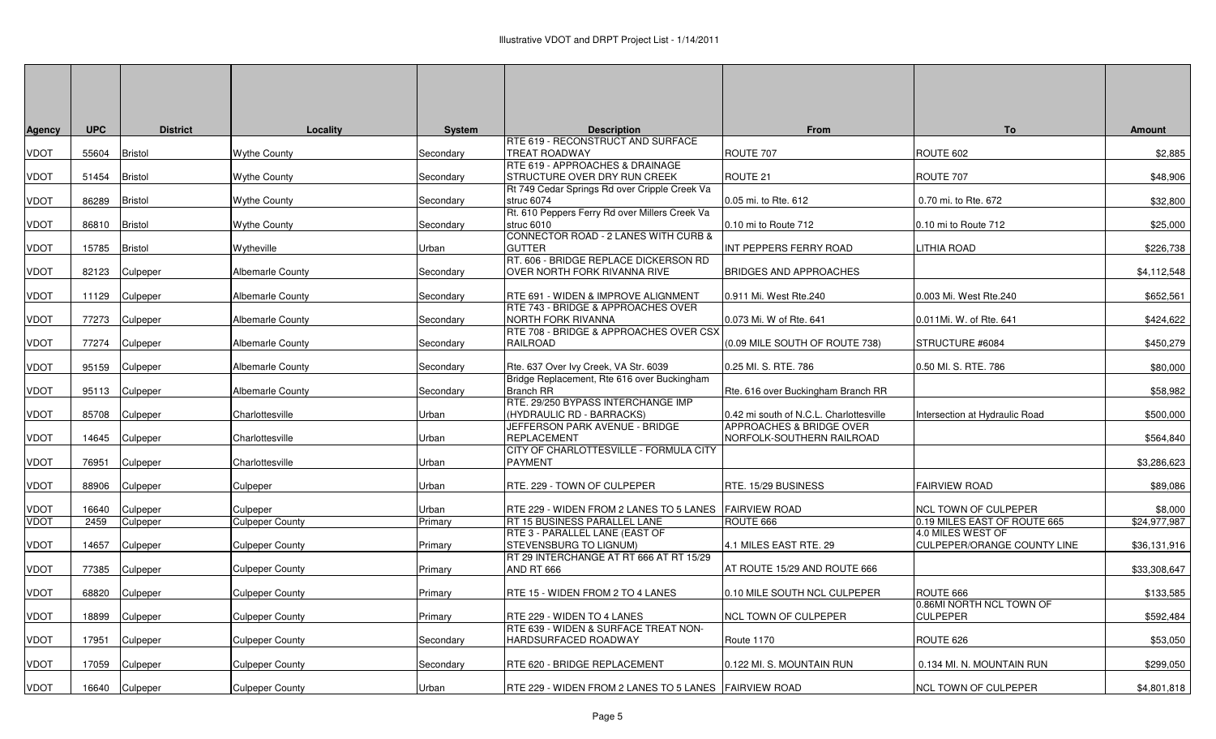| Agency | UPC | District | Locality | System | Description | From | To | Amount |
|---|---|---|---|---|---|---|---|---|
| VDOT | 55604 | Bristol | Wythe County | Secondary | RTE 619 - RECONSTRUCT AND SURFACE TREAT ROADWAY | ROUTE 707 | ROUTE 602 | $2,885 |
| VDOT | 51454 | Bristol | Wythe County | Secondary | RTE 619 - APPROACHES & DRAINAGE STRUCTURE OVER DRY RUN CREEK | ROUTE 21 | ROUTE 707 | $48,906 |
| VDOT | 86289 | Bristol | Wythe County | Secondary | Rt 749 Cedar Springs Rd over Cripple Creek Va struc 6074 | 0.05 mi. to Rte. 612 | 0.70 mi. to Rte. 672 | $32,800 |
| VDOT | 86810 | Bristol | Wythe County | Secondary | Rt. 610 Peppers Ferry Rd over Millers Creek Va struc 6010 | 0.10 mi to Route 712 | 0.10 mi to Route 712 | $25,000 |
| VDOT | 15785 | Bristol | Wytheville | Urban | CONNECTOR ROAD - 2 LANES WITH CURB & GUTTER | INT PEPPERS FERRY ROAD | LITHIA ROAD | $226,738 |
| VDOT | 82123 | Culpeper | Albemarle County | Secondary | RT. 606 - BRIDGE REPLACE DICKERSON RD OVER NORTH FORK RIVANNA RIVE | BRIDGES AND APPROACHES | | $4,112,548 |
| VDOT | 11129 | Culpeper | Albemarle County | Secondary | RTE 691 - WIDEN & IMPROVE ALIGNMENT | 0.911 Mi. West Rte.240 | 0.003 Mi. West Rte.240 | $652,561 |
| VDOT | 77273 | Culpeper | Albemarle County | Secondary | RTE 743 - BRIDGE & APPROACHES OVER NORTH FORK RIVANNA | 0.073 Mi. W of Rte. 641 | 0.011Mi. W. of Rte. 641 | $424,622 |
| VDOT | 77274 | Culpeper | Albemarle County | Secondary | RTE 708 - BRIDGE & APPROACHES OVER CSX RAILROAD | (0.09 MILE SOUTH OF ROUTE 738) | STRUCTURE #6084 | $450,279 |
| VDOT | 95159 | Culpeper | Albemarle County | Secondary | Rte. 637 Over Ivy Creek, VA Str. 6039 | 0.25 MI. S. RTE. 786 | 0.50 MI. S. RTE. 786 | $80,000 |
| VDOT | 95113 | Culpeper | Albemarle County | Secondary | Bridge Replacement, Rte 616 over Buckingham Branch RR | Rte. 616 over Buckingham Branch RR | | $58,982 |
| VDOT | 85708 | Culpeper | Charlottesville | Urban | RTE. 29/250 BYPASS INTERCHANGE IMP (HYDRAULIC RD - BARRACKS) | 0.42 mi south of N.C.L. Charlottesville | Intersection at Hydraulic Road | $500,000 |
| VDOT | 14645 | Culpeper | Charlottesville | Urban | JEFFERSON PARK AVENUE - BRIDGE REPLACEMENT | APPROACHES & BRIDGE OVER NORFOLK-SOUTHERN RAILROAD | | $564,840 |
| VDOT | 76951 | Culpeper | Charlottesville | Urban | CITY OF CHARLOTTESVILLE - FORMULA CITY PAYMENT | | | $3,286,623 |
| VDOT | 88906 | Culpeper | Culpeper | Urban | RTE. 229 - TOWN OF CULPEPER | RTE. 15/29 BUSINESS | FAIRVIEW ROAD | $89,086 |
| VDOT | 16640 | Culpeper | Culpeper | Urban | RTE 229 - WIDEN FROM 2 LANES TO 5 LANES | FAIRVIEW ROAD | NCL TOWN OF CULPEPER | $8,000 |
| VDOT | 2459 | Culpeper | Culpeper County | Primary | RT 15 BUSINESS PARALLEL LANE | ROUTE 666 | 0.19 MILES EAST OF ROUTE 665 | $24,977,987 |
| VDOT | 14657 | Culpeper | Culpeper County | Primary | RTE 3 - PARALLEL LANE (EAST OF STEVENSBURG TO LIGNUM) | 4.1 MILES EAST RTE. 29 | 4.0 MILES WEST OF CULPEPER/ORANGE COUNTY LINE | $36,131,916 |
| VDOT | 77385 | Culpeper | Culpeper County | Primary | RT 29 INTERCHANGE AT RT 666 AT RT 15/29 AND RT 666 | AT ROUTE 15/29 AND ROUTE 666 | | $33,308,647 |
| VDOT | 68820 | Culpeper | Culpeper County | Primary | RTE 15 - WIDEN FROM 2 TO 4 LANES | 0.10 MILE SOUTH NCL CULPEPER | ROUTE 666 | $133,585 |
| VDOT | 18899 | Culpeper | Culpeper County | Primary | RTE 229 - WIDEN TO 4 LANES | NCL TOWN OF CULPEPER | 0.86MI NORTH NCL TOWN OF CULPEPER | $592,484 |
| VDOT | 17951 | Culpeper | Culpeper County | Secondary | RTE 639 - WIDEN & SURFACE TREAT NON-HARDSURFACED ROADWAY | Route 1170 | ROUTE 626 | $53,050 |
| VDOT | 17059 | Culpeper | Culpeper County | Secondary | RTE 620 - BRIDGE REPLACEMENT | 0.122 MI. S. MOUNTAIN RUN | 0.134 MI. N. MOUNTAIN RUN | $299,050 |
| VDOT | 16640 | Culpeper | Culpeper County | Urban | RTE 229 - WIDEN FROM 2 LANES TO 5 LANES | FAIRVIEW ROAD | NCL TOWN OF CULPEPER | $4,801,818 |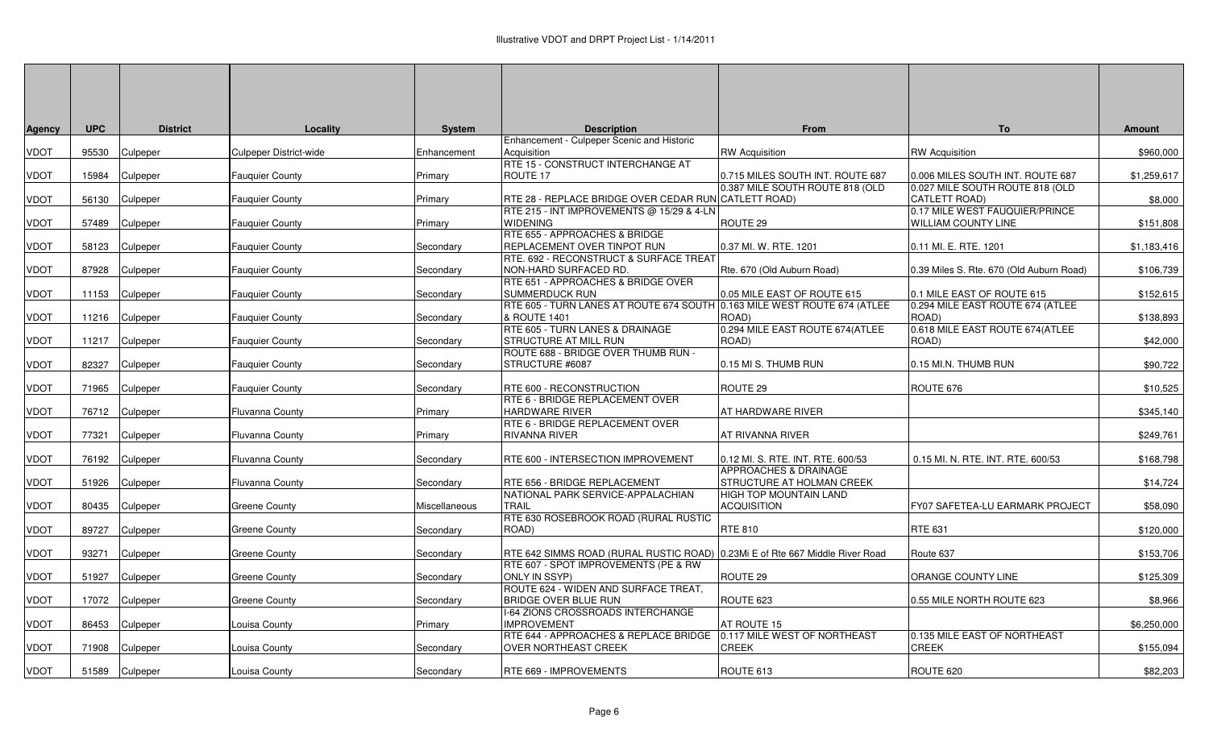# Illustrative VDOT and DRPT Project List - 1/14/2011

| Agency | UPC | District | Locality | System | Description | From | To | Amount |
|---|---|---|---|---|---|---|---|---|
| VDOT | 95530 | Culpeper | Culpeper District-wide | Enhancement | Enhancement - Culpeper Scenic and Historic Acquisition | RW Acquisition | RW Acquisition | $960,000 |
| VDOT | 15984 | Culpeper | Fauquier County | Primary | RTE 15 - CONSTRUCT INTERCHANGE AT ROUTE 17 | 0.715 MILES SOUTH INT. ROUTE 687 | 0.006 MILES SOUTH INT. ROUTE 687 | $1,259,617 |
| VDOT | 56130 | Culpeper | Fauquier County | Primary | RTE 28 - REPLACE BRIDGE OVER CEDAR RUN | 0.387 MILE SOUTH ROUTE 818 (OLD CATLETT ROAD) | 0.027 MILE SOUTH ROUTE 818 (OLD CATLETT ROAD) | $8,000 |
| VDOT | 57489 | Culpeper | Fauquier County | Primary | RTE 215 - INT IMPROVEMENTS @ 15/29 & 4-LN WIDENING | ROUTE 29 | 0.17 MILE WEST FAUQUIER/PRINCE WILLIAM COUNTY LINE | $151,808 |
| VDOT | 58123 | Culpeper | Fauquier County | Secondary | RTE 655 - APPROACHES & BRIDGE REPLACEMENT OVER TINPOT RUN | 0.37 MI. W. RTE. 1201 | 0.11 MI. E. RTE. 1201 | $1,183,416 |
| VDOT | 87928 | Culpeper | Fauquier County | Secondary | RTE. 692 - RECONSTRUCT & SURFACE TREAT NON-HARD SURFACED RD. | Rte. 670 (Old Auburn Road) | 0.39 Miles S. Rte. 670 (Old Auburn Road) | $106,739 |
| VDOT | 11153 | Culpeper | Fauquier County | Secondary | RTE 651 - APPROACHES & BRIDGE OVER SUMMERDUCK RUN | 0.05 MILE EAST OF ROUTE 615 | 0.1 MILE EAST OF ROUTE 615 | $152,615 |
| VDOT | 11216 | Culpeper | Fauquier County | Secondary | RTE 605 - TURN LANES AT ROUTE 674 SOUTH & ROUTE 1401 | 0.163 MILE WEST ROUTE 674 (ATLEE ROAD) | 0.294 MILE EAST ROUTE 674 (ATLEE ROAD) | $138,893 |
| VDOT | 11217 | Culpeper | Fauquier County | Secondary | RTE 605 - TURN LANES & DRAINAGE STRUCTURE AT MILL RUN | 0.294 MILE EAST ROUTE 674(ATLEE ROAD) | 0.618 MILE EAST ROUTE 674(ATLEE ROAD) | $42,000 |
| VDOT | 82327 | Culpeper | Fauquier County | Secondary | ROUTE 688 - BRIDGE OVER THUMB RUN - STRUCTURE #6087 | 0.15 MI S. THUMB RUN | 0.15 MI.N. THUMB RUN | $90,722 |
| VDOT | 71965 | Culpeper | Fauquier County | Secondary | RTE 600 - RECONSTRUCTION | ROUTE 29 | ROUTE 676 | $10,525 |
| VDOT | 76712 | Culpeper | Fluvanna County | Primary | RTE 6 - BRIDGE REPLACEMENT OVER HARDWARE RIVER | AT HARDWARE RIVER | | $345,140 |
| VDOT | 77321 | Culpeper | Fluvanna County | Primary | RTE 6 - BRIDGE REPLACEMENT OVER RIVANNA RIVER | AT RIVANNA RIVER | | $249,761 |
| VDOT | 76192 | Culpeper | Fluvanna County | Secondary | RTE 600 - INTERSECTION IMPROVEMENT | 0.12 MI. S. RTE. INT. RTE. 600/53 | 0.15 MI. N. RTE. INT. RTE. 600/53 | $168,798 |
| VDOT | 51926 | Culpeper | Fluvanna County | Secondary | RTE 656 - BRIDGE REPLACEMENT | APPROACHES & DRAINAGE STRUCTURE AT HOLMAN CREEK | | $14,724 |
| VDOT | 80435 | Culpeper | Greene County | Miscellaneous | NATIONAL PARK SERVICE-APPALACHIAN TRAIL | HIGH TOP MOUNTAIN LAND ACQUISITION | FY07 SAFETEA-LU EARMARK PROJECT | $58,090 |
| VDOT | 89727 | Culpeper | Greene County | Secondary | RTE 630 ROSEBROOK ROAD (RURAL RUSTIC ROAD) | RTE 810 | RTE 631 | $120,000 |
| VDOT | 93271 | Culpeper | Greene County | Secondary | RTE 642 SIMMS ROAD (RURAL RUSTIC ROAD) | 0.23Mi E of Rte 667 Middle River Road | Route 637 | $153,706 |
| VDOT | 51927 | Culpeper | Greene County | Secondary | RTE 607 - SPOT IMPROVEMENTS (PE & RW ONLY IN SSYP) | ROUTE 29 | ORANGE COUNTY LINE | $125,309 |
| VDOT | 17072 | Culpeper | Greene County | Secondary | ROUTE 624 - WIDEN AND SURFACE TREAT, BRIDGE OVER BLUE RUN | ROUTE 623 | 0.55 MILE NORTH ROUTE 623 | $8,966 |
| VDOT | 86453 | Culpeper | Louisa County | Primary | I-64 ZIONS CROSSROADS INTERCHANGE IMPROVEMENT | AT ROUTE 15 | | $6,250,000 |
| VDOT | 71908 | Culpeper | Louisa County | Secondary | RTE 644 - APPROACHES & REPLACE BRIDGE OVER NORTHEAST CREEK | 0.117 MILE WEST OF NORTHEAST CREEK | 0.135 MILE EAST OF NORTHEAST CREEK | $155,094 |
| VDOT | 51589 | Culpeper | Louisa County | Secondary | RTE 669 - IMPROVEMENTS | ROUTE 613 | ROUTE 620 | $82,203 |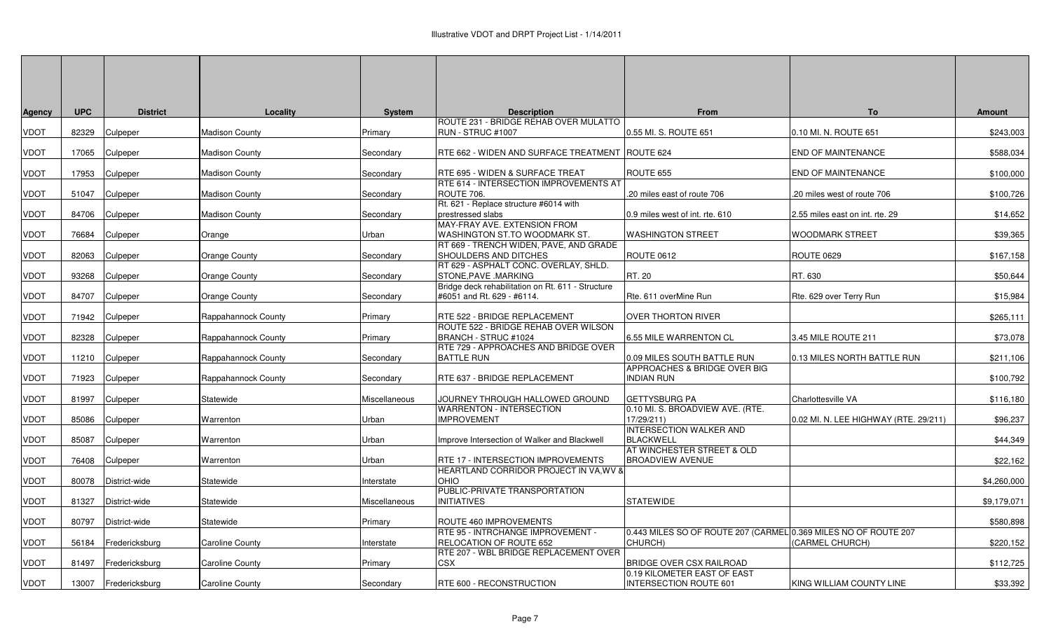# Illustrative VDOT and DRPT Project List - 1/14/2011

| Agency | UPC | District | Locality | System | Description | From | To | Amount |
|---|---|---|---|---|---|---|---|---|
| VDOT | 82329 | Culpeper | Madison County | Primary | ROUTE 231 - BRIDGE REHAB OVER MULATTO RUN - STRUC #1007 | 0.55 MI. S. ROUTE 651 | 0.10 MI. N. ROUTE 651 | $243,003 |
| VDOT | 17065 | Culpeper | Madison County | Secondary | RTE 662 - WIDEN AND SURFACE TREATMENT | ROUTE 624 | END OF MAINTENANCE | $588,034 |
| VDOT | 17953 | Culpeper | Madison County | Secondary | RTE 695 - WIDEN & SURFACE TREAT | ROUTE 655 | END OF MAINTENANCE | $100,000 |
| VDOT | 51047 | Culpeper | Madison County | Secondary | RTE 614 - INTERSECTION IMPROVEMENTS AT ROUTE 706. | .20 miles east of route 706 | .20 miles west of route 706 | $100,726 |
| VDOT | 84706 | Culpeper | Madison County | Secondary | Rt. 621 - Replace structure #6014 with prestressed slabs | 0.9 miles west of int. rte. 610 | 2.55 miles east on int. rte. 29 | $14,652 |
| VDOT | 76684 | Culpeper | Orange | Urban | MAY-FRAY AVE. EXTENSION FROM WASHINGTON ST.TO WOODMARK ST. | WASHINGTON STREET | WOODMARK STREET | $39,365 |
| VDOT | 82063 | Culpeper | Orange County | Secondary | RT 669 - TRENCH WIDEN, PAVE, AND GRADE SHOULDERS AND DITCHES | ROUTE 0612 | ROUTE 0629 | $167,158 |
| VDOT | 93268 | Culpeper | Orange County | Secondary | RT 629 - ASPHALT CONC. OVERLAY, SHLD. STONE,PAVE .MARKING | RT. 20 | RT. 630 | $50,644 |
| VDOT | 84707 | Culpeper | Orange County | Secondary | Bridge deck rehabilitation on Rt. 611 - Structure #6051 and Rt. 629 - #6114. | Rte. 611 overMine Run | Rte. 629 over Terry Run | $15,984 |
| VDOT | 71942 | Culpeper | Rappahannock County | Primary | RTE 522 - BRIDGE REPLACEMENT | OVER THORTON RIVER | | $265,111 |
| VDOT | 82328 | Culpeper | Rappahannock County | Primary | ROUTE 522 - BRIDGE REHAB OVER WILSON BRANCH - STRUC #1024 | 6.55 MILE WARRENTON CL | 3.45 MILE ROUTE 211 | $73,078 |
| VDOT | 11210 | Culpeper | Rappahannock County | Secondary | RTE 729 - APPROACHES AND BRIDGE OVER BATTLE RUN | 0.09 MILES SOUTH BATTLE RUN | 0.13 MILES NORTH BATTLE RUN | $211,106 |
| VDOT | 71923 | Culpeper | Rappahannock County | Secondary | RTE 637 - BRIDGE REPLACEMENT | APPROACHES & BRIDGE OVER BIG INDIAN RUN | | $100,792 |
| VDOT | 81997 | Culpeper | Statewide | Miscellaneous | JOURNEY THROUGH HALLOWED GROUND | GETTYSBURG PA | Charlottesville VA | $116,180 |
| VDOT | 85086 | Culpeper | Warrenton | Urban | WARRENTON - INTERSECTION IMPROVEMENT | 0.10 MI. S. BROADVIEW AVE. (RTE. 17/29/211) | 0.02 MI. N. LEE HIGHWAY (RTE. 29/211) | $96,237 |
| VDOT | 85087 | Culpeper | Warrenton | Urban | Improve Intersection of Walker and Blackwell | INTERSECTION WALKER AND BLACKWELL | | $44,349 |
| VDOT | 76408 | Culpeper | Warrenton | Urban | RTE 17 - INTERSECTION IMPROVEMENTS | AT WINCHESTER STREET & OLD BROADVIEW AVENUE | | $22,162 |
| VDOT | 80078 | District-wide | Statewide | Interstate | HEARTLAND CORRIDOR PROJECT IN VA,WV & OHIO | | | $4,260,000 |
| VDOT | 81327 | District-wide | Statewide | Miscellaneous | PUBLIC-PRIVATE TRANSPORTATION INITIATIVES | STATEWIDE | | $9,179,071 |
| VDOT | 80797 | District-wide | Statewide | Primary | ROUTE 460 IMPROVEMENTS | | | $580,898 |
| VDOT | 56184 | Fredericksburg | Caroline County | Interstate | RTE 95 - INTRCHANGE IMPROVEMENT - RELOCATION OF ROUTE 652 | 0.443 MILES SO OF ROUTE 207 (CARMEL CHURCH) | 0.369 MILES NO OF ROUTE 207 (CARMEL CHURCH) | $220,152 |
| VDOT | 81497 | Fredericksburg | Caroline County | Primary | RTE 207 - WBL BRIDGE REPLACEMENT OVER CSX | BRIDGE OVER CSX RAILROAD | | $112,725 |
| VDOT | 13007 | Fredericksburg | Caroline County | Secondary | RTE 600 - RECONSTRUCTION | 0.19 KILOMETER EAST OF EAST INTERSECTION ROUTE 601 | KING WILLIAM COUNTY LINE | $33,392 |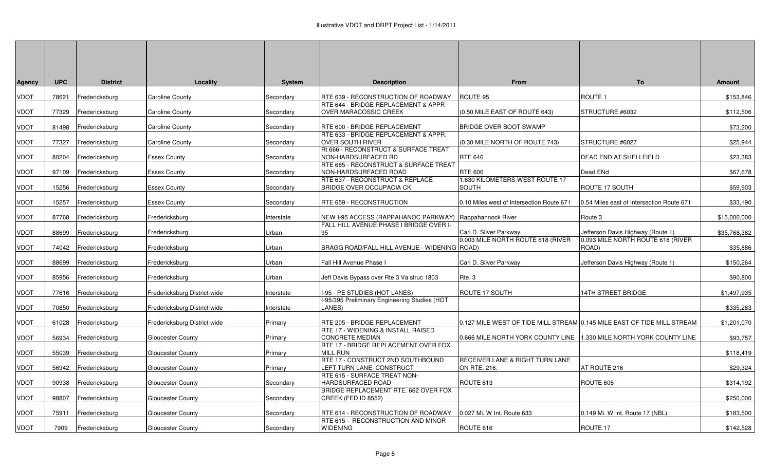Illustrative VDOT and DRPT Project List - 1/14/2011

| Agency | UPC | District | Locality | System | Description | From | To | Amount |
|---|---|---|---|---|---|---|---|---|
| VDOT | 78621 | Fredericksburg | Caroline County | Secondary | RTE 639 - RECONSTRUCTION OF ROADWAY | ROUTE 95 | ROUTE 1 | $153,846 |
| VDOT | 77329 | Fredericksburg | Caroline County | Secondary | RTE 644 - BRIDGE REPLACEMENT & APPR OVER MARACOSSIC CREEK | (0.50 MILE EAST OF ROUTE 643) | STRUCTURE #6032 | $112,506 |
| VDOT | 81498 | Fredericksburg | Caroline County | Secondary | RTE 600 - BRIDGE REPLACEMENT | BRIDGE OVER BOOT SWAMP | | $73,200 |
| VDOT | 77327 | Fredericksburg | Caroline County | Secondary | RTE 633 - BRIDGE REPLACEMENT & APPR. OVER SOUTH RIVER | (0.30 MILE NORTH OF ROUTE 743) | STRUCTURE #6027 | $25,944 |
| VDOT | 80204 | Fredericksburg | Essex County | Secondary | Rt 666 - RECONSTRUCT & SURFACE TREAT NON-HARDSURFACED RD | RTE 646 | DEAD END AT SHELLFIELD | $23,383 |
| VDOT | 97109 | Fredericksburg | Essex County | Secondary | RTE 685 - RECONSTRUCT & SURFACE TREAT NON-HARDSURFACED ROAD | RTE 606 | Dead ENd | $67,678 |
| VDOT | 15256 | Fredericksburg | Essex County | Secondary | RTE 637 - RECONSTRUCT & REPLACE BRIDGE OVER OCCUPACIA CK. | 1.630 KILOMETERS WEST ROUTE 17 SOUTH | ROUTE 17 SOUTH | $59,903 |
| VDOT | 15257 | Fredericksburg | Essex County | Secondary | RTE 659 - RECONSTRUCTION | 0.10 Miles west of Intersection Route 671 | 0.54 Miles east of Intersection Route 671 | $33,190 |
| VDOT | 87768 | Fredericksburg | Fredericksburg | Interstate | NEW I-95 ACCESS (RAPPAHANOCK PARKWAY) | Rappahannock River | Route 3 | $15,000,000 |
| VDOT | 88699 | Fredericksburg | Fredericksburg | Urban | FALL HILL AVENUE PHASE I BRIDGE OVER I-95 | Carl D. Silver Parkway | Jefferson Davis Highway (Route 1) | $35,768,382 |
| VDOT | 74042 | Fredericksburg | Fredericksburg | Urban | BRAGG ROAD/FALL HILL AVENUE - WIDENING | 0.003 MILE NORTH ROUTE 618 (RIVER ROAD) | 0.093 MILE NORTH ROUTE 618 (RIVER ROAD) | $35,886 |
| VDOT | 88699 | Fredericksburg | Fredericksburg | Urban | Fall Hill Avenue Phase I | Carl D. Silver Parkway | Jefferson Davis Highway (Route 1) | $150,264 |
| VDOT | 85956 | Fredericksburg | Fredericksburg | Urban | Jeff Davis Bypass over Rte 3 Va struc 1803 | Rte. 3 | | $90,800 |
| VDOT | 77616 | Fredericksburg | Fredericksburg District-wide | Interstate | I-95 - PE STUDIES (HOT LANES) | ROUTE 17 SOUTH | 14TH STREET BRIDGE | $1,497,935 |
| VDOT | 70850 | Fredericksburg | Fredericksburg District-wide | Interstate | I-95/395 Preliminary Engineering Studies (HOT LANES) | | | $335,283 |
| VDOT | 61028 | Fredericksburg | Fredericksburg District-wide | Primary | RTE 205 - BRIDGE REPLACEMENT | 0.127 MILE WEST OF TIDE MILL STREAM | 0.145 MILE EAST OF TIDE MILL STREAM | $1,201,070 |
| VDOT | 56934 | Fredericksburg | Gloucester County | Primary | RTE 17 - WIDENING & INSTALL RAISED CONCRETE MEDIAN | 0.666 MILE NORTH YORK COUNTY LINE | 1.330 MILE NORTH YORK COUNTY LINE | $93,757 |
| VDOT | 55039 | Fredericksburg | Gloucester County | Primary | RTE 17 - BRIDGE REPLACEMENT OVER FOX MILL RUN | | | $118,419 |
| VDOT | 56942 | Fredericksburg | Gloucester County | Primary | RTE 17 - CONSTRUCT 2ND SOUTHBOUND LEFT TURN LANE. CONSTRUCT | RECEIVER LANE & RIGHT TURN LANE ON RTE. 216. | AT ROUTE 216 | $29,324 |
| VDOT | 90938 | Fredericksburg | Gloucester County | Secondary | RTE 615 - SURFACE TREAT NON-HARDSURFACED ROAD | ROUTE 613 | ROUTE 606 | $314,192 |
| VDOT | 98807 | Fredericksburg | Gloucester County | Secondary | BRIDGE REPLACEMENT RTE. 662 OVER FOX CREEK (FED ID 8552) | | | $250,000 |
| VDOT | 75911 | Fredericksburg | Gloucester County | Secondary | RTE 614 - RECONSTRUCTION OF ROADWAY | 0.027 Mi. W Int. Route 633 | 0.149 Mi. W Int. Route 17 (NBL) | $183,500 |
| VDOT | 7909 | Fredericksburg | Gloucester County | Secondary | RTE 615 - RECONSTRUCTION AND MINOR WIDENING | ROUTE 616 | ROUTE 17 | $142,528 |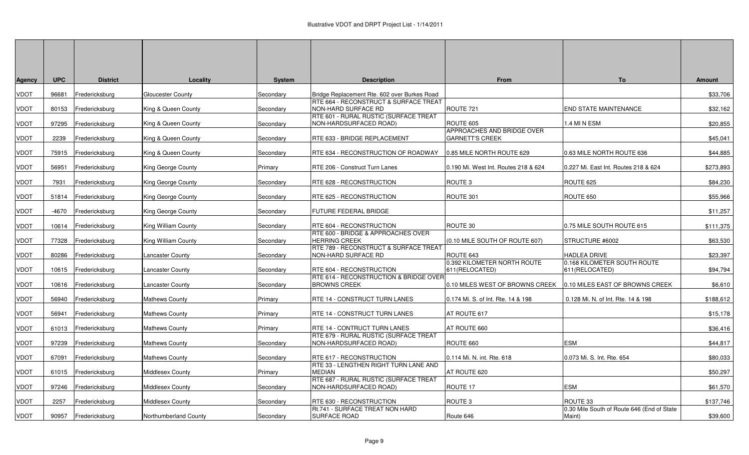Illustrative VDOT and DRPT Project List - 1/14/2011

| Agency | UPC | District | Locality | System | Description | From | To | Amount |
|---|---|---|---|---|---|---|---|---|
| VDOT | 96681 | Fredericksburg | Gloucester County | Secondary | Bridge Replacement Rte. 602 over Burkes Road | | | $33,706 |
| VDOT | 80153 | Fredericksburg | King & Queen County | Secondary | RTE 664 - RECONSTRUCT & SURFACE TREAT NON-HARD SURFACE RD | ROUTE 721 | END STATE MAINTENANCE | $32,162 |
| VDOT | 97295 | Fredericksburg | King & Queen County | Secondary | RTE 601 - RURAL RUSTIC (SURFACE TREAT NON-HARDSURFACED ROAD) | ROUTE 605 | 1.4 MI N ESM | $20,855 |
| VDOT | 2239 | Fredericksburg | King & Queen County | Secondary | RTE 633 - BRIDGE REPLACEMENT | APPROACHES AND BRIDGE OVER GARNETT'S CREEK | | $45,041 |
| VDOT | 75915 | Fredericksburg | King & Queen County | Secondary | RTE 634 - RECONSTRUCTION OF ROADWAY | 0.85 MILE NORTH ROUTE 629 | 0.63 MILE NORTH ROUTE 636 | $44,885 |
| VDOT | 56951 | Fredericksburg | King George County | Primary | RTE 206 - Construct Turn Lanes | 0.190 Mi. West Int. Routes 218 & 624 | 0.227 Mi. East Int. Routes 218 & 624 | $273,893 |
| VDOT | 7931 | Fredericksburg | King George County | Secondary | RTE 628 - RECONSTRUCTION | ROUTE 3 | ROUTE 625 | $84,230 |
| VDOT | 51814 | Fredericksburg | King George County | Secondary | RTE 625 - RECONSTRUCTION | ROUTE 301 | ROUTE 650 | $55,966 |
| VDOT | -4670 | Fredericksburg | King George County | Secondary | FUTURE FEDERAL BRIDGE | | | $11,257 |
| VDOT | 10614 | Fredericksburg | King William County | Secondary | RTE 604 - RECONSTRUCTION | ROUTE 30 | 0.75 MILE SOUTH ROUTE 615 | $111,375 |
| VDOT | 77328 | Fredericksburg | King William County | Secondary | RTE 600 - BRIDGE & APPROACHES OVER HERRING CREEK | (0.10 MILE SOUTH OF ROUTE 607) | STRUCTURE #6002 | $63,530 |
| VDOT | 80286 | Fredericksburg | Lancaster County | Secondary | RTE 789 - RECONSTRUCT & SURFACE TREAT NON-HARD SURFACE RD | ROUTE 643 | HADLEA DRIVE | $23,397 |
| VDOT | 10615 | Fredericksburg | Lancaster County | Secondary | RTE 604 - RECONSTRUCTION | 0.392 KILOMETER NORTH ROUTE 611(RELOCATED) | 0.168 KILOMETER SOUTH ROUTE 611(RELOCATED) | $94,794 |
| VDOT | 10616 | Fredericksburg | Lancaster County | Secondary | RTE 614 - RECONSTRUCTION & BRIDGE OVER BROWNS CREEK | 0.10 MILES WEST OF BROWNS CREEK | 0.10 MILES EAST OF BROWNS CREEK | $6,610 |
| VDOT | 56940 | Fredericksburg | Mathews County | Primary | RTE 14 - CONSTRUCT TURN LANES | 0.174 Mi. S. of Int. Rte. 14 & 198 | 0.128 Mi. N. of Int. Rte. 14 & 198 | $188,612 |
| VDOT | 56941 | Fredericksburg | Mathews County | Primary | RTE 14 - CONSTRUCT TURN LANES | AT ROUTE 617 | | $15,178 |
| VDOT | 61013 | Fredericksburg | Mathews County | Primary | RTE 14 - CONTRUCT TURN LANES | AT ROUTE 660 | | $36,416 |
| VDOT | 97239 | Fredericksburg | Mathews County | Secondary | RTE 679 - RURAL RUSTIC (SURFACE TREAT NON-HARDSURFACED ROAD) | ROUTE 660 | ESM | $44,817 |
| VDOT | 67091 | Fredericksburg | Mathews County | Secondary | RTE 617 - RECONSTRUCTION | 0.114 Mi. N. int. Rte. 618 | 0.073 Mi. S. Int. Rte. 654 | $80,033 |
| VDOT | 61015 | Fredericksburg | Middlesex County | Primary | RTE 33 - LENGTHEN RIGHT TURN LANE AND MEDIAN | AT ROUTE 620 | | $50,297 |
| VDOT | 97246 | Fredericksburg | Middlesex County | Secondary | RTE 687 - RURAL RUSTIC (SURFACE TREAT NON-HARDSURFACED ROAD) | ROUTE 17 | ESM | $61,570 |
| VDOT | 2257 | Fredericksburg | Middlesex County | Secondary | RTE 630 - RECONSTRUCTION | ROUTE 3 | ROUTE 33 | $137,746 |
| VDOT | 90957 | Fredericksburg | Northumberland County | Secondary | Rt.741 - SURFACE TREAT NON HARD SURFACE ROAD | Route 646 | 0.30 Mile South of Route 646 (End of State Maint) | $39,600 |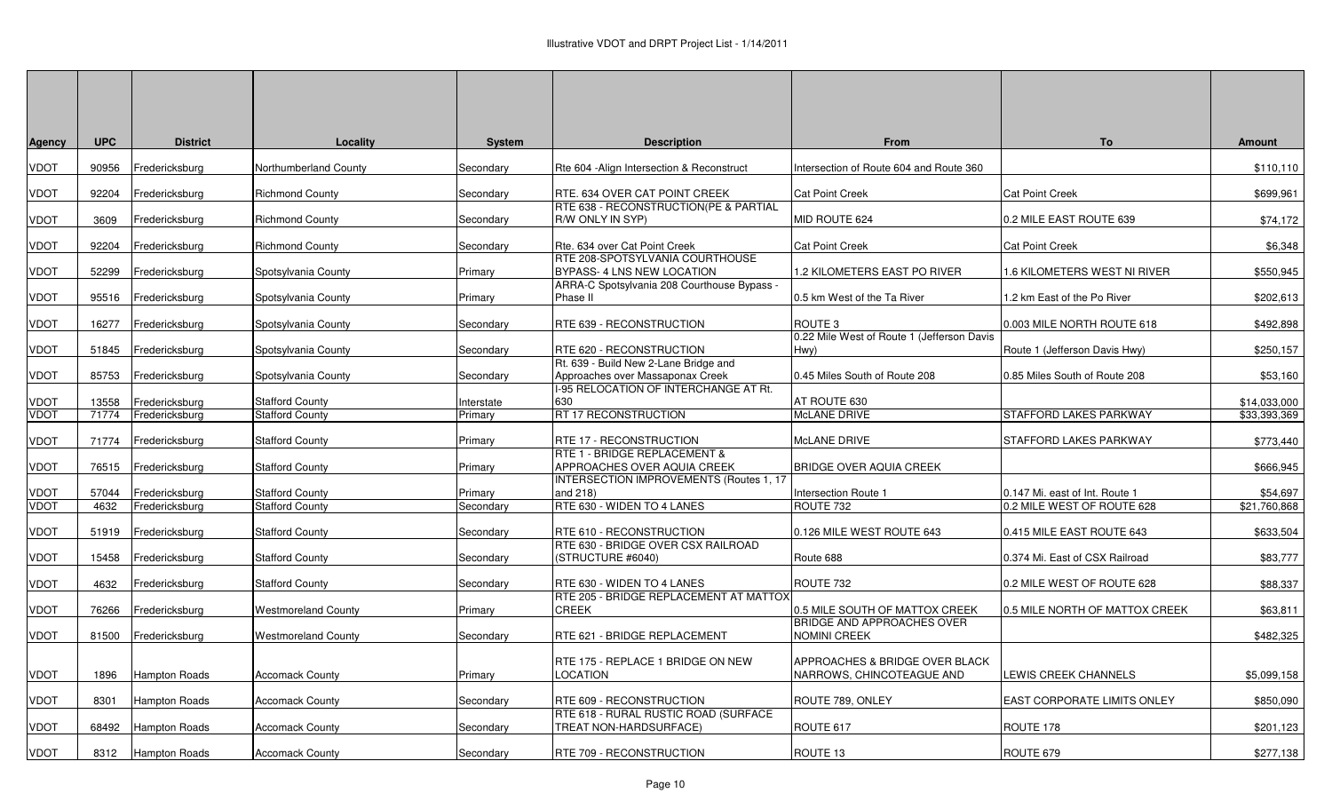# Illustrative VDOT and DRPT Project List - 1/14/2011

| Agency | UPC | District | Locality | System | Description | From | To | Amount |
|---|---|---|---|---|---|---|---|---|
| VDOT | 90956 | Fredericksburg | Northumberland County | Secondary | Rte 604 -Align Intersection & Reconstruct | Intersection of Route 604 and Route 360 | | $110,110 |
| VDOT | 92204 | Fredericksburg | Richmond County | Secondary | RTE. 634 OVER CAT POINT CREEK | Cat Point Creek | Cat Point Creek | $699,961 |
| VDOT | 3609 | Fredericksburg | Richmond County | Secondary | RTE 638 - RECONSTRUCTION(PE & PARTIAL R/W ONLY IN SYP) | MID ROUTE 624 | 0.2 MILE EAST ROUTE 639 | $74,172 |
| VDOT | 92204 | Fredericksburg | Richmond County | Secondary | Rte. 634 over Cat Point Creek | Cat Point Creek | Cat Point Creek | $6,348 |
| VDOT | 52299 | Fredericksburg | Spotsylvania County | Primary | RTE 208-SPOTSYLVANIA COURTHOUSE BYPASS- 4 LNS NEW LOCATION | 1.2 KILOMETERS EAST PO RIVER | 1.6 KILOMETERS WEST NI RIVER | $550,945 |
| VDOT | 95516 | Fredericksburg | Spotsylvania County | Primary | ARRA-C Spotsylvania 208 Courthouse Bypass - Phase II | 0.5 km West of the Ta River | 1.2 km East of the Po River | $202,613 |
| VDOT | 16277 | Fredericksburg | Spotsylvania County | Secondary | RTE 639 - RECONSTRUCTION | ROUTE 3 | 0.003 MILE NORTH ROUTE 618 | $492,898 |
| VDOT | 51845 | Fredericksburg | Spotsylvania County | Secondary | RTE 620 - RECONSTRUCTION | 0.22 Mile West of Route 1 (Jefferson Davis Hwy) | Route 1 (Jefferson Davis Hwy) | $250,157 |
| VDOT | 85753 | Fredericksburg | Spotsylvania County | Secondary | Rt. 639 - Build New 2-Lane Bridge and Approaches over Massaponax Creek | 0.45 Miles South of Route 208 | 0.85 Miles South of Route 208 | $53,160 |
| VDOT | 13558 | Fredericksburg | Stafford County | Interstate | I-95 RELOCATION OF INTERCHANGE AT Rt. 630 | AT ROUTE 630 | | $14,033,000 |
| VDOT | 71774 | Fredericksburg | Stafford County | Primary | RT 17 RECONSTRUCTION | McLANE DRIVE | STAFFORD LAKES PARKWAY | $33,393,369 |
| VDOT | 71774 | Fredericksburg | Stafford County | Primary | RTE 17 - RECONSTRUCTION | McLANE DRIVE | STAFFORD LAKES PARKWAY | $773,440 |
| VDOT | 76515 | Fredericksburg | Stafford County | Primary | RTE 1 - BRIDGE REPLACEMENT & APPROACHES OVER AQUIA CREEK | BRIDGE OVER AQUIA CREEK | | $666,945 |
| VDOT | 57044 | Fredericksburg | Stafford County | Primary | INTERSECTION IMPROVEMENTS (Routes 1, 17 and 218) | Intersection Route 1 | 0.147 Mi. east of Int. Route 1 | $54,697 |
| VDOT | 4632 | Fredericksburg | Stafford County | Secondary | RTE 630 - WIDEN TO 4 LANES | ROUTE 732 | 0.2 MILE WEST OF ROUTE 628 | $21,760,868 |
| VDOT | 51919 | Fredericksburg | Stafford County | Secondary | RTE 610 - RECONSTRUCTION | 0.126 MILE WEST ROUTE 643 | 0.415 MILE EAST ROUTE 643 | $633,504 |
| VDOT | 15458 | Fredericksburg | Stafford County | Secondary | RTE 630 - BRIDGE OVER CSX RAILROAD (STRUCTURE #6040) | Route 688 | 0.374 Mi. East of CSX Railroad | $83,777 |
| VDOT | 4632 | Fredericksburg | Stafford County | Secondary | RTE 630 - WIDEN TO 4 LANES | ROUTE 732 | 0.2 MILE WEST OF ROUTE 628 | $88,337 |
| VDOT | 76266 | Fredericksburg | Westmoreland County | Primary | RTE 205 - BRIDGE REPLACEMENT AT MATTOX CREEK | 0.5 MILE SOUTH OF MATTOX CREEK | 0.5 MILE NORTH OF MATTOX CREEK | $63,811 |
| VDOT | 81500 | Fredericksburg | Westmoreland County | Secondary | RTE 621 - BRIDGE REPLACEMENT | BRIDGE AND APPROACHES OVER NOMINI CREEK | | $482,325 |
| VDOT | 1896 | Hampton Roads | Accomack County | Primary | RTE 175 - REPLACE 1 BRIDGE ON NEW LOCATION | APPROACHES & BRIDGE OVER BLACK NARROWS, CHINCOTEAGUE AND | LEWIS CREEK CHANNELS | $5,099,158 |
| VDOT | 8301 | Hampton Roads | Accomack County | Secondary | RTE 609 - RECONSTRUCTION | ROUTE 789, ONLEY | EAST CORPORATE LIMITS ONLEY | $850,090 |
| VDOT | 68492 | Hampton Roads | Accomack County | Secondary | RTE 618 - RURAL RUSTIC ROAD (SURFACE TREAT NON-HARDSURFACE) | ROUTE 617 | ROUTE 178 | $201,123 |
| VDOT | 8312 | Hampton Roads | Accomack County | Secondary | RTE 709 - RECONSTRUCTION | ROUTE 13 | ROUTE 679 | $277,138 |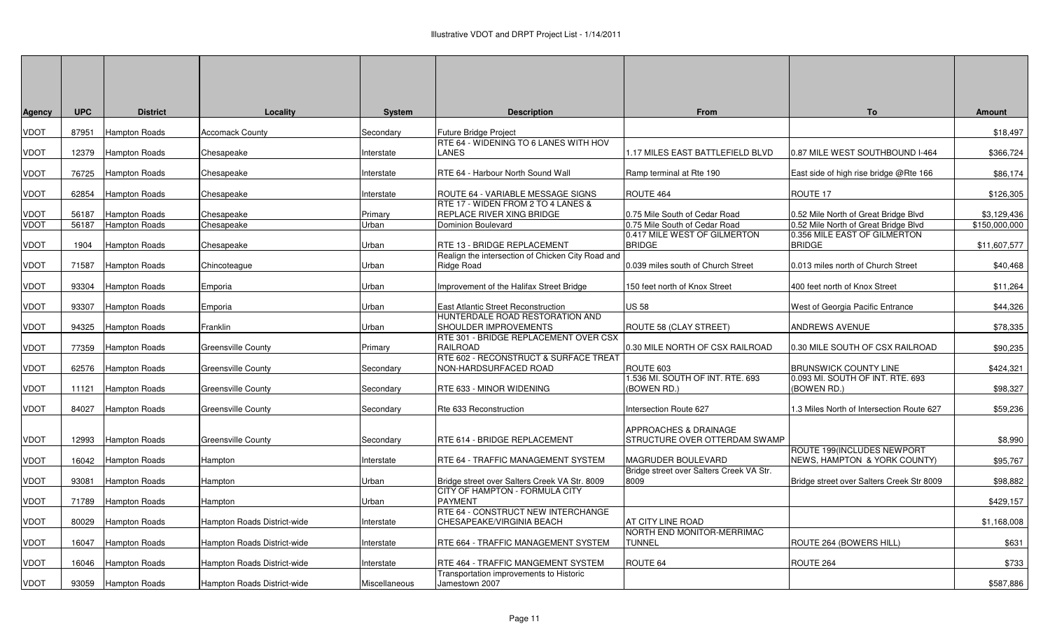# Illustrative VDOT and DRPT Project List - 1/14/2011

| Agency | UPC | District | Locality | System | Description | From | To | Amount |
|---|---|---|---|---|---|---|---|---|
| VDOT | 87951 | Hampton Roads | Accomack County | Secondary | Future Bridge Project | | | $18,497 |
| VDOT | 12379 | Hampton Roads | Chesapeake | Interstate | RTE 64 - WIDENING TO 6 LANES WITH HOV LANES | 1.17 MILES EAST BATTLEFIELD BLVD | 0.87 MILE WEST SOUTHBOUND I-464 | $366,724 |
| VDOT | 76725 | Hampton Roads | Chesapeake | Interstate | RTE 64 - Harbour North Sound Wall | Ramp terminal at Rte 190 | East side of high rise bridge @Rte 166 | $86,174 |
| VDOT | 62854 | Hampton Roads | Chesapeake | Interstate | ROUTE 64 - VARIABLE MESSAGE SIGNS | ROUTE 464 | ROUTE 17 | $126,305 |
| VDOT | 56187 | Hampton Roads | Chesapeake | Primary | RTE 17 - WIDEN FROM 2 TO 4 LANES & REPLACE RIVER XING BRIDGE | 0.75 Mile South of Cedar Road | 0.52 Mile North of Great Bridge Blvd | $3,129,436 |
| VDOT | 56187 | Hampton Roads | Chesapeake | Urban | Dominion Boulevard | 0.75 Mile South of Cedar Road | 0.52 Mile North of Great Bridge Blvd | $150,000,000 |
| VDOT | 1904 | Hampton Roads | Chesapeake | Urban | RTE 13 - BRIDGE REPLACEMENT | 0.417 MILE WEST OF GILMERTON BRIDGE | 0.356 MILE EAST OF GILMERTON BRIDGE | $11,607,577 |
| VDOT | 71587 | Hampton Roads | Chincoteague | Urban | Realign the intersection of Chicken City Road and Ridge Road | 0.039 miles south of Church Street | 0.013 miles north of Church Street | $40,468 |
| VDOT | 93304 | Hampton Roads | Emporia | Urban | Improvement of the Halifax Street Bridge | 150 feet north of Knox Street | 400 feet north of Knox Street | $11,264 |
| VDOT | 93307 | Hampton Roads | Emporia | Urban | East Atlantic Street Reconstruction | US 58 | West of Georgia Pacific Entrance | $44,326 |
| VDOT | 94325 | Hampton Roads | Franklin | Urban | HUNTERDALE ROAD RESTORATION AND SHOULDER IMPROVEMENTS | ROUTE 58 (CLAY STREET) | ANDREWS AVENUE | $78,335 |
| VDOT | 77359 | Hampton Roads | Greensville County | Primary | RTE 301 - BRIDGE REPLACEMENT OVER CSX RAILROAD | 0.30 MILE NORTH OF CSX RAILROAD | 0.30 MILE SOUTH OF CSX RAILROAD | $90,235 |
| VDOT | 62576 | Hampton Roads | Greensville County | Secondary | RTE 602 - RECONSTRUCT & SURFACE TREAT NON-HARDSURFACED ROAD | ROUTE 603 | BRUNSWICK COUNTY LINE | $424,321 |
| VDOT | 11121 | Hampton Roads | Greensville County | Secondary | RTE 633 - MINOR WIDENING | 1.536 MI. SOUTH OF INT. RTE. 693 (BOWEN RD.) | 0.093 MI. SOUTH OF INT. RTE. 693 (BOWEN RD.) | $98,327 |
| VDOT | 84027 | Hampton Roads | Greensville County | Secondary | Rte 633 Reconstruction | Intersection Route 627 | 1.3 Miles North of Intersection Route 627 | $59,236 |
| VDOT | 12993 | Hampton Roads | Greensville County | Secondary | RTE 614 - BRIDGE REPLACEMENT | APPROACHES & DRAINAGE STRUCTURE OVER OTTERDAM SWAMP | | $8,990 |
| VDOT | 16042 | Hampton Roads | Hampton | Interstate | RTE 64 - TRAFFIC MANAGEMENT SYSTEM | MAGRUDER BOULEVARD | ROUTE 199(INCLUDES NEWPORT NEWS, HAMPTON & YORK COUNTY) | $95,767 |
| VDOT | 93081 | Hampton Roads | Hampton | Urban | Bridge street over Salters Creek VA Str. 8009 | Bridge street over Salters Creek VA Str. 8009 | Bridge street over Salters Creek VA Str 8009 | $98,882 |
| VDOT | 71789 | Hampton Roads | Hampton | Urban | CITY OF HAMPTON - FORMULA CITY PAYMENT | | | $429,157 |
| VDOT | 80029 | Hampton Roads | Hampton Roads District-wide | Interstate | RTE 64 - CONSTRUCT NEW INTERCHANGE CHESAPEAKE/VIRGINIA BEACH | AT CITY LINE ROAD | | $1,168,008 |
| VDOT | 16047 | Hampton Roads | Hampton Roads District-wide | Interstate | RTE 664 - TRAFFIC MANAGEMENT SYSTEM | NORTH END MONITOR-MERRIMAC TUNNEL | ROUTE 264 (BOWERS HILL) | $631 |
| VDOT | 16046 | Hampton Roads | Hampton Roads District-wide | Interstate | RTE 464 - TRAFFIC MANGEMENT SYSTEM | ROUTE 64 | ROUTE 264 | $733 |
| VDOT | 93059 | Hampton Roads | Hampton Roads District-wide | Miscellaneous | Transportation improvements to Historic Jamestown 2007 | | | $587,886 |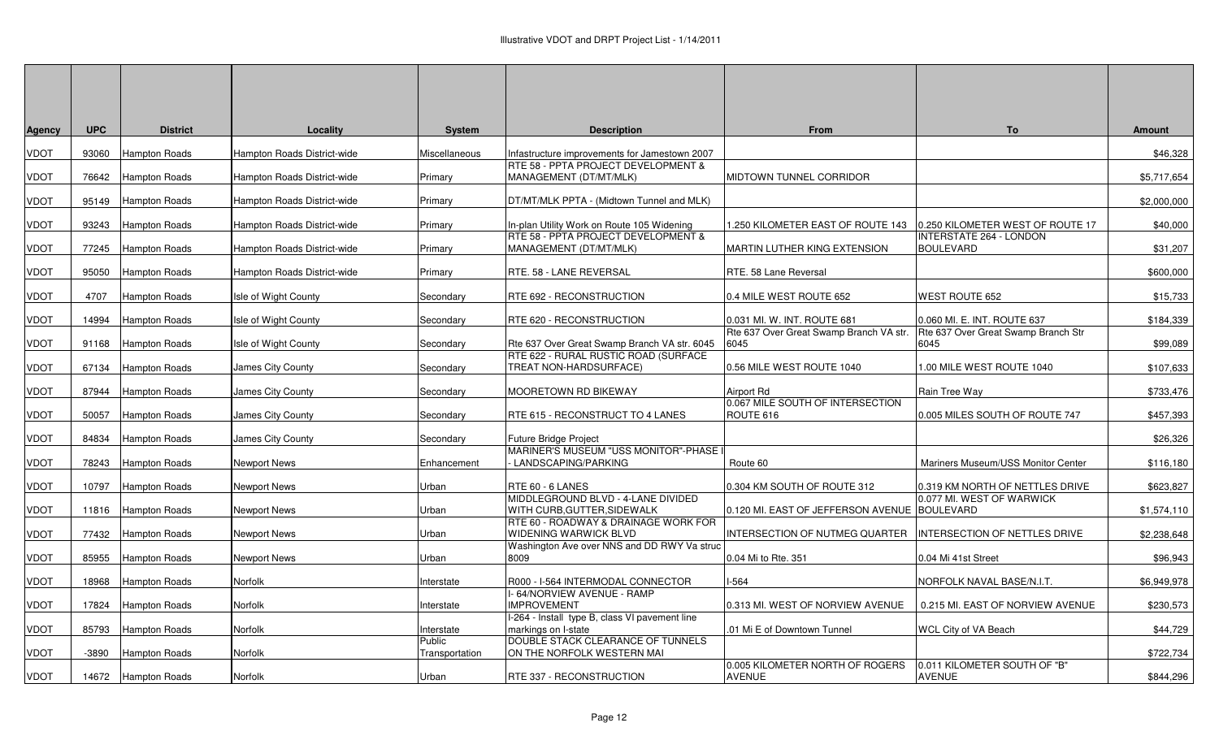Illustrative VDOT and DRPT Project List - 1/14/2011

| Agency | UPC | District | Locality | System | Description | From | To | Amount |
|---|---|---|---|---|---|---|---|---|
| VDOT | 93060 | Hampton Roads | Hampton Roads District-wide | Miscellaneous | Infastructure improvements for Jamestown 2007 | | | $46,328 |
| VDOT | 76642 | Hampton Roads | Hampton Roads District-wide | Primary | RTE 58 - PPTA PROJECT DEVELOPMENT & MANAGEMENT (DT/MT/MLK) | MIDTOWN TUNNEL CORRIDOR | | $5,717,654 |
| VDOT | 95149 | Hampton Roads | Hampton Roads District-wide | Primary | DT/MT/MLK PPTA - (Midtown Tunnel and MLK) | | | $2,000,000 |
| VDOT | 93243 | Hampton Roads | Hampton Roads District-wide | Primary | In-plan Utility Work on Route 105 Widening | 1.250 KILOMETER EAST OF ROUTE 143 | 0.250 KILOMETER WEST OF ROUTE 17 | $40,000 |
| VDOT | 77245 | Hampton Roads | Hampton Roads District-wide | Primary | RTE 58 - PPTA PROJECT DEVELOPMENT & MANAGEMENT (DT/MT/MLK) | MARTIN LUTHER KING EXTENSION | INTERSTATE 264 - LONDON BOULEVARD | $31,207 |
| VDOT | 95050 | Hampton Roads | Hampton Roads District-wide | Primary | RTE. 58 - LANE REVERSAL | RTE. 58 Lane Reversal | | $600,000 |
| VDOT | 4707 | Hampton Roads | Isle of Wight County | Secondary | RTE 692 - RECONSTRUCTION | 0.4 MILE WEST ROUTE 652 | WEST ROUTE 652 | $15,733 |
| VDOT | 14994 | Hampton Roads | Isle of Wight County | Secondary | RTE 620 - RECONSTRUCTION | 0.031 MI. W. INT. ROUTE 681 | 0.060 MI. E. INT. ROUTE 637 | $184,339 |
| VDOT | 91168 | Hampton Roads | Isle of Wight County | Secondary | Rte 637 Over Great Swamp Branch VA str. 6045 | Rte 637 Over Great Swamp Branch VA str. 6045 | Rte 637 Over Great Swamp Branch Str 6045 | $99,089 |
| VDOT | 67134 | Hampton Roads | James City County | Secondary | RTE 622 - RURAL RUSTIC ROAD (SURFACE TREAT NON-HARDSURFACE) | 0.56 MILE WEST ROUTE 1040 | 1.00 MILE WEST ROUTE 1040 | $107,633 |
| VDOT | 87944 | Hampton Roads | James City County | Secondary | MOORETOWN RD BIKEWAY | Airport Rd | Rain Tree Way | $733,476 |
| VDOT | 50057 | Hampton Roads | James City County | Secondary | RTE 615 - RECONSTRUCT TO 4 LANES | 0.067 MILE SOUTH OF INTERSECTION ROUTE 616 | 0.005 MILES SOUTH OF ROUTE 747 | $457,393 |
| VDOT | 84834 | Hampton Roads | James City County | Secondary | Future Bridge Project | | | $26,326 |
| VDOT | 78243 | Hampton Roads | Newport News | Enhancement | MARINER'S MUSEUM "USS MONITOR"-PHASE I - LANDSCAPING/PARKING | Route 60 | Mariners Museum/USS Monitor Center | $116,180 |
| VDOT | 10797 | Hampton Roads | Newport News | Urban | RTE 60 - 6 LANES | 0.304 KM SOUTH OF ROUTE 312 | 0.319 KM NORTH OF NETTLES DRIVE | $623,827 |
| VDOT | 11816 | Hampton Roads | Newport News | Urban | MIDDLEGROUND BLVD - 4-LANE DIVIDED WITH CURB,GUTTER,SIDEWALK | 0.120 MI. EAST OF JEFFERSON AVENUE | 0.077 MI. WEST OF WARWICK BOULEVARD | $1,574,110 |
| VDOT | 77432 | Hampton Roads | Newport News | Urban | RTE 60 - ROADWAY & DRAINAGE WORK FOR WIDENING WARWICK BLVD | INTERSECTION OF NUTMEG QUARTER | INTERSECTION OF NETTLES DRIVE | $2,238,648 |
| VDOT | 85955 | Hampton Roads | Newport News | Urban | Washington Ave over NNS and DD RWY Va struc 8009 | 0.04 Mi to Rte. 351 | 0.04 Mi 41st Street | $96,943 |
| VDOT | 18968 | Hampton Roads | Norfolk | Interstate | R000 - I-564 INTERMODAL CONNECTOR | I-564 | NORFOLK NAVAL BASE/N.I.T. | $6,949,978 |
| VDOT | 17824 | Hampton Roads | Norfolk | Interstate | I- 64/NORVIEW AVENUE - RAMP IMPROVEMENT | 0.313 MI. WEST OF NORVIEW AVENUE | 0.215 MI. EAST OF NORVIEW AVENUE | $230,573 |
| VDOT | 85793 | Hampton Roads | Norfolk | Interstate | I-264 - Install type B, class VI pavement line markings on I-state | .01 Mi E of Downtown Tunnel | WCL City of VA Beach | $44,729 |
| VDOT | -3890 | Hampton Roads | Norfolk | Public Transportation | DOUBLE STACK CLEARANCE OF TUNNELS ON THE NORFOLK WESTERN MAI | | | $722,734 |
| VDOT | 14672 | Hampton Roads | Norfolk | Urban | RTE 337 - RECONSTRUCTION | 0.005 KILOMETER NORTH OF ROGERS AVENUE | 0.011 KILOMETER SOUTH OF "B" AVENUE | $844,296 |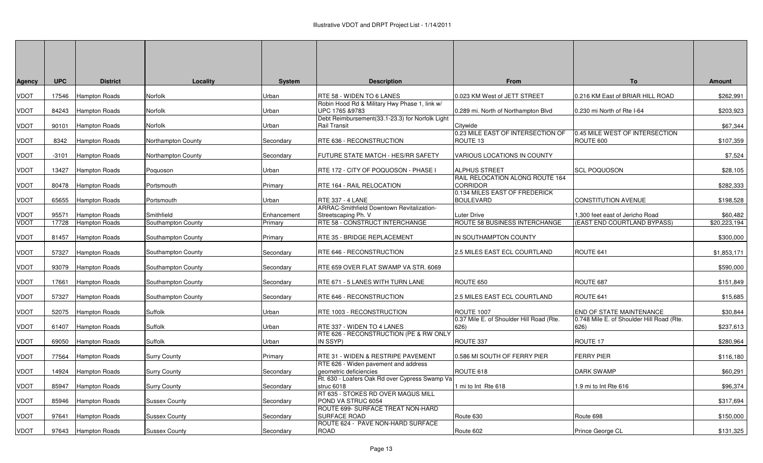# Illustrative VDOT and DRPT Project List - 1/14/2011

| Agency | UPC | District | Locality | System | Description | From | To | Amount |
|---|---|---|---|---|---|---|---|---|
| VDOT | 17546 | Hampton Roads | Norfolk | Urban | RTE 58 - WIDEN TO 6 LANES | 0.023 KM West of JETT STREET | 0.216 KM East of BRIAR HILL ROAD | $262,991 |
| VDOT | 84243 | Hampton Roads | Norfolk | Urban | Robin Hood Rd & Military Hwy Phase 1, link w/ UPC 1765 &9783 | 0.289 mi. North of Northampton Blvd | 0.230 mi North of Rte I-64 | $203,923 |
| VDOT | 90101 | Hampton Roads | Norfolk | Urban | Debt Reimbursement(33.1-23.3) for Norfolk Light Rail Transit | Citywide | | $67,344 |
| VDOT | 8342 | Hampton Roads | Northampton County | Secondary | RTE 636 - RECONSTRUCTION | 0.23 MILE EAST OF INTERSECTION OF ROUTE 13 | 0.45 MILE WEST OF INTERSECTION ROUTE 600 | $107,359 |
| VDOT | -3101 | Hampton Roads | Northampton County | Secondary | FUTURE STATE MATCH - HES/RR SAFETY | VARIOUS LOCATIONS IN COUNTY | | $7,524 |
| VDOT | 13427 | Hampton Roads | Poquoson | Urban | RTE 172 - CITY OF POQUOSON - PHASE I | ALPHUS STREET | SCL POQUOSON | $28,105 |
| VDOT | 80478 | Hampton Roads | Portsmouth | Primary | RTE 164 - RAIL RELOCATION | RAIL RELOCATION ALONG ROUTE 164 CORRIDOR | | $282,333 |
| VDOT | 65655 | Hampton Roads | Portsmouth | Urban | RTE 337 - 4 LANE | 0.134 MILES EAST OF FREDERICK BOULEVARD | CONSTITUTION AVENUE | $198,528 |
| VDOT | 95571 | Hampton Roads | Smithfield | Enhancement | ARRAC-Smithfield Downtown Revitalization-Streetscaping Ph. V | Luter Drive | 1,300 feet east of Jericho Road | $60,482 |
| VDOT | 17728 | Hampton Roads | Southampton County | Primary | RTE 58 - CONSTRUCT INTERCHANGE | ROUTE 58 BUSINESS INTERCHANGE | (EAST END COURTLAND BYPASS) | $20,223,194 |
| VDOT | 81457 | Hampton Roads | Southampton County | Primary | RTE 35 - BRIDGE REPLACEMENT | IN SOUTHAMPTON COUNTY | | $300,000 |
| VDOT | 57327 | Hampton Roads | Southampton County | Secondary | RTE 646 - RECONSTRUCTION | 2.5 MILES EAST ECL COURTLAND | ROUTE 641 | $1,853,171 |
| VDOT | 93079 | Hampton Roads | Southampton County | Secondary | RTE 659 OVER FLAT SWAMP VA STR. 6069 | | | $590,000 |
| VDOT | 17661 | Hampton Roads | Southampton County | Secondary | RTE 671 - 5 LANES WITH TURN LANE | ROUTE 650 | ROUTE 687 | $151,849 |
| VDOT | 57327 | Hampton Roads | Southampton County | Secondary | RTE 646 - RECONSTRUCTION | 2.5 MILES EAST ECL COURTLAND | ROUTE 641 | $15,685 |
| VDOT | 52075 | Hampton Roads | Suffolk | Urban | RTE 1003 - RECONSTRUCTION | ROUTE 1007 | END OF STATE MAINTENANCE | $30,844 |
| VDOT | 61407 | Hampton Roads | Suffolk | Urban | RTE 337 - WIDEN TO 4 LANES | 0.37 Mile E. of Shoulder Hill Road (Rte. 626) | 0.748 Mile E. of Shoulder Hill Road (Rte. 626) | $237,613 |
| VDOT | 69050 | Hampton Roads | Suffolk | Urban | RTE 626 - RECONSTRUCTION (PE & RW ONLY IN SSYP) | ROUTE 337 | ROUTE 17 | $280,964 |
| VDOT | 77564 | Hampton Roads | Surry County | Primary | RTE 31 - WIDEN & RESTRIPE PAVEMENT | 0.586 MI SOUTH OF FERRY PIER | FERRY PIER | $116,180 |
| VDOT | 14924 | Hampton Roads | Surry County | Secondary | RTE 626 - Widen pavement and address geometric deficiencies | ROUTE 618 | DARK SWAMP | $60,291 |
| VDOT | 85947 | Hampton Roads | Surry County | Secondary | Rt. 630 - Loafers Oak Rd over Cypress Swamp Va struc 6018 | 1 mi to Int Rte 618 | 1.9 mi to Int Rte 616 | $96,374 |
| VDOT | 85946 | Hampton Roads | Sussex County | Secondary | RT 635 - STOKES RD OVER MAGUS MILL POND VA STRUC 6054 | | | $317,694 |
| VDOT | 97641 | Hampton Roads | Sussex County | Secondary | ROUTE 699- SURFACE TREAT NON-HARD SURFACE ROAD | Route 630 | Route 698 | $150,000 |
| VDOT | 97643 | Hampton Roads | Sussex County | Secondary | ROUTE 624 - PAVE NON-HARD SURFACE ROAD | Route 602 | Prince George CL | $131,325 |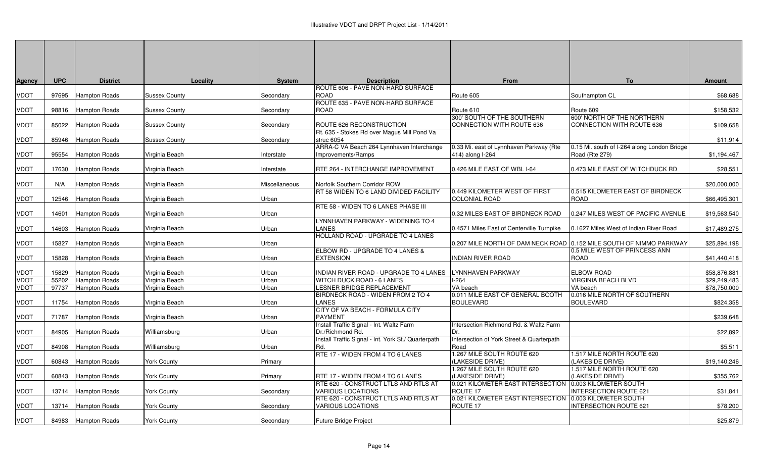| Agency | UPC | District | Locality | System | Description | From | To | Amount |
|---|---|---|---|---|---|---|---|---|
| VDOT | 97695 | Hampton Roads | Sussex County | Secondary | ROUTE 606 - PAVE NON-HARD SURFACE ROAD | Route 605 | Southampton CL | $68,688 |
| VDOT | 98816 | Hampton Roads | Sussex County | Secondary | ROUTE 635 - PAVE NON-HARD SURFACE ROAD | Route 610 | Route 609 | $158,532 |
| VDOT | 85022 | Hampton Roads | Sussex County | Secondary | ROUTE 626 RECONSTRUCTION | 300' SOUTH OF THE SOUTHERN CONNECTION WITH ROUTE 636 | 600' NORTH OF THE NORTHERN CONNECTION WITH ROUTE 636 | $109,658 |
| VDOT | 85946 | Hampton Roads | Sussex County | Secondary | Rt. 635 - Stokes Rd over Magus Mill Pond Va struc 6054 | | | $11,914 |
| VDOT | 95554 | Hampton Roads | Virginia Beach | Interstate | ARRA-C VA Beach 264 Lynnhaven Interchange Improvements/Ramps | 0.33 Mi. east of Lynnhaven Parkway (Rte 414) along I-264 | 0.15 Mi. south of I-264 along London Bridge Road (Rte 279) | $1,194,467 |
| VDOT | 17630 | Hampton Roads | Virginia Beach | Interstate | RTE 264 - INTERCHANGE IMPROVEMENT | 0.426 MILE EAST OF WBL I-64 | 0.473 MILE EAST OF WITCHDUCK RD | $28,551 |
| VDOT | N/A | Hampton Roads | Virginia Beach | Miscellaneous | Norfolk Southern Corridor ROW | | | $20,000,000 |
| VDOT | 12546 | Hampton Roads | Virginia Beach | Urban | RT 58 WIDEN TO 6 LAND DIVIDED FACILITY | 0.449 KILOMETER WEST OF FIRST COLONIAL ROAD | 0.515 KILOMETER EAST OF BIRDNECK ROAD | $66,495,301 |
| VDOT | 14601 | Hampton Roads | Virginia Beach | Urban | RTE 58 - WIDEN TO 6 LANES PHASE III | 0.32 MILES EAST OF BIRDNECK ROAD | 0.247 MILES WEST OF PACIFIC AVENUE | $19,563,540 |
| VDOT | 14603 | Hampton Roads | Virginia Beach | Urban | LYNNHAVEN PARKWAY - WIDENING TO 4 LANES | 0.4571 Miles East of Centerville Turnpike | 0.1627 Miles West of Indian River Road | $17,489,275 |
| VDOT | 15827 | Hampton Roads | Virginia Beach | Urban | HOLLAND ROAD - UPGRADE TO 4 LANES | 0.207 MILE NORTH OF DAM NECK ROAD | 0.152 MILE SOUTH OF NIMMO PARKWAY | $25,894,198 |
| VDOT | 15828 | Hampton Roads | Virginia Beach | Urban | ELBOW RD - UPGRADE TO 4 LANES & EXTENSION | INDIAN RIVER ROAD | 0.5 MILE WEST OF PRINCESS ANN ROAD | $41,440,418 |
| VDOT | 15829 | Hampton Roads | Virginia Beach | Urban | INDIAN RIVER ROAD - UPGRADE TO 4 LANES | LYNNHAVEN PARKWAY | ELBOW ROAD | $58,876,881 |
| VDOT | 55202 | Hampton Roads | Virginia Beach | Urban | WITCH DUCK ROAD - 6 LANES | I-264 | VIRGINIA BEACH BLVD | $29,249,483 |
| VDOT | 97737 | Hampton Roads | Virginia Beach | Urban | LESNER BRIDGE REPLACEMENT | VA beach | VA beach | $78,750,000 |
| VDOT | 11754 | Hampton Roads | Virginia Beach | Urban | BIRDNECK ROAD - WIDEN FROM 2 TO 4 LANES | 0.011 MILE EAST OF GENERAL BOOTH BOULEVARD | 0.016 MILE NORTH OF SOUTHERN BOULEVARD | $824,358 |
| VDOT | 71787 | Hampton Roads | Virginia Beach | Urban | CITY OF VA BEACH - FORMULA CITY PAYMENT | | | $239,648 |
| VDOT | 84905 | Hampton Roads | Williamsburg | Urban | Install Traffic Signal - Int. Waltz Farm Dr./Richmond Rd. | Intersection Richmond Rd. & Waltz Farm Dr. | | $22,892 |
| VDOT | 84908 | Hampton Roads | Williamsburg | Urban | Install Traffic Signal - Int. York St./ Quarterpath Rd. | Intersection of York Street & Quarterpath Road | | $5,511 |
| VDOT | 60843 | Hampton Roads | York County | Primary | RTE 17 - WIDEN FROM 4 TO 6 LANES | 1.267 MILE SOUTH ROUTE 620 (LAKESIDE DRIVE) | 1.517 MILE NORTH ROUTE 620 (LAKESIDE DRIVE) | $19,140,246 |
| VDOT | 60843 | Hampton Roads | York County | Primary | RTE 17 - WIDEN FROM 4 TO 6 LANES | 1.267 MILE SOUTH ROUTE 620 (LAKESIDE DRIVE) | 1.517 MILE NORTH ROUTE 620 (LAKESIDE DRIVE) | $355,762 |
| VDOT | 13714 | Hampton Roads | York County | Secondary | RTE 620 - CONSTRUCT LTLS AND RTLS AT VARIOUS LOCATIONS | 0.021 KILOMETER EAST INTERSECTION ROUTE 17 | 0.003 KILOMETER SOUTH INTERSECTION ROUTE 621 | $31,841 |
| VDOT | 13714 | Hampton Roads | York County | Secondary | RTE 620 - CONSTRUCT LTLS AND RTLS AT VARIOUS LOCATIONS | 0.021 KILOMETER EAST INTERSECTION ROUTE 17 | 0.003 KILOMETER SOUTH INTERSECTION ROUTE 621 | $78,200 |
| VDOT | 84983 | Hampton Roads | York County | Secondary | Future Bridge Project | | | $25,879 |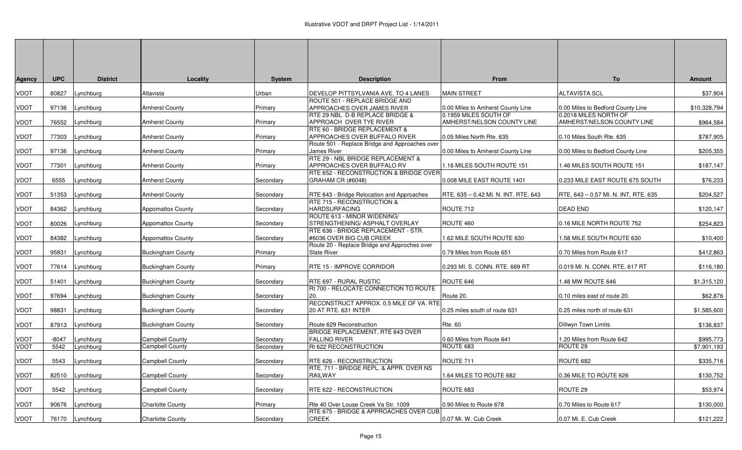# Illustrative VDOT and DRPT Project List - 1/14/2011

| Agency | UPC | District | Locality | System | Description | From | To | Amount |
|---|---|---|---|---|---|---|---|---|
| VDOT | 80827 | Lynchburg | Altavista | Urban | DEVELOP PITTSYLVANIA AVE. TO 4 LANES | MAIN STREET | ALTAVISTA SCL | $37,904 |
| VDOT | 97136 | Lynchburg | Amherst County | Primary | ROUTE 501 - REPLACE BRIDGE AND APPROACHES OVER JAMES RIVER | 0.00 Miles to Amherst County Line | 0.00 Miles to Bedford County Line | $10,328,794 |
| VDOT | 76552 | Lynchburg | Amherst County | Primary | RTE 29 NBL D-B REPLACE BRIDGE & APPROACH OVER TYE RIVER | 0.1959 MILES SOUTH OF AMHERST/NELSON COUNTY LINE | 0.2018 MILES NORTH OF AMHERST/NELSON COUNTY LINE | $964,584 |
| VDOT | 77303 | Lynchburg | Amherst County | Primary | RTE 60 - BRIDGE REPLACEMENT & APPROACHES OVER BUFFALO RIVER | 0.05 Miles North Rte. 635 | 0.10 Miles South Rte. 635 | $787,905 |
| VDOT | 97136 | Lynchburg | Amherst County | Primary | Route 501 - Replace Bridge and Approaches over James River | 0.00 Miles to Amherst County Line | 0.00 Miles to Bedford County Line | $205,355 |
| VDOT | 77301 | Lynchburg | Amherst County | Primary | RTE 29 - NBL BRIDGE REPLACEMENT & APPROACHES OVER BUFFALO RV | 1.16 MILES SOUTH ROUTE 151 | 1.46 MILES SOUTH ROUTE 151 | $187,147 |
| VDOT | 6555 | Lynchburg | Amherst County | Secondary | RTE 652 - RECONSTRUCTION & BRIDGE OVER GRAHAM CR (#6048) | 0.008 MILE EAST ROUTE 1401 | 0.233 MILE EAST ROUTE 675 SOUTH | $76,233 |
| VDOT | 51353 | Lynchburg | Amherst County | Secondary | RTE 643 - Bridge Relocation and Approaches | RTE. 635 – 0.42 MI. N. INT. RTE. 643 | RTE. 643 – 0.57 MI. N. INT. RTE. 635 | $204,527 |
| VDOT | 84362 | Lynchburg | Appomattox County | Secondary | RTE 715 - RECONSTRUCTION & HARDSURFACING | ROUTE 712 | DEAD END | $120,147 |
| VDOT | 80026 | Lynchburg | Appomattox County | Secondary | ROUTE 613 - MINOR WIDENING/ STRENGTHENING/ ASPHALT OVERLAY | ROUTE 460 | 0.16 MILE NORTH ROUTE 752 | $254,823 |
| VDOT | 84382 | Lynchburg | Appomattox County | Secondary | RTE 636 - BRIDGE REPLACEMENT - STR. #6036 OVER BIG CUB CREEK | 1.62 MILE SOUTH ROUTE 630 | 1.58 MILE SOUTH ROUTE 630 | $10,400 |
| VDOT | 95931 | Lynchburg | Buckingham County | Primary | Route 20 - Replace Bridge and Approches over Slate River | 0.79 Miles from Route 651 | 0.70 Miles from Route 617 | $412,863 |
| VDOT | 77614 | Lynchburg | Buckingham County | Primary | RTE 15 - IMPROVE CORRIDOR | 0.293 MI. S. CONN. RTE. 669 RT | 0.019 MI. N. CONN. RTE. 617 RT | $116,180 |
| VDOT | 51401 | Lynchburg | Buckingham County | Secondary | RTE 697 - RURAL RUSTIC | ROUTE 646 | 1.48 MW ROUTE 646 | $1,315,120 |
| VDOT | 97694 | Lynchburg | Buckingham County | Secondary | Rt 700 - RELOCATE CONNECTION TO ROUTE 20. | Route 20. | 0.10 miles east of route 20. | $62,876 |
| VDOT | 98831 | Lynchburg | Buckingham County | Secondary | RECONSTRUCT APPROX. 0.5 MILE OF VA. RTE 20 AT RTE. 631 INTER | 0.25 miles south of route 631 | 0.25 miles north of route 631 | $1,585,600 |
| VDOT | 87913 | Lynchburg | Buckingham County | Secondary | Route 629 Reconstruction | Rte. 60 | Dillwyn Town Limits | $136,837 |
| VDOT | -8047 | Lynchburg | Campbell County | Secondary | BRIDGE REPLACEMENT, RTE 643 OVER FALLING RIVER | 0.60 Miles from Route 641 | 1.20 Miles from Route 642 | $995,773 |
| VDOT | 5542 | Lynchburg | Campbell County | Secondary | Rt 622 RECONSTRUCTION | ROUTE 683 | ROUTE 29 | $7,901,193 |
| VDOT | 5543 | Lynchburg | Campbell County | Secondary | RTE 626 - RECONSTRUCTION | ROUTE 711 | ROUTE 682 | $335,716 |
| VDOT | 82510 | Lynchburg | Campbell County | Secondary | RTE. 711 - BRIDGE REPL. & APPR. OVER NS RAILWAY | 1.64 MILES TO ROUTE 682 | 0.36 MILE TO ROUTE 626 | $130,752 |
| VDOT | 5542 | Lynchburg | Campbell County | Secondary | RTE 622 - RECONSTRUCTION | ROUTE 683 | ROUTE 29 | $53,974 |
| VDOT | 90676 | Lynchburg | Charlotte County | Primary | Rte 40 Over Louse Creek Va Str. 1009 | 0.90 Miles to Route 678 | 0.70 Miles to Route 617 | $130,000 |
| VDOT | 76170 | Lynchburg | Charlotte County | Secondary | RTE 675 - BRIDGE & APPROACHES OVER CUB CREEK | 0.07 Mi. W. Cub Creek | 0.07 Mi. E. Cub Creek | $121,222 |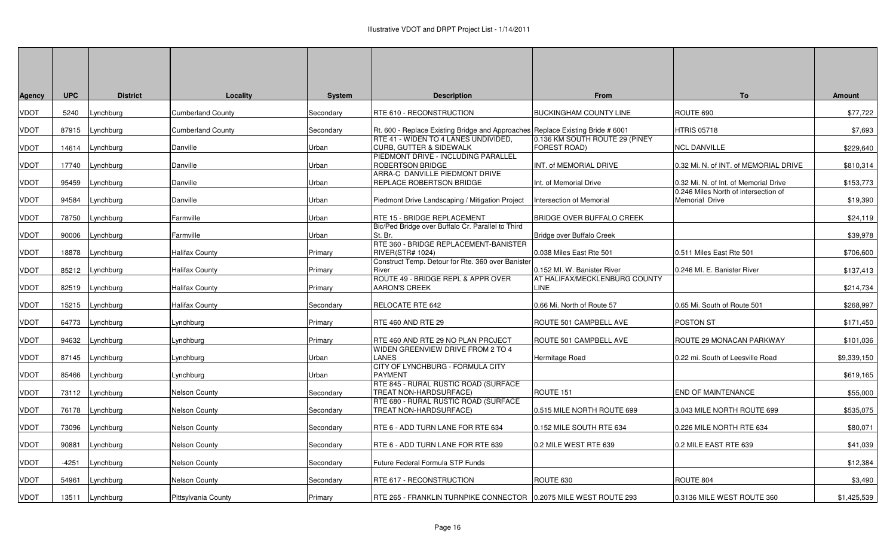# Illustrative VDOT and DRPT Project List - 1/14/2011

| Agency | UPC | District | Locality | System | Description | From | To | Amount |
|---|---|---|---|---|---|---|---|---|
| VDOT | 5240 | Lynchburg | Cumberland County | Secondary | RTE 610 - RECONSTRUCTION | BUCKINGHAM COUNTY LINE | ROUTE 690 | $77,722 |
| VDOT | 87915 | Lynchburg | Cumberland County | Secondary | Rt. 600 - Replace Existing Bridge and Approaches | Replace Existing Bride # 6001 | HTRIS 05718 | $7,693 |
| VDOT | 14614 | Lynchburg | Danville | Urban | RTE 41 - WIDEN TO 4 LANES UNDIVIDED, CURB, GUTTER & SIDEWALK | 0.136 KM SOUTH ROUTE 29 (PINEY FOREST ROAD) | NCL DANVILLE | $229,640 |
| VDOT | 17740 | Lynchburg | Danville | Urban | PIEDMONT DRIVE - INCLUDING PARALLEL ROBERTSON BRIDGE | INT. of MEMORIAL DRIVE | 0.32 Mi. N. of INT. of MEMORIAL DRIVE | $810,314 |
| VDOT | 95459 | Lynchburg | Danville | Urban | ARRA-C DANVILLE PIEDMONT DRIVE REPLACE ROBERTSON BRIDGE | Int. of Memorial Drive | 0.32 Mi. N. of Int. of Memorial Drive | $153,773 |
| VDOT | 94584 | Lynchburg | Danville | Urban | Piedmont Drive Landscaping / Mitigation Project | Intersection of Memorial | 0.246 Miles North of intersection of Memorial Drive | $19,390 |
| VDOT | 78750 | Lynchburg | Farmville | Urban | RTE 15 - BRIDGE REPLACEMENT | BRIDGE OVER BUFFALO CREEK | | $24,119 |
| VDOT | 90006 | Lynchburg | Farmville | Urban | Bic/Ped Bridge over Buffalo Cr. Parallel to Third St. Br. | Bridge over Buffalo Creek | | $39,978 |
| VDOT | 18878 | Lynchburg | Halifax County | Primary | RTE 360 - BRIDGE REPLACEMENT-BANISTER RIVER(STR# 1024) | 0.038 Miles East Rte 501 | 0.511 Miles East Rte 501 | $706,600 |
| VDOT | 85212 | Lynchburg | Halifax County | Primary | Construct Temp. Detour for Rte. 360 over Banister River | 0.152 MI. W. Banister River | 0.246 MI. E. Banister River | $137,413 |
| VDOT | 82519 | Lynchburg | Halifax County | Primary | ROUTE 49 - BRIDGE REPL & APPR OVER AARON'S CREEK | AT HALIFAX/MECKLENBURG COUNTY LINE | | $214,734 |
| VDOT | 15215 | Lynchburg | Halifax County | Secondary | RELOCATE RTE 642 | 0.66 Mi. North of Route 57 | 0.65 Mi. South of Route 501 | $268,997 |
| VDOT | 64773 | Lynchburg | Lynchburg | Primary | RTE 460 AND RTE 29 | ROUTE 501 CAMPBELL AVE | POSTON ST | $171,450 |
| VDOT | 94632 | Lynchburg | Lynchburg | Primary | RTE 460 AND RTE 29 NO PLAN PROJECT | ROUTE 501 CAMPBELL AVE | ROUTE 29 MONACAN PARKWAY | $101,036 |
| VDOT | 87145 | Lynchburg | Lynchburg | Urban | WIDEN GREENVIEW DRIVE FROM 2 TO 4 LANES | Hermitage Road | 0.22 mi. South of Leesville Road | $9,339,150 |
| VDOT | 85466 | Lynchburg | Lynchburg | Urban | CITY OF LYNCHBURG - FORMULA CITY PAYMENT | | | $619,165 |
| VDOT | 73112 | Lynchburg | Nelson County | Secondary | RTE 845 - RURAL RUSTIC ROAD (SURFACE TREAT NON-HARDSURFACE) | ROUTE 151 | END OF MAINTENANCE | $55,000 |
| VDOT | 76178 | Lynchburg | Nelson County | Secondary | RTE 680 - RURAL RUSTIC ROAD (SURFACE TREAT NON-HARDSURFACE) | 0.515 MILE NORTH ROUTE 699 | 3.043 MILE NORTH ROUTE 699 | $535,075 |
| VDOT | 73096 | Lynchburg | Nelson County | Secondary | RTE 6 - ADD TURN LANE FOR RTE 634 | 0.152 MILE SOUTH RTE 634 | 0.226 MILE NORTH RTE 634 | $80,071 |
| VDOT | 90881 | Lynchburg | Nelson County | Secondary | RTE 6 - ADD TURN LANE FOR RTE 639 | 0.2 MILE WEST RTE 639 | 0.2 MILE EAST RTE 639 | $41,039 |
| VDOT | -4251 | Lynchburg | Nelson County | Secondary | Future Federal Formula STP Funds | | | $12,384 |
| VDOT | 54961 | Lynchburg | Nelson County | Secondary | RTE 617 - RECONSTRUCTION | ROUTE 630 | ROUTE 804 | $3,490 |
| VDOT | 13511 | Lynchburg | Pittsylvania County | Primary | RTE 265 - FRANKLIN TURNPIKE CONNECTOR | 0.2075 MILE WEST ROUTE 293 | 0.3136 MILE WEST ROUTE 360 | $1,425,539 |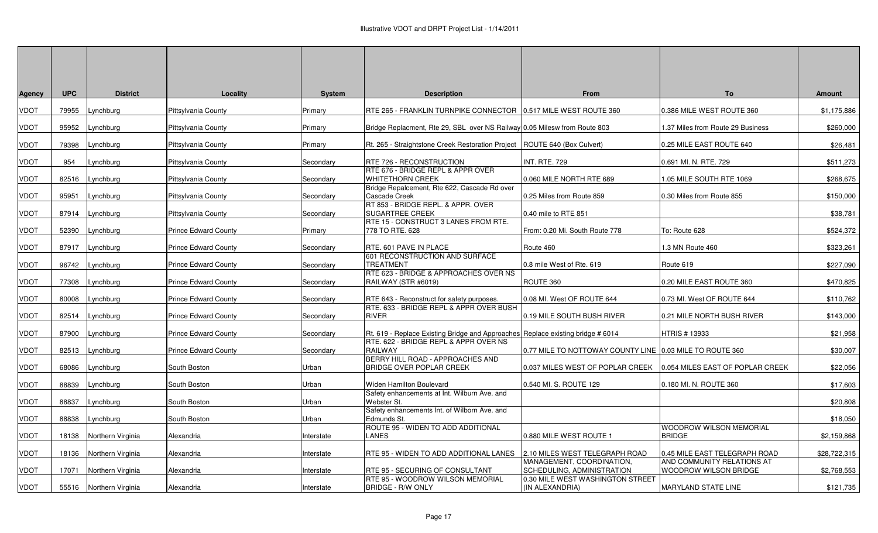# Illustrative VDOT and DRPT Project List - 1/14/2011

| Agency | UPC | District | Locality | System | Description | From | To | Amount |
|---|---|---|---|---|---|---|---|---|
| VDOT | 79955 | Lynchburg | Pittsylvania County | Primary | RTE 265 - FRANKLIN TURNPIKE CONNECTOR | 0.517 MILE WEST ROUTE 360 | 0.386 MILE WEST ROUTE 360 | $1,175,886 |
| VDOT | 95952 | Lynchburg | Pittsylvania County | Primary | Bridge Replacment, Rte 29, SBL over NS Railway | 0.05 Milesw from Route 803 | 1.37 Miles from Route 29 Business | $260,000 |
| VDOT | 79398 | Lynchburg | Pittsylvania County | Primary | Rt. 265 - Straightstone Creek Restoration Project | ROUTE 640 (Box Culvert) | 0.25 MILE EAST ROUTE 640 | $26,481 |
| VDOT | 954 | Lynchburg | Pittsylvania County | Secondary | RTE 726 - RECONSTRUCTION | INT. RTE. 729 | 0.691 MI. N. RTE. 729 | $511,273 |
| VDOT | 82516 | Lynchburg | Pittsylvania County | Secondary | RTE 676 - BRIDGE REPL & APPR OVER WHITETHORN CREEK | 0.060 MILE NORTH RTE 689 | 1.05 MILE SOUTH RTE 1069 | $268,675 |
| VDOT | 95951 | Lynchburg | Pittsylvania County | Secondary | Bridge Repalcement, Rte 622, Cascade Rd over Cascade Creek | 0.25 Miles from Route 859 | 0.30 Miles from Route 855 | $150,000 |
| VDOT | 87914 | Lynchburg | Pittsylvania County | Secondary | RT 853 - BRIDGE REPL. & APPR. OVER SUGARTREE CREEK | 0.40 mile to RTE 851 | | $38,781 |
| VDOT | 52390 | Lynchburg | Prince Edward County | Primary | RTE 15 - CONSTRUCT 3 LANES FROM RTE. 778 TO RTE. 628 | From: 0.20 Mi. South Route 778 | To: Route 628 | $524,372 |
| VDOT | 87917 | Lynchburg | Prince Edward County | Secondary | RTE. 601 PAVE IN PLACE | Route 460 | 1.3 MN Route 460 | $323,261 |
| VDOT | 96742 | Lynchburg | Prince Edward County | Secondary | 601 RECONSTRUCTION AND SURFACE TREATMENT | 0.8 mile West of Rte. 619 | Route 619 | $227,090 |
| VDOT | 77308 | Lynchburg | Prince Edward County | Secondary | RTE 623 - BRIDGE & APPROACHES OVER NS RAILWAY (STR #6019) | ROUTE 360 | 0.20 MILE EAST ROUTE 360 | $470,825 |
| VDOT | 80008 | Lynchburg | Prince Edward County | Secondary | RTE 643 - Reconstruct for safety purposes. | 0.08 MI. West OF ROUTE 644 | 0.73 MI. West OF ROUTE 644 | $110,762 |
| VDOT | 82514 | Lynchburg | Prince Edward County | Secondary | RTE. 633 - BRIDGE REPL & APPR OVER BUSH RIVER | 0.19 MILE SOUTH BUSH RIVER | 0.21 MILE NORTH BUSH RIVER | $143,000 |
| VDOT | 87900 | Lynchburg | Prince Edward County | Secondary | Rt. 619 - Replace Existing Bridge and Approaches | Replace existing bridge # 6014 | HTRIS # 13933 | $21,958 |
| VDOT | 82513 | Lynchburg | Prince Edward County | Secondary | RTE. 622 - BRIDGE REPL & APPR OVER NS RAILWAY | 0.77 MILE TO NOTTOWAY COUNTY LINE | 0.03 MILE TO ROUTE 360 | $30,007 |
| VDOT | 68086 | Lynchburg | South Boston | Urban | BERRY HILL ROAD - APPROACHES AND BRIDGE OVER POPLAR CREEK | 0.037 MILES WEST OF POPLAR CREEK | 0.054 MILES EAST OF POPLAR CREEK | $22,056 |
| VDOT | 88839 | Lynchburg | South Boston | Urban | Widen Hamilton Boulevard | 0.540 MI. S. ROUTE 129 | 0.180 MI. N. ROUTE 360 | $17,603 |
| VDOT | 88837 | Lynchburg | South Boston | Urban | Safety enhancements at Int. Wilburn Ave. and Webster St. | | | $20,808 |
| VDOT | 88838 | Lynchburg | South Boston | Urban | Safety enhancements Int. of Wilborn Ave. and Edmunds St. | | | $18,050 |
| VDOT | 18138 | Northern Virginia | Alexandria | Interstate | ROUTE 95 - WIDEN TO ADD ADDITIONAL LANES | 0.880 MILE WEST ROUTE 1 | WOODROW WILSON MEMORIAL BRIDGE | $2,159,868 |
| VDOT | 18136 | Northern Virginia | Alexandria | Interstate | RTE 95 - WIDEN TO ADD ADDITIONAL LANES | 2.10 MILES WEST TELEGRAPH ROAD | 0.45 MILE EAST TELEGRAPH ROAD | $28,722,315 |
| VDOT | 17071 | Northern Virginia | Alexandria | Interstate | RTE 95 - SECURING OF CONSULTANT | MANAGEMENT, COORDINATION, SCHEDULING, ADMINISTRATION | AND COMMUNITY RELATIONS AT WOODROW WILSON BRIDGE | $2,768,553 |
| VDOT | 55516 | Northern Virginia | Alexandria | Interstate | RTE 95 - WOODROW WILSON MEMORIAL BRIDGE - R/W ONLY | 0.30 MILE WEST WASHINGTON STREET (IN ALEXANDRIA) | MARYLAND STATE LINE | $121,735 |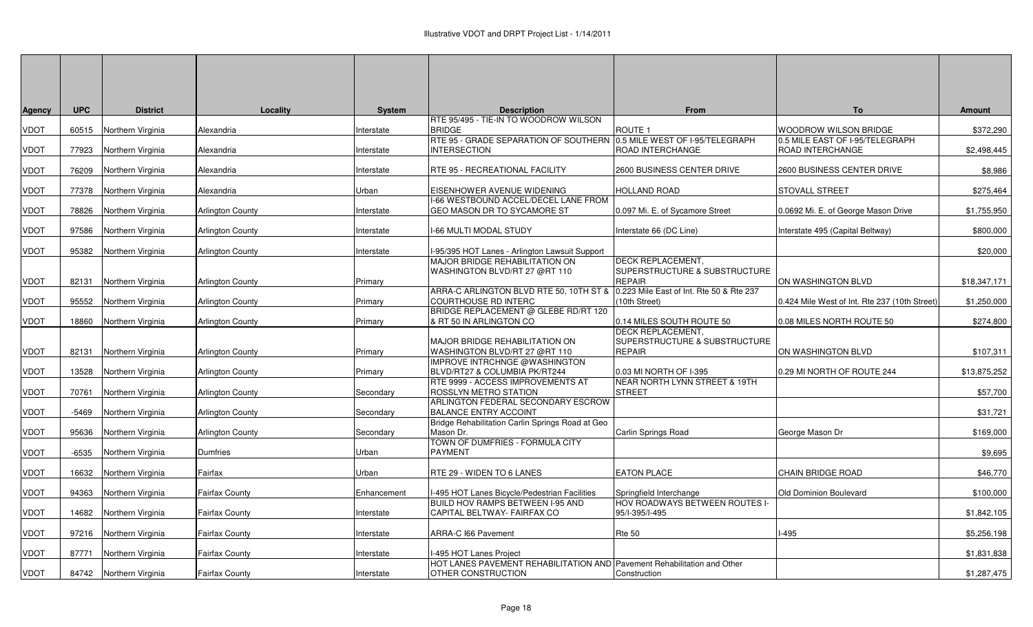# Illustrative VDOT and DRPT Project List - 1/14/2011

| Agency | UPC | District | Locality | System | Description | From | To | Amount |
|---|---|---|---|---|---|---|---|---|
| VDOT | 60515 | Northern Virginia | Alexandria | Interstate | RTE 95/495 - TIE-IN TO WOODROW WILSON BRIDGE | ROUTE 1 | WOODROW WILSON BRIDGE | $372,290 |
| VDOT | 77923 | Northern Virginia | Alexandria | Interstate | RTE 95 - GRADE SEPARATION OF SOUTHERN INTERSECTION | 0.5 MILE WEST OF I-95/TELEGRAPH ROAD INTERCHANGE | 0.5 MILE EAST OF I-95/TELEGRAPH ROAD INTERCHANGE | $2,498,445 |
| VDOT | 76209 | Northern Virginia | Alexandria | Interstate | RTE 95 - RECREATIONAL FACILITY | 2600 BUSINESS CENTER DRIVE | 2600 BUSINESS CENTER DRIVE | $8,986 |
| VDOT | 77378 | Northern Virginia | Alexandria | Urban | EISENHOWER AVENUE WIDENING | HOLLAND ROAD | STOVALL STREET | $275,464 |
| VDOT | 78826 | Northern Virginia | Arlington County | Interstate | I-66 WESTBOUND ACCEL/DECEL LANE FROM GEO MASON DR TO SYCAMORE ST | 0.097 Mi. E. of Sycamore Street | 0.0692 Mi. E. of George Mason Drive | $1,755,950 |
| VDOT | 97586 | Northern Virginia | Arlington County | Interstate | I-66 MULTI MODAL STUDY | Interstate 66 (DC Line) | Interstate 495 (Capital Beltway) | $800,000 |
| VDOT | 95382 | Northern Virginia | Arlington County | Interstate | I-95/395 HOT Lanes - Arlington Lawsuit Support | | | $20,000 |
| VDOT | 82131 | Northern Virginia | Arlington County | Primary | MAJOR BRIDGE REHABILITATION ON WASHINGTON BLVD/RT 27 @RT 110 | DECK REPLACEMENT, SUPERSTRUCTURE & SUBSTRUCTURE REPAIR | ON WASHINGTON BLVD | $18,347,171 |
| VDOT | 95552 | Northern Virginia | Arlington County | Primary | ARRA-C ARLINGTON BLVD RTE 50, 10TH ST & COURTHOUSE RD INTERC | 0.223 Mile East of Int. Rte 50 & Rte 237 (10th Street) | 0.424 Mile West of Int. Rte 237 (10th Street) | $1,250,000 |
| VDOT | 18860 | Northern Virginia | Arlington County | Primary | BRIDGE REPLACEMENT @ GLEBE RD/RT 120 & RT 50 IN ARLINGTON CO | 0.14 MILES SOUTH ROUTE 50 | 0.08 MILES NORTH ROUTE 50 | $274,800 |
| VDOT | 82131 | Northern Virginia | Arlington County | Primary | MAJOR BRIDGE REHABILITATION ON WASHINGTON BLVD/RT 27 @RT 110 | DECK REPLACEMENT, SUPERSTRUCTURE & SUBSTRUCTURE REPAIR | ON WASHINGTON BLVD | $107,311 |
| VDOT | 13528 | Northern Virginia | Arlington County | Primary | IMPROVE INTRCHNGE @WASHINGTON BLVD/RT27 & COLUMBIA PK/RT244 | 0.03 MI NORTH OF I-395 | 0.29 MI NORTH OF ROUTE 244 | $13,875,252 |
| VDOT | 70761 | Northern Virginia | Arlington County | Secondary | RTE 9999 - ACCESS IMPROVEMENTS AT ROSSLYN METRO STATION | NEAR NORTH LYNN STREET & 19TH STREET | | $57,700 |
| VDOT | -5469 | Northern Virginia | Arlington County | Secondary | ARLINGTON FEDERAL SECONDARY ESCROW BALANCE ENTRY ACCOINT | | | $31,721 |
| VDOT | 95636 | Northern Virginia | Arlington County | Secondary | Bridge Rehabilitation Carlin Springs Road at Geo Mason Dr. | Carlin Springs Road | George Mason Dr | $169,000 |
| VDOT | -6535 | Northern Virginia | Dumfries | Urban | TOWN OF DUMFRIES - FORMULA CITY PAYMENT | | | $9,695 |
| VDOT | 16632 | Northern Virginia | Fairfax | Urban | RTE 29 - WIDEN TO 6 LANES | EATON PLACE | CHAIN BRIDGE ROAD | $46,770 |
| VDOT | 94363 | Northern Virginia | Fairfax County | Enhancement | I-495 HOT Lanes Bicycle/Pedestrian Facilities | Springfield Interchange | Old Dominion Boulevard | $100,000 |
| VDOT | 14682 | Northern Virginia | Fairfax County | Interstate | BUILD HOV RAMPS BETWEEN I-95 AND CAPITAL BELTWAY- FAIRFAX CO | HOV ROADWAYS BETWEEN ROUTES I-95/I-395/I-495 | | $1,842,105 |
| VDOT | 97216 | Northern Virginia | Fairfax County | Interstate | ARRA-C I66 Pavement | Rte 50 | I-495 | $5,256,198 |
| VDOT | 87771 | Northern Virginia | Fairfax County | Interstate | I-495 HOT Lanes Project | | | $1,831,838 |
| VDOT | 84742 | Northern Virginia | Fairfax County | Interstate | HOT LANES PAVEMENT REHABILITATION AND OTHER CONSTRUCTION | Pavement Rehabilitation and Other Construction | | $1,287,475 |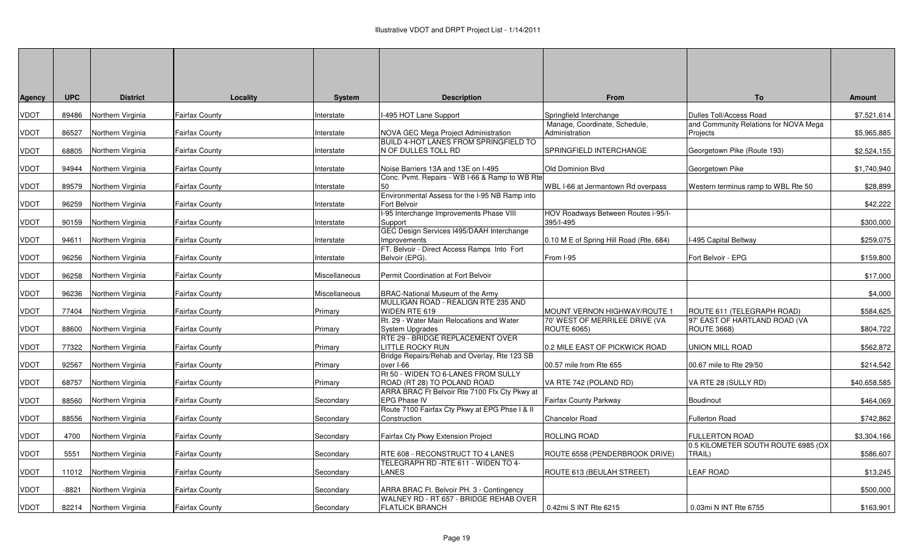# Illustrative VDOT and DRPT Project List - 1/14/2011

| Agency | UPC | District | Locality | System | Description | From | To | Amount |
|---|---|---|---|---|---|---|---|---|
| VDOT | 89486 | Northern Virginia | Fairfax County | Interstate | I-495 HOT Lane Support | Springfield Interchange | Dulles Toll/Access Road | $7,521,614 |
| VDOT | 86527 | Northern Virginia | Fairfax County | Interstate | NOVA GEC Mega Project Administration | Manage, Coordinate, Schedule, Administration | and Community Relations for NOVA Mega Projects | $5,965,885 |
| VDOT | 68805 | Northern Virginia | Fairfax County | Interstate | BUILD 4-HOT LANES FROM SPRINGFIELD TO N OF DULLES TOLL RD | SPRINGFIELD INTERCHANGE | Georgetown Pike (Route 193) | $2,524,155 |
| VDOT | 94944 | Northern Virginia | Fairfax County | Interstate | Noise Barriers 13A and 13E on I-495 | Old Dominion Blvd | Georgetown Pike | $1,740,940 |
| VDOT | 89579 | Northern Virginia | Fairfax County | Interstate | Conc. Pvmt. Repairs - WB I-66 & Ramp to WB Rte 50 | WBL I-66 at Jermantown Rd overpass | Western terminus ramp to WBL Rte 50 | $28,899 |
| VDOT | 96259 | Northern Virginia | Fairfax County | Interstate | Environmental Assess for the I-95 NB Ramp into Fort Belvoir | | | $42,222 |
| VDOT | 90159 | Northern Virginia | Fairfax County | Interstate | I-95 Interchange Improvements Phase VIII Support | HOV Roadways Between Routes i-95/I-395/I-495 | | $300,000 |
| VDOT | 94611 | Northern Virginia | Fairfax County | Interstate | GEC Design Services I495/DAAH Interchange Improvements | 0.10 M E of Spring Hill Road (Rte. 684) | I-495 Capital Beltway | $259,075 |
| VDOT | 96256 | Northern Virginia | Fairfax County | Interstate | FT. Belvoir - Direct Access Ramps Into Fort Belvoir (EPG). | From I-95 | Fort Belvoir - EPG | $159,800 |
| VDOT | 96258 | Northern Virginia | Fairfax County | Miscellaneous | Permit Coordination at Fort Belvoir | | | $17,000 |
| VDOT | 96236 | Northern Virginia | Fairfax County | Miscellaneous | BRAC-National Museum of the Army | | | $4,000 |
| VDOT | 77404 | Northern Virginia | Fairfax County | Primary | MULLIGAN ROAD - REALIGN RTE 235 AND WIDEN RTE 619 | MOUNT VERNON HIGHWAY/ROUTE 1 | ROUTE 611 (TELEGRAPH ROAD) | $584,625 |
| VDOT | 88600 | Northern Virginia | Fairfax County | Primary | Rt. 29 - Water Main Relocations and Water System Upgrades | 70' WEST OF MERRILEE DRIVE (VA ROUTE 6065) | 97' EAST OF HARTLAND ROAD (VA ROUTE 3668) | $804,722 |
| VDOT | 77322 | Northern Virginia | Fairfax County | Primary | RTE 29 - BRIDGE REPLACEMENT OVER LITTLE ROCKY RUN | 0.2 MILE EAST OF PICKWICK ROAD | UNION MILL ROAD | $562,872 |
| VDOT | 92567 | Northern Virginia | Fairfax County | Primary | Bridge Repairs/Rehab and Overlay, Rte 123 SB over I-66 | 00.57 mile from Rte 655 | 00.67 mile to Rte 29/50 | $214,542 |
| VDOT | 68757 | Northern Virginia | Fairfax County | Primary | Rt 50 - WIDEN TO 6-LANES FROM SULLY ROAD (RT 28) TO POLAND ROAD | VA RTE 742 (POLAND RD) | VA RTE 28 (SULLY RD) | $40,658,585 |
| VDOT | 88560 | Northern Virginia | Fairfax County | Secondary | ARRA BRAC Ft Belvoir Rte 7100 Ffx Cty Pkwy at EPG Phase IV | Fairfax County Parkway | Boudinout | $464,069 |
| VDOT | 88556 | Northern Virginia | Fairfax County | Secondary | Route 7100 Fairfax Cty Pkwy at EPG Phse I & II Construction | Chancelor Road | Fullerton Road | $742,862 |
| VDOT | 4700 | Northern Virginia | Fairfax County | Secondary | Fairfax Cty Pkwy Extension Project | ROLLING ROAD | FULLERTON ROAD | $3,304,166 |
| VDOT | 5551 | Northern Virginia | Fairfax County | Secondary | RTE 608 - RECONSTRUCT TO 4 LANES | ROUTE 6558 (PENDERBROOK DRIVE) | 0.5 KILOMETER SOUTH ROUTE 6985 (OX TRAIL) | $586,607 |
| VDOT | 11012 | Northern Virginia | Fairfax County | Secondary | TELEGRAPH RD -RTE 611 - WIDEN TO 4-LANES | ROUTE 613 (BEULAH STREET) | LEAF ROAD | $13,245 |
| VDOT | -8821 | Northern Virginia | Fairfax County | Secondary | ARRA BRAC Ft. Belvoir PH. 3 - Contingency | | | $500,000 |
| VDOT | 82214 | Northern Virginia | Fairfax County | Secondary | WALNEY RD - RT 657 - BRIDGE REHAB OVER FLATLICK BRANCH | 0.42mi S INT Rte 6215 | 0.03mi N INT Rte 6755 | $163,901 |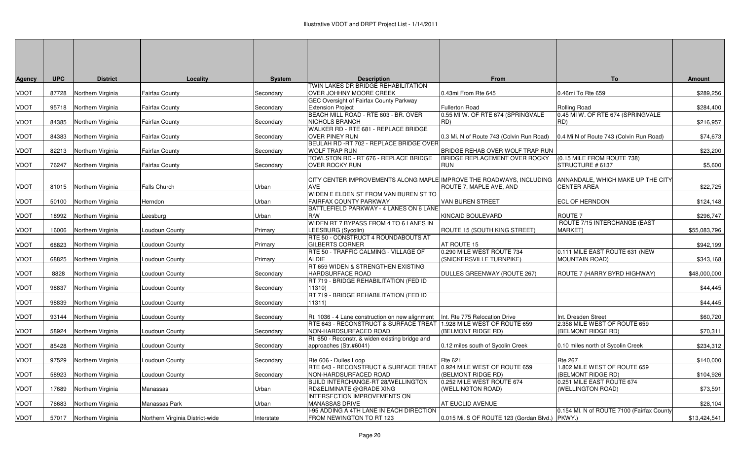# Illustrative VDOT and DRPT Project List - 1/14/2011

| Agency | UPC | District | Locality | System | Description | From | To | Amount |
|---|---|---|---|---|---|---|---|---|
| VDOT | 87728 | Northern Virginia | Fairfax County | Secondary | TWIN LAKES DR BRIDGE REHABILITATION OVER JOHHNY MOORE CREEK | 0.43mi From Rte 645 | 0.46mi To Rte 659 | $289,256 |
| VDOT | 95718 | Northern Virginia | Fairfax County | Secondary | GEC Oversight of Fairfax County Parkway Extension Project | Fullerton Road | Rolling Road | $284,400 |
| VDOT | 84385 | Northern Virginia | Fairfax County | Secondary | BEACH MILL ROAD - RTE 603 - BR. OVER NICHOLS BRANCH | 0.55 MI W. OF RTE 674 (SPRINGVALE RD) | 0.45 MI W. OF RTE 674 (SPRINGVALE RD) | $216,957 |
| VDOT | 84383 | Northern Virginia | Fairfax County | Secondary | WALKER RD - RTE 681 - REPLACE BRIDGE OVER PINEY RUN | 0.3 Mi. N of Route 743 (Colvin Run Road) | 0.4 Mi N of Route 743 (Colvin Run Road) | $74,673 |
| VDOT | 82213 | Northern Virginia | Fairfax County | Secondary | BEULAH RD -RT 702 - REPLACE BRIDGE OVER WOLF TRAP RUN | BRIDGE REHAB OVER WOLF TRAP RUN | | $23,200 |
| VDOT | 76247 | Northern Virginia | Fairfax County | Secondary | TOWLSTON RD - RT 676 - REPLACE BRIDGE OVER ROCKY RUN | BRIDGE REPLACEMENT OVER ROCKY RUN | (0.15 MILE FROM ROUTE 738) STRUCTURE # 6137 | $5,600 |
| VDOT | 81015 | Northern Virginia | Falls Church | Urban | CITY CENTER IMPROVEMENTS ALONG MAPLE AVE | IMPROVE THE ROADWAYS, INCLUDING ROUTE 7, MAPLE AVE, AND | ANNANDALE, WHICH MAKE UP THE CITY CENTER AREA | $22,725 |
| VDOT | 50100 | Northern Virginia | Herndon | Urban | WIDEN E ELDEN ST FROM VAN BUREN ST TO FAIRFAX COUNTY PARKWAY | VAN BUREN STREET | ECL OF HERNDON | $124,148 |
| VDOT | 18992 | Northern Virginia | Leesburg | Urban | BATTLEFIELD PARKWAY - 4 LANES ON 6 LANE R/W | KINCAID BOULEVARD | ROUTE 7 | $296,747 |
| VDOT | 16006 | Northern Virginia | Loudoun County | Primary | WIDEN RT 7 BYPASS FROM 4 TO 6 LANES IN LEESBURG (Sycolin) | ROUTE 15 (SOUTH KING STREET) | ROUTE 7/15 INTERCHANGE (EAST MARKET) | $55,083,796 |
| VDOT | 68823 | Northern Virginia | Loudoun County | Primary | RTE 50 - CONSTRUCT 4 ROUNDABOUTS AT GILBERTS CORNER | AT ROUTE 15 | | $942,199 |
| VDOT | 68825 | Northern Virginia | Loudoun County | Primary | RTE 50 - TRAFFIC CALMING - VILLAGE OF ALDIE | 0.290 MILE WEST ROUTE 734 (SNICKERSVILLE TURNPIKE) | 0.111 MILE EAST ROUTE 631 (NEW MOUNTAIN ROAD) | $343,168 |
| VDOT | 8828 | Northern Virginia | Loudoun County | Secondary | RT 659 WIDEN & STRENGTHEN EXISTING HARDSURFACE ROAD | DULLES GREENWAY (ROUTE 267) | ROUTE 7 (HARRY BYRD HIGHWAY) | $48,000,000 |
| VDOT | 98837 | Northern Virginia | Loudoun County | Secondary | RT 719 - BRIDGE REHABILITATION (FED ID 11310) | | | $44,445 |
| VDOT | 98839 | Northern Virginia | Loudoun County | Secondary | RT 719 - BRIDGE REHABILITATION (FED ID 11311) | | | $44,445 |
| VDOT | 93144 | Northern Virginia | Loudoun County | Secondary | Rt. 1036 - 4 Lane construction on new alignment | Int. Rte 775 Relocation Drive | Int. Dresden Street | $60,720 |
| VDOT | 58924 | Northern Virginia | Loudoun County | Secondary | RTE 643 - RECONSTRUCT & SURFACE TREAT NON-HARDSURFACED ROAD | 1.928 MILE WEST OF ROUTE 659 (BELMONT RIDGE RD) | 2.358 MILE WEST OF ROUTE 659 (BELMONT RIDGE RD) | $70,311 |
| VDOT | 85428 | Northern Virginia | Loudoun County | Secondary | Rt. 650 - Reconstr. & widen existing bridge and approaches (Str.#6041) | 0.12 miles south of Sycolin Creek | 0.10 miles north of Sycolin Creek | $234,312 |
| VDOT | 97529 | Northern Virginia | Loudoun County | Secondary | Rte 606 - Dulles Loop | Rte 621 | Rte 267 | $140,000 |
| VDOT | 58923 | Northern Virginia | Loudoun County | Secondary | RTE 643 - RECONSTRUCT & SURFACE TREAT NON-HARDSURFACED ROAD | 0.924 MILE WEST OF ROUTE 659 (BELMONT RIDGE RD) | 1.802 MILE WEST OF ROUTE 659 (BELMONT RIDGE RD) | $104,926 |
| VDOT | 17689 | Northern Virginia | Manassas | Urban | BUILD INTERCHANGE-RT 28/WELLINGTON RD&ELIMINATE @GRADE XING | 0.252 MILE WEST ROUTE 674 (WELLINGTON ROAD) | 0.251 MILE EAST ROUTE 674 (WELLINGTON ROAD) | $73,591 |
| VDOT | 76683 | Northern Virginia | Manassas Park | Urban | INTERSECTION IMPROVEMENTS ON MANASSAS DRIVE | AT EUCLID AVENUE | | $28,104 |
| VDOT | 57017 | Northern Virginia | Northern Virginia District-wide | Interstate | I-95 ADDING A 4TH LANE IN EACH DIRECTION FROM NEWINGTON TO RT 123 | 0.015 Mi. S OF ROUTE 123 (Gordan Blvd.) | 0.154 MI. N of ROUTE 7100 (Fairfax County PKWY.) | $13,424,541 |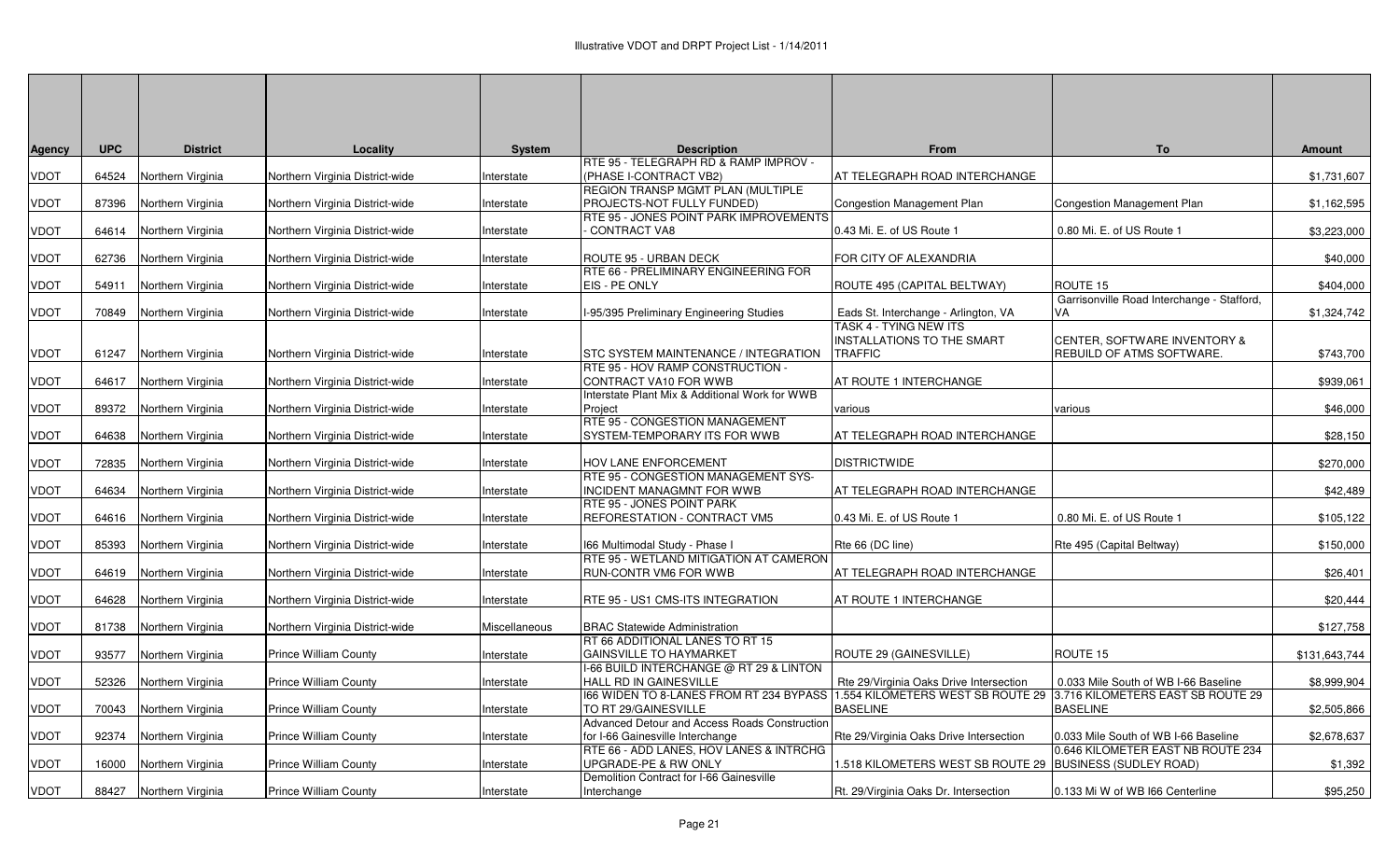Illustrative VDOT and DRPT Project List - 1/14/2011

| Agency | UPC | District | Locality | System | Description | From | To | Amount |
|---|---|---|---|---|---|---|---|---|
| VDOT | 64524 | Northern Virginia | Northern Virginia District-wide | Interstate | RTE 95 - TELEGRAPH RD & RAMP IMPROV - (PHASE I-CONTRACT VB2) | AT TELEGRAPH ROAD INTERCHANGE | | $1,731,607 |
| VDOT | 87396 | Northern Virginia | Northern Virginia District-wide | Interstate | REGION TRANSP MGMT PLAN (MULTIPLE PROJECTS-NOT FULLY FUNDED) | Congestion Management Plan | Congestion Management Plan | $1,162,595 |
| VDOT | 64614 | Northern Virginia | Northern Virginia District-wide | Interstate | RTE 95 - JONES POINT PARK IMPROVEMENTS - CONTRACT VA8 | 0.43 Mi. E. of US Route 1 | 0.80 Mi. E. of US Route 1 | $3,223,000 |
| VDOT | 62736 | Northern Virginia | Northern Virginia District-wide | Interstate | ROUTE 95 - URBAN DECK | FOR CITY OF ALEXANDRIA | | $40,000 |
| VDOT | 54911 | Northern Virginia | Northern Virginia District-wide | Interstate | RTE 66 - PRELIMINARY ENGINEERING FOR EIS - PE ONLY | ROUTE 495 (CAPITAL BELTWAY) | ROUTE 15 | $404,000 |
| VDOT | 70849 | Northern Virginia | Northern Virginia District-wide | Interstate | I-95/395 Preliminary Engineering Studies | Eads St. Interchange - Arlington, VA | Garrisonville Road Interchange - Stafford, VA | $1,324,742 |
| VDOT | 61247 | Northern Virginia | Northern Virginia District-wide | Interstate | STC SYSTEM MAINTENANCE / INTEGRATION | TASK 4 - TYING NEW ITS INSTALLATIONS TO THE SMART TRAFFIC | CENTER, SOFTWARE INVENTORY & REBUILD OF ATMS SOFTWARE. | $743,700 |
| VDOT | 64617 | Northern Virginia | Northern Virginia District-wide | Interstate | RTE 95 - HOV RAMP CONSTRUCTION - CONTRACT VA10 FOR WWB | AT ROUTE 1 INTERCHANGE | | $939,061 |
| VDOT | 89372 | Northern Virginia | Northern Virginia District-wide | Interstate | Interstate Plant Mix & Additional Work for WWB Project | various | various | $46,000 |
| VDOT | 64638 | Northern Virginia | Northern Virginia District-wide | Interstate | RTE 95 - CONGESTION MANAGEMENT SYSTEM-TEMPORARY ITS FOR WWB | AT TELEGRAPH ROAD INTERCHANGE | | $28,150 |
| VDOT | 72835 | Northern Virginia | Northern Virginia District-wide | Interstate | HOV LANE ENFORCEMENT | DISTRICTWIDE | | $270,000 |
| VDOT | 64634 | Northern Virginia | Northern Virginia District-wide | Interstate | RTE 95 - CONGESTION MANAGEMENT SYS-INCIDENT MANAGMNT FOR WWB | AT TELEGRAPH ROAD INTERCHANGE | | $42,489 |
| VDOT | 64616 | Northern Virginia | Northern Virginia District-wide | Interstate | RTE 95 - JONES POINT PARK REFORESTATION - CONTRACT VM5 | 0.43 Mi. E. of US Route 1 | 0.80 Mi. E. of US Route 1 | $105,122 |
| VDOT | 85393 | Northern Virginia | Northern Virginia District-wide | Interstate | I66 Multimodal Study - Phase I | Rte 66 (DC line) | Rte 495 (Capital Beltway) | $150,000 |
| VDOT | 64619 | Northern Virginia | Northern Virginia District-wide | Interstate | RTE 95 - WETLAND MITIGATION AT CAMERON RUN-CONTR VM6 FOR WWB | AT TELEGRAPH ROAD INTERCHANGE | | $26,401 |
| VDOT | 64628 | Northern Virginia | Northern Virginia District-wide | Interstate | RTE 95 - US1 CMS-ITS INTEGRATION | AT ROUTE 1 INTERCHANGE | | $20,444 |
| VDOT | 81738 | Northern Virginia | Northern Virginia District-wide | Miscellaneous | BRAC Statewide Administration | | | $127,758 |
| VDOT | 93577 | Northern Virginia | Prince William County | Interstate | RT 66 ADDITIONAL LANES TO RT 15 GAINSVILLE TO HAYMARKET | ROUTE 29 (GAINESVILLE) | ROUTE 15 | $131,643,744 |
| VDOT | 52326 | Northern Virginia | Prince William County | Interstate | I-66 BUILD INTERCHANGE @ RT 29 & LINTON HALL RD IN GAINESVILLE | Rte 29/Virginia Oaks Drive Intersection | 0.033 Mile South of WB I-66 Baseline | $8,999,904 |
| VDOT | 70043 | Northern Virginia | Prince William County | Interstate | I66 WIDEN TO 8-LANES FROM RT 234 BYPASS TO RT 29/GAINESVILLE | 1.554 KILOMETERS WEST SB ROUTE 29 BASELINE | 3.716 KILOMETERS EAST SB ROUTE 29 BASELINE | $2,505,866 |
| VDOT | 92374 | Northern Virginia | Prince William County | Interstate | Advanced Detour and Access Roads Construction for I-66 Gainesville Interchange | Rte 29/Virginia Oaks Drive Intersection | 0.033 Mile South of WB I-66 Baseline | $2,678,637 |
| VDOT | 16000 | Northern Virginia | Prince William County | Interstate | RTE 66 - ADD LANES, HOV LANES & INTRCHG UPGRADE-PE & RW ONLY | 1.518 KILOMETERS WEST SB ROUTE 29 | 0.646 KILOMETER EAST NB ROUTE 234 BUSINESS (SUDLEY ROAD) | $1,392 |
| VDOT | 88427 | Northern Virginia | Prince William County | Interstate | Demolition Contract for I-66 Gainesville Interchange | Rt. 29/Virginia Oaks Dr. Intersection | 0.133 Mi W of WB I66 Centerline | $95,250 |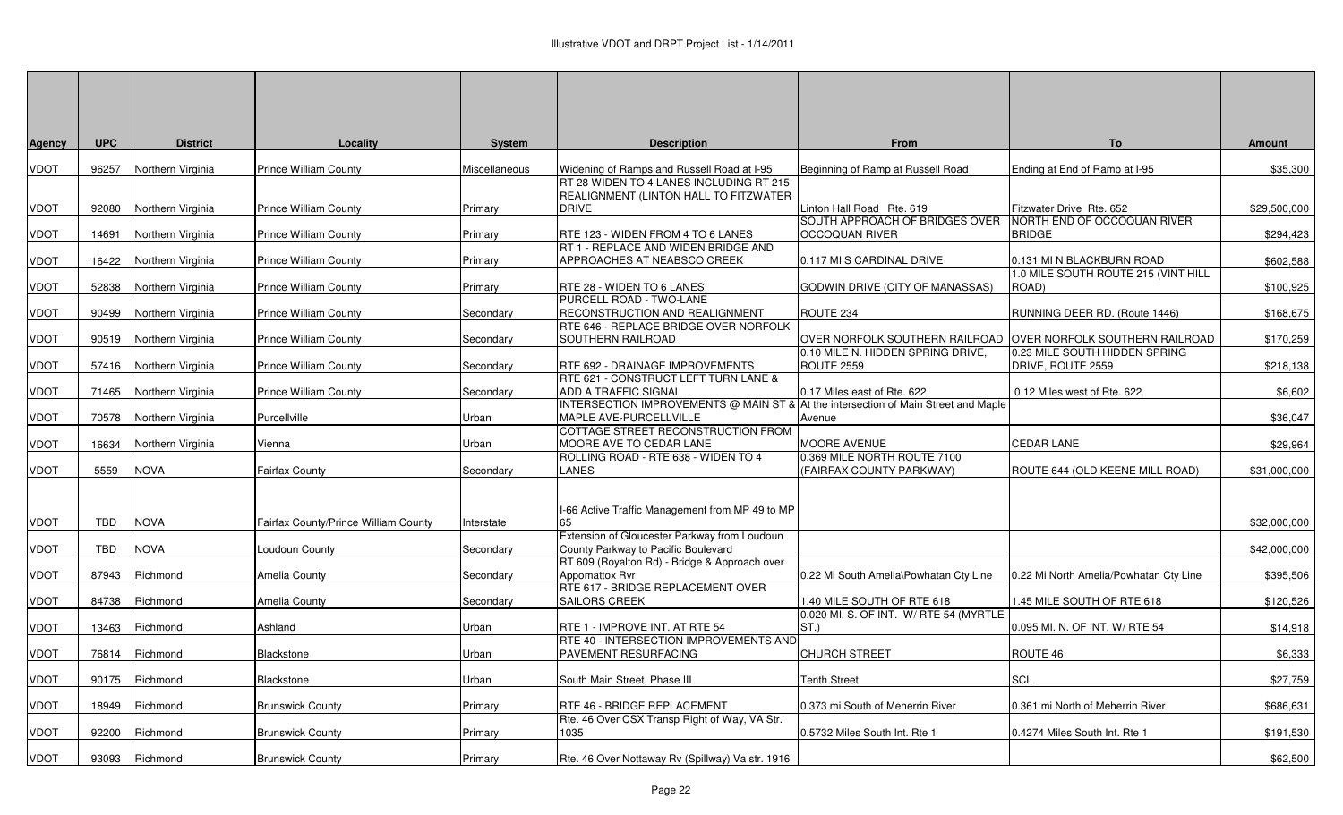| Agency | UPC | District | Locality | System | Description | From | To | Amount |
|---|---|---|---|---|---|---|---|---|
| VDOT | 96257 | Northern Virginia | Prince William County | Miscellaneous | Widening of Ramps and Russell Road at I-95 | Beginning of Ramp at Russell Road | Ending at End of Ramp at I-95 | $35,300 |
| VDOT | 92080 | Northern Virginia | Prince William County | Primary | RT 28 WIDEN TO 4 LANES INCLUDING RT 215 REALIGNMENT (LINTON HALL TO FITZWATER DRIVE | Linton Hall Road Rte. 619 | Fitzwater Drive Rte. 652 | $29,500,000 |
| VDOT | 14691 | Northern Virginia | Prince William County | Primary | RTE 123 - WIDEN FROM 4 TO 6 LANES | SOUTH APPROACH OF BRIDGES OVER OCCOQUAN RIVER | NORTH END OF OCCOQUAN RIVER BRIDGE | $294,423 |
| VDOT | 16422 | Northern Virginia | Prince William County | Primary | RT 1 - REPLACE AND WIDEN BRIDGE AND APPROACHES AT NEABSCO CREEK | 0.117 MI S CARDINAL DRIVE | 0.131 MI N BLACKBURN ROAD | $602,588 |
| VDOT | 52838 | Northern Virginia | Prince William County | Primary | RTE 28 - WIDEN TO 6 LANES | GODWIN DRIVE (CITY OF MANASSAS) | 1.0 MILE SOUTH ROUTE 215 (VINT HILL ROAD) | $100,925 |
| VDOT | 90499 | Northern Virginia | Prince William County | Secondary | PURCELL ROAD - TWO-LANE RECONSTRUCTION AND REALIGNMENT | ROUTE 234 | RUNNING DEER RD. (Route 1446) | $168,675 |
| VDOT | 90519 | Northern Virginia | Prince William County | Secondary | RTE 646 - REPLACE BRIDGE OVER NORFOLK SOUTHERN RAILROAD | OVER NORFOLK SOUTHERN RAILROAD | OVER NORFOLK SOUTHERN RAILROAD | $170,259 |
| VDOT | 57416 | Northern Virginia | Prince William County | Secondary | RTE 692 - DRAINAGE IMPROVEMENTS | 0.10 MILE N. HIDDEN SPRING DRIVE, ROUTE 2559 | 0.23 MILE SOUTH HIDDEN SPRING DRIVE, ROUTE 2559 | $218,138 |
| VDOT | 71465 | Northern Virginia | Prince William County | Secondary | RTE 621 - CONSTRUCT LEFT TURN LANE & ADD A TRAFFIC SIGNAL | 0.17 Miles east of Rte. 622 | 0.12 Miles west of Rte. 622 | $6,602 |
| VDOT | 70578 | Northern Virginia | Purcellville | Urban | INTERSECTION IMPROVEMENTS @ MAIN ST & MAPLE AVE-PURCELLVILLE | At the intersection of Main Street and Maple Avenue | | $36,047 |
| VDOT | 16634 | Northern Virginia | Vienna | Urban | COTTAGE STREET RECONSTRUCTION FROM MOORE AVE TO CEDAR LANE | MOORE AVENUE | CEDAR LANE | $29,964 |
| VDOT | 5559 | NOVA | Fairfax County | Secondary | ROLLING ROAD - RTE 638 - WIDEN TO 4 LANES | 0.369 MILE NORTH ROUTE 7100 (FAIRFAX COUNTY PARKWAY) | ROUTE 644 (OLD KEENE MILL ROAD) | $31,000,000 |
| VDOT | TBD | NOVA | Fairfax County/Prince William County | Interstate | I-66 Active Traffic Management from MP 49 to MP 65 | | | $32,000,000 |
| VDOT | TBD | NOVA | Loudoun County | Secondary | Extension of Gloucester Parkway from Loudoun County Parkway to Pacific Boulevard | | | $42,000,000 |
| VDOT | 87943 | Richmond | Amelia County | Secondary | RT 609 (Royalton Rd) - Bridge & Approach over Appomattox Rvr | 0.22 Mi South Amelia\Powhatan Cty Line | 0.22 Mi North Amelia/Powhatan Cty Line | $395,506 |
| VDOT | 84738 | Richmond | Amelia County | Secondary | RTE 617 - BRIDGE REPLACEMENT OVER SAILORS CREEK | 1.40 MILE SOUTH OF RTE 618 | 1.45 MILE SOUTH OF RTE 618 | $120,526 |
| VDOT | 13463 | Richmond | Ashland | Urban | RTE 1 - IMPROVE INT. AT RTE 54 | 0.020 MI. S. OF INT. W/ RTE 54 (MYRTLE ST.) | 0.095 MI. N. OF INT. W/ RTE 54 | $14,918 |
| VDOT | 76814 | Richmond | Blackstone | Urban | RTE 40 - INTERSECTION IMPROVEMENTS AND PAVEMENT RESURFACING | CHURCH STREET | ROUTE 46 | $6,333 |
| VDOT | 90175 | Richmond | Blackstone | Urban | South Main Street, Phase III | Tenth Street | SCL | $27,759 |
| VDOT | 18949 | Richmond | Brunswick County | Primary | RTE 46 - BRIDGE REPLACEMENT | 0.373 mi South of Meherrin River | 0.361 mi North of Meherrin River | $686,631 |
| VDOT | 92200 | Richmond | Brunswick County | Primary | Rte. 46 Over CSX Transp Right of Way, VA Str. 1035 | 0.5732 Miles South Int. Rte 1 | 0.4274 Miles South Int. Rte 1 | $191,530 |
| VDOT | 93093 | Richmond | Brunswick County | Primary | Rte. 46 Over Nottaway Rv (Spillway) Va str. 1916 | | | $62,500 |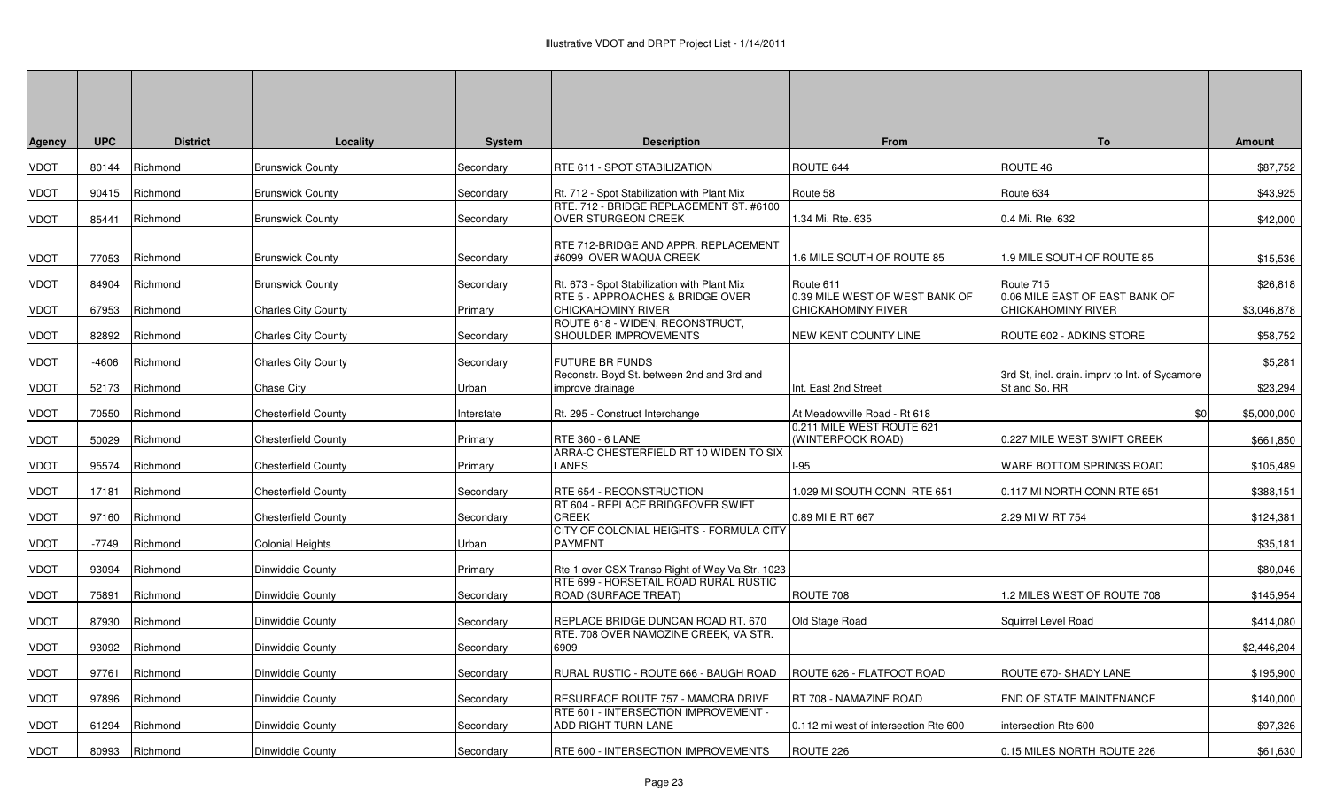# Illustrative VDOT and DRPT Project List - 1/14/2011

| Agency | UPC | District | Locality | System | Description | From | To | Amount |
|---|---|---|---|---|---|---|---|---|
| VDOT | 80144 | Richmond | Brunswick County | Secondary | RTE 611 - SPOT STABILIZATION | ROUTE 644 | ROUTE 46 | $87,752 |
| VDOT | 90415 | Richmond | Brunswick County | Secondary | Rt. 712 - Spot Stabilization with Plant Mix | Route 58 | Route 634 | $43,925 |
| VDOT | 85441 | Richmond | Brunswick County | Secondary | RTE. 712 - BRIDGE REPLACEMENT ST. #6100 OVER STURGEON CREEK | 1.34 Mi. Rte. 635 | 0.4 Mi. Rte. 632 | $42,000 |
| VDOT | 77053 | Richmond | Brunswick County | Secondary | RTE 712-BRIDGE AND APPR. REPLACEMENT #6099 OVER WAQUA CREEK | 1.6 MILE SOUTH OF ROUTE 85 | 1.9 MILE SOUTH OF ROUTE 85 | $15,536 |
| VDOT | 84904 | Richmond | Brunswick County | Secondary | Rt. 673 - Spot Stabilization with Plant Mix | Route 611 | Route 715 | $26,818 |
| VDOT | 67953 | Richmond | Charles City County | Primary | RTE 5 - APPROACHES & BRIDGE OVER CHICKAHOMINY RIVER | 0.39 MILE WEST OF WEST BANK OF CHICKAHOMINY RIVER | 0.06 MILE EAST OF EAST BANK OF CHICKAHOMINY RIVER | $3,046,878 |
| VDOT | 82892 | Richmond | Charles City County | Secondary | ROUTE 618 - WIDEN, RECONSTRUCT, SHOULDER IMPROVEMENTS | NEW KENT COUNTY LINE | ROUTE 602 - ADKINS STORE | $58,752 |
| VDOT | -4606 | Richmond | Charles City County | Secondary | FUTURE BR FUNDS | | | $5,281 |
| VDOT | 52173 | Richmond | Chase City | Urban | Reconstr. Boyd St. between 2nd and 3rd and improve drainage | Int. East 2nd Street | 3rd St, incl. drain. imprv to Int. of Sycamore St and So. RR | $23,294 |
| VDOT | 70550 | Richmond | Chesterfield County | Interstate | Rt. 295 - Construct Interchange | At Meadowville Road - Rt 618 | $0 | $5,000,000 |
| VDOT | 50029 | Richmond | Chesterfield County | Primary | RTE 360 - 6 LANE | 0.211 MILE WEST ROUTE 621 (WINTERPOCK ROAD) | 0.227 MILE WEST SWIFT CREEK | $661,850 |
| VDOT | 95574 | Richmond | Chesterfield County | Primary | ARRA-C CHESTERFIELD RT 10 WIDEN TO SIX LANES | I-95 | WARE BOTTOM SPRINGS ROAD | $105,489 |
| VDOT | 17181 | Richmond | Chesterfield County | Secondary | RTE 654 - RECONSTRUCTION | 1.029 MI SOUTH CONN RTE 651 | 0.117 MI NORTH CONN RTE 651 | $388,151 |
| VDOT | 97160 | Richmond | Chesterfield County | Secondary | RT 604 - REPLACE BRIDGEOVER SWIFT CREEK | 0.89 MI E RT 667 | 2.29 MI W RT 754 | $124,381 |
| VDOT | -7749 | Richmond | Colonial Heights | Urban | CITY OF COLONIAL HEIGHTS - FORMULA CITY PAYMENT | | | $35,181 |
| VDOT | 93094 | Richmond | Dinwiddie County | Primary | Rte 1 over CSX Transp Right of Way Va Str. 1023 | | | $80,046 |
| VDOT | 75891 | Richmond | Dinwiddie County | Secondary | RTE 699 - HORSETAIL ROAD RURAL RUSTIC ROAD (SURFACE TREAT) | ROUTE 708 | 1.2 MILES WEST OF ROUTE 708 | $145,954 |
| VDOT | 87930 | Richmond | Dinwiddie County | Secondary | REPLACE BRIDGE DUNCAN ROAD RT. 670 | Old Stage Road | Squirrel Level Road | $414,080 |
| VDOT | 93092 | Richmond | Dinwiddie County | Secondary | RTE. 708 OVER NAMOZINE CREEK, VA STR. 6909 | | | $2,446,204 |
| VDOT | 97761 | Richmond | Dinwiddie County | Secondary | RURAL RUSTIC - ROUTE 666 - BAUGH ROAD | ROUTE 626 - FLATFOOT ROAD | ROUTE 670- SHADY LANE | $195,900 |
| VDOT | 97896 | Richmond | Dinwiddie County | Secondary | RESURFACE ROUTE 757 - MAMORA DRIVE | RT 708 - NAMAZINE ROAD | END OF STATE MAINTENANCE | $140,000 |
| VDOT | 61294 | Richmond | Dinwiddie County | Secondary | RTE 601 - INTERSECTION IMPROVEMENT - ADD RIGHT TURN LANE | 0.112 mi west of intersection Rte 600 | intersection Rte 600 | $97,326 |
| VDOT | 80993 | Richmond | Dinwiddie County | Secondary | RTE 600 - INTERSECTION IMPROVEMENTS | ROUTE 226 | 0.15 MILES NORTH ROUTE 226 | $61,630 |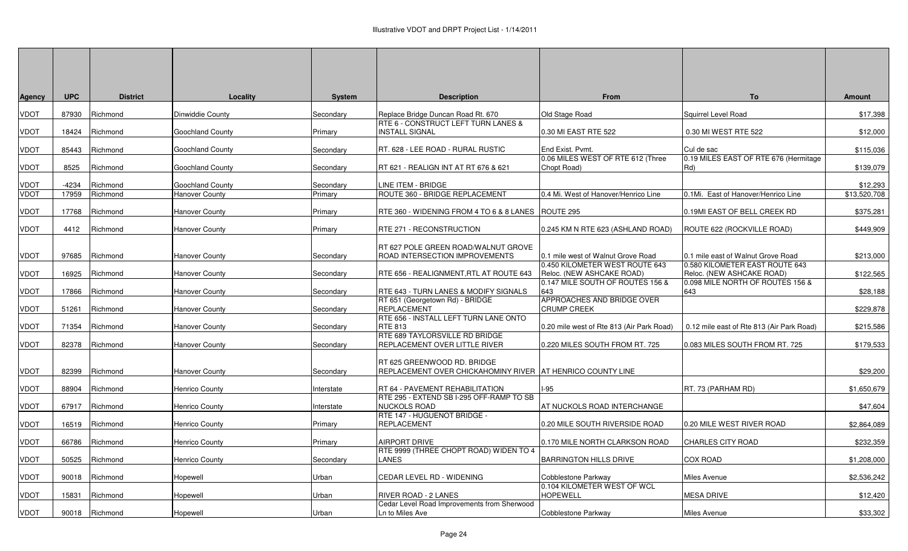# Illustrative VDOT and DRPT Project List - 1/14/2011

| Agency | UPC | District | Locality | System | Description | From | To | Amount |
|---|---|---|---|---|---|---|---|---|
| VDOT | 87930 | Richmond | Dinwiddie County | Secondary | Replace Bridge Duncan Road Rt. 670 | Old Stage Road | Squirrel Level Road | $17,398 |
| VDOT | 18424 | Richmond | Goochland County | Primary | RTE 6 - CONSTRUCT LEFT TURN LANES & INSTALL SIGNAL | 0.30 MI EAST RTE 522 | 0.30 MI WEST RTE 522 | $12,000 |
| VDOT | 85443 | Richmond | Goochland County | Secondary | RT. 628 - LEE ROAD - RURAL RUSTIC | End Exist. Pvmt. | Cul de sac | $115,036 |
| VDOT | 8525 | Richmond | Goochland County | Secondary | RT 621 - REALIGN INT AT RT 676 & 621 | 0.06 MILES WEST OF RTE 612 (Three Chopt Road) | 0.19 MILES EAST OF RTE 676 (Hermitage Rd) | $139,079 |
| VDOT | -4234 | Richmond | Goochland County | Secondary | LINE ITEM - BRIDGE | | | $12,293 |
| VDOT | 17959 | Richmond | Hanover County | Primary | ROUTE 360 - BRIDGE REPLACEMENT | 0.4 Mi. West of Hanover/Henrico Line | 0.1Mi. East of Hanover/Henrico Line | $13,520,708 |
| VDOT | 17768 | Richmond | Hanover County | Primary | RTE 360 - WIDENING FROM 4 TO 6 & 8 LANES | ROUTE 295 | 0.19MI EAST OF BELL CREEK RD | $375,281 |
| VDOT | 4412 | Richmond | Hanover County | Primary | RTE 271 - RECONSTRUCTION | 0.245 KM N RTE 623 (ASHLAND ROAD) | ROUTE 622 (ROCKVILLE ROAD) | $449,909 |
| VDOT | 97685 | Richmond | Hanover County | Secondary | RT 627 POLE GREEN ROAD/WALNUT GROVE ROAD INTERSECTION IMPROVEMENTS | 0.1 mile west of Walnut Grove Road | 0.1 mile east of Walnut Grove Road | $213,000 |
| VDOT | 16925 | Richmond | Hanover County | Secondary | RTE 656 - REALIGNMENT,RTL AT ROUTE 643 | 0.450 KILOMETER WEST ROUTE 643 Reloc. (NEW ASHCAKE ROAD) | 0.580 KILOMETER EAST ROUTE 643 Reloc. (NEW ASHCAKE ROAD) | $122,565 |
| VDOT | 17866 | Richmond | Hanover County | Secondary | RTE 643 - TURN LANES & MODIFY SIGNALS | 0.147 MILE SOUTH OF ROUTES 156 & 643 | 0.098 MILE NORTH OF ROUTES 156 & 643 | $28,188 |
| VDOT | 51261 | Richmond | Hanover County | Secondary | RT 651 (Georgetown Rd) - BRIDGE REPLACEMENT | APPROACHES AND BRIDGE OVER CRUMP CREEK | | $229,878 |
| VDOT | 71354 | Richmond | Hanover County | Secondary | RTE 656 - INSTALL LEFT TURN LANE ONTO RTE 813 | 0.20 mile west of Rte 813 (Air Park Road) | 0.12 mile east of Rte 813 (Air Park Road) | $215,586 |
| VDOT | 82378 | Richmond | Hanover County | Secondary | RTE 689 TAYLORSVILLE RD BRIDGE REPLACEMENT OVER LITTLE RIVER | 0.220 MILES SOUTH FROM RT. 725 | 0.083 MILES SOUTH FROM RT. 725 | $179,533 |
| VDOT | 82399 | Richmond | Hanover County | Secondary | RT 625 GREENWOOD RD. BRIDGE REPLACEMENT OVER CHICKAHOMINY RIVER | AT HENRICO COUNTY LINE | | $29,200 |
| VDOT | 88904 | Richmond | Henrico County | Interstate | RT 64 - PAVEMENT REHABILITATION | I-95 | RT. 73 (PARHAM RD) | $1,650,679 |
| VDOT | 67917 | Richmond | Henrico County | Interstate | RTE 295 - EXTEND SB I-295 OFF-RAMP TO SB NUCKOLS ROAD | AT NUCKOLS ROAD INTERCHANGE | | $47,604 |
| VDOT | 16519 | Richmond | Henrico County | Primary | RTE 147 - HUGUENOT BRIDGE - REPLACEMENT | 0.20 MILE SOUTH RIVERSIDE ROAD | 0.20 MILE WEST RIVER ROAD | $2,864,089 |
| VDOT | 66786 | Richmond | Henrico County | Primary | AIRPORT DRIVE | 0.170 MILE NORTH CLARKSON ROAD | CHARLES CITY ROAD | $232,359 |
| VDOT | 50525 | Richmond | Henrico County | Secondary | RTE 9999 (THREE CHOPT ROAD) WIDEN TO 4 LANES | BARRINGTON HILLS DRIVE | COX ROAD | $1,208,000 |
| VDOT | 90018 | Richmond | Hopewell | Urban | CEDAR LEVEL RD - WIDENING | Cobblestone Parkway | Miles Avenue | $2,536,242 |
| VDOT | 15831 | Richmond | Hopewell | Urban | RIVER ROAD - 2 LANES | 0.104 KILOMETER WEST OF WCL HOPEWELL | MESA DRIVE | $12,420 |
| VDOT | 90018 | Richmond | Hopewell | Urban | Cedar Level Road Improvements from Sherwood Ln to Miles Ave | Cobblestone Parkway | Miles Avenue | $33,302 |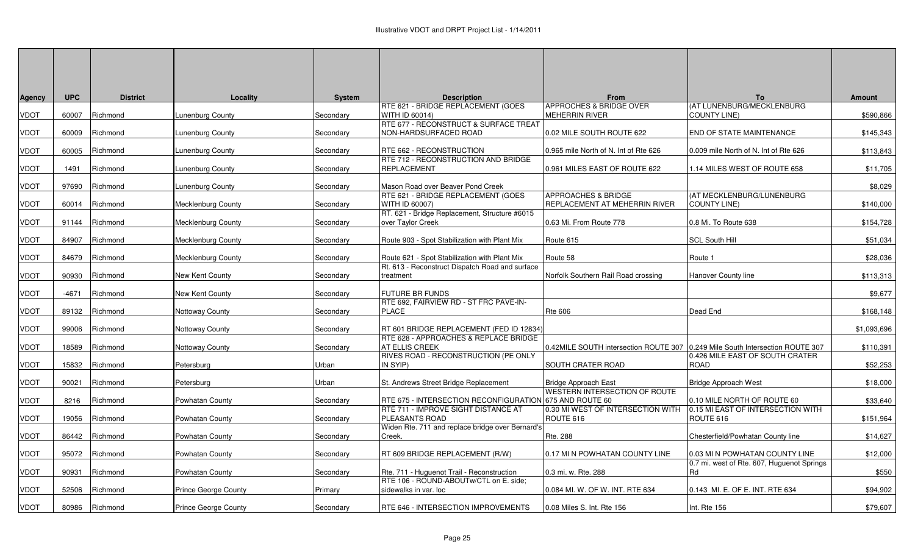Illustrative VDOT and DRPT Project List - 1/14/2011

| Agency | UPC | District | Locality | System | Description | From | To | Amount |
|---|---|---|---|---|---|---|---|---|
| VDOT | 60007 | Richmond | Lunenburg County | Secondary | RTE 621 - BRIDGE REPLACEMENT (GOES WITH ID 60014) | APPROACHES & BRIDGE OVER MEHERRIN RIVER | (AT LUNENBURG/MECKLENBURG COUNTY LINE) | $590,866 |
| VDOT | 60009 | Richmond | Lunenburg County | Secondary | RTE 677 - RECONSTRUCT & SURFACE TREAT NON-HARDSURFACED ROAD | 0.02 MILE SOUTH ROUTE 622 | END OF STATE MAINTENANCE | $145,343 |
| VDOT | 60005 | Richmond | Lunenburg County | Secondary | RTE 662 - RECONSTRUCTION | 0.965 mile North of N. Int of Rte 626 | 0.009 mile North of N. Int of Rte 626 | $113,843 |
| VDOT | 1491 | Richmond | Lunenburg County | Secondary | RTE 712 - RECONSTRUCTION AND BRIDGE REPLACEMENT | 0.961 MILES EAST OF ROUTE 622 | 1.14 MILES WEST OF ROUTE 658 | $11,705 |
| VDOT | 97690 | Richmond | Lunenburg County | Secondary | Mason Road over Beaver Pond Creek | | | $8,029 |
| VDOT | 60014 | Richmond | Mecklenburg County | Secondary | RTE 621 - BRIDGE REPLACEMENT (GOES WITH ID 60007) | APPROACHES & BRIDGE REPLACEMENT AT MEHERRIN RIVER | (AT MECKLENBURG/LUNENBURG COUNTY LINE) | $140,000 |
| VDOT | 91144 | Richmond | Mecklenburg County | Secondary | RT. 621 - Bridge Replacement, Structure #6015 over Taylor Creek | 0.63 Mi. From Route 778 | 0.8 Mi. To Route 638 | $154,728 |
| VDOT | 84907 | Richmond | Mecklenburg County | Secondary | Route 903 - Spot Stabilization with Plant Mix | Route 615 | SCL South Hill | $51,034 |
| VDOT | 84679 | Richmond | Mecklenburg County | Secondary | Route 621 - Spot Stabilization with Plant Mix | Route 58 | Route 1 | $28,036 |
| VDOT | 90930 | Richmond | New Kent County | Secondary | Rt. 613 - Reconstruct Dispatch Road and surface treatment | Norfolk Southern Rail Road crossing | Hanover County line | $113,313 |
| VDOT | -4671 | Richmond | New Kent County | Secondary | FUTURE BR FUNDS | | | $9,677 |
| VDOT | 89132 | Richmond | Nottoway County | Secondary | RTE 692, FAIRVIEW RD - ST FRC PAVE-IN-PLACE | Rte 606 | Dead End | $168,148 |
| VDOT | 99006 | Richmond | Nottoway County | Secondary | RT 601 BRIDGE REPLACEMENT (FED ID 12834) | | | $1,093,696 |
| VDOT | 18589 | Richmond | Nottoway County | Secondary | RTE 628 - APPROACHES & REPLACE BRIDGE AT ELLIS CREEK | 0.42MILE SOUTH intersection ROUTE 307 | 0.249 Mile South Intersection ROUTE 307 | $110,391 |
| VDOT | 15832 | Richmond | Petersburg | Urban | RIVES ROAD - RECONSTRUCTION (PE ONLY IN SYIP) | SOUTH CRATER ROAD | 0.426 MILE EAST OF SOUTH CRATER ROAD | $52,253 |
| VDOT | 90021 | Richmond | Petersburg | Urban | St. Andrews Street Bridge Replacement | Bridge Approach East | Bridge Approach West | $18,000 |
| VDOT | 8216 | Richmond | Powhatan County | Secondary | RTE 675 - INTERSECTION RECONFIGURATION | WESTERN INTERSECTION OF ROUTE 675 AND ROUTE 60 | 0.10 MILE NORTH OF ROUTE 60 | $33,640 |
| VDOT | 19056 | Richmond | Powhatan County | Secondary | RTE 711 - IMPROVE SIGHT DISTANCE AT PLEASANTS ROAD | 0.30 MI WEST OF INTERSECTION WITH ROUTE 616 | 0.15 MI EAST OF INTERSECTION WITH ROUTE 616 | $151,964 |
| VDOT | 86442 | Richmond | Powhatan County | Secondary | Widen Rte. 711 and replace bridge over Bernard's Creek. | Rte. 288 | Chesterfield/Powhatan County line | $14,627 |
| VDOT | 95072 | Richmond | Powhatan County | Secondary | RT 609 BRIDGE REPLACEMENT (R/W) | 0.17 MI N POWHATAN COUNTY LINE | 0.03 MI N POWHATAN COUNTY LINE | $12,000 |
| VDOT | 90931 | Richmond | Powhatan County | Secondary | Rte. 711 - Huguenot Trail - Reconstruction | 0.3 mi. w. Rte. 288 | 0.7 mi. west of Rte. 607, Huguenot Springs Rd | $550 |
| VDOT | 52506 | Richmond | Prince George County | Primary | RTE 106 - ROUND-ABOUTw/CTL on E. side; sidewalks in var. loc | 0.084 MI. W. OF W. INT. RTE 634 | 0.143 MI. E. OF E. INT. RTE 634 | $94,902 |
| VDOT | 80986 | Richmond | Prince George County | Secondary | RTE 646 - INTERSECTION IMPROVEMENTS | 0.08 Miles S. Int. Rte 156 | Int. Rte 156 | $79,607 |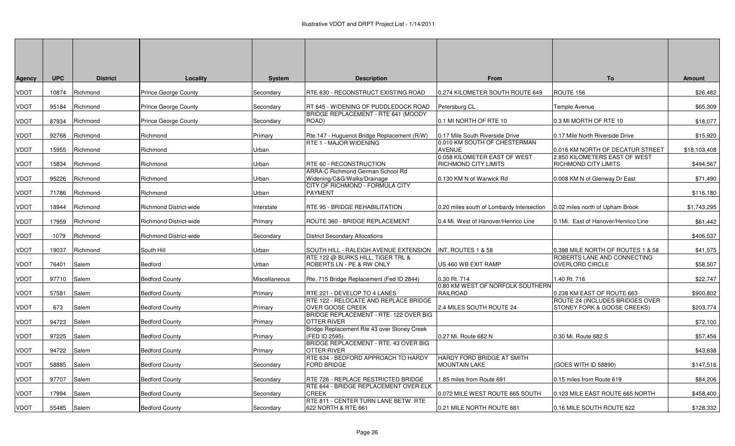| Agency | UPC | District | Locality | System | Description | From | To | Amount |
|---|---|---|---|---|---|---|---|---|
| VDOT | 10874 | Richmond | Prince George County | Secondary | RTE 630 - RECONSTRUCT EXISTING ROAD | 0.274 KILOMETER SOUTH ROUTE 649 | ROUTE 156 | $26,482 |
| VDOT | 95184 | Richmond | Prince George County | Secondary | RT 645 - WIDENING OF PUDDLEDOCK ROAD | Petersburg CL | Temple Avenue | $65,309 |
| VDOT | 87934 | Richmond | Prince George County | Secondary | BRIDGE REPLACEMENT - RTE 641 (MOODY ROAD) | 0.1 MI NORTH OF RTE 10 | 0.3 MI MORTH OF RTE 10 | $18,077 |
| VDOT | 92768 | Richmond | Richmond | Primary | Rte.147 - Huguenot Bridge Replacement (R/W) | 0.17 Mile South Riverside Drive | 0.17 Mile North Riverside Drive | $15,920 |
| VDOT | 15955 | Richmond | Richmond | Urban | RTE 1 - MAJOR WIDENING | 0.010 KM SOUTH OF CHESTERMAN AVENUE | 0.016 KM NORTH OF DECATUR STREET | $18,103,408 |
| VDOT | 15834 | Richmond | Richmond | Urban | RTE 60 - RECONSTRUCTION | 0.058 KILOMETER EAST OF WEST RICHMOND CITY LIMITS | 2.850 KILOMETERS EAST OF WEST RICHMOND CITY LIMITS | $494,567 |
| VDOT | 95226 | Richmond | Richmond | Urban | ARRA-C Richmond German School Rd Widening/C&G/Walks/Drainage | 0.130 KM N of Warwick Rd | 0.008 KM N of Glenway Dr East | $71,490 |
| VDOT | 71786 | Richmond | Richmond | Urban | CITY OF RICHMOND - FORMULA CITY PAYMENT | | | $116,180 |
| VDOT | 18944 | Richmond | Richmond District-wide | Interstate | RTE 95 - BRIDGE REHABILITATION | 0.20 miles south of Lombardy Intersection | 0.02 miles north of Upham Brook | $1,743,295 |
| VDOT | 17959 | Richmond | Richmond District-wide | Primary | ROUTE 360 - BRIDGE REPLACEMENT | 0.4 Mi. West of Hanover/Henrico Line | 0.1Mi. East of Hanover/Henrico Line | $61,442 |
| VDOT | -1079 | Richmond | Richmond District-wide | Secondary | District Secondary Allocations | | | $406,537 |
| VDOT | 19037 | Richmond | South Hill | Urban | SOUTH HILL - RALEIGH AVENUE EXTENSION | INT. ROUTES 1 & 58 | 0.398 MILE NORTH OF ROUTES 1 & 58 | $41,575 |
| VDOT | 76401 | Salem | Bedford | Urban | RTE 122 @ BURKS HILL, TIGER TRL & ROBERTS LN - PE & RW ONLY | US 460 WB EXIT RAMP | ROBERTS LANE AND CONNECTING OVERLORD CIRCLE | $58,507 |
| VDOT | 97710 | Salem | Bedford County | Miscellaneous | Rte. 715 Bridge Replacement (Fed ID 2844) | 0.30 Rt. 714 | 1.40 Rt. 716 | $22,747 |
| VDOT | 57581 | Salem | Bedford County | Primary | RTE 221 - DEVELOP TO 4 LANES | 0.80 KM WEST OF NORFOLK SOUTHERN RAILROAD | 0.238 KM EAST OF ROUTE 663 | $900,802 |
| VDOT | 673 | Salem | Bedford County | Primary | RTE 122 - RELOCATE AND REPLACE BRIDGE OVER GOOSE CREEK | 2.4 MILES SOUTH ROUTE 24 | ROUTE 24 (INCLUDES BRIDGES OVER STONEY FORK & GOOSE CREEKS) | $203,774 |
| VDOT | 94723 | Salem | Bedford County | Primary | BRIDGE REPLACEMENT - RTE. 122 OVER BIG OTTER RIVER | | | $72,100 |
| VDOT | 97225 | Salem | Bedford County | Primary | Bridge Replacement Rte 43 over Stoney Creek (FED ID 2595) | 0.27 Mi. Route 682 N | 0.30 Mi. Route 682 S | $57,456 |
| VDOT | 94722 | Salem | Bedford County | Primary | BRIDGE REPLACEMENT - RTE. 43 OVER BIG OTTER RIVER | | | $43,638 |
| VDOT | 58885 | Salem | Bedford County | Secondary | RTE 634 - BEDFORD APPROACH TO HARDY FORD BRIDGE | HARDY FORD BRIDGE AT SMITH MOUNTAIN LAKE | (GOES WITH ID 58890) | $147,516 |
| VDOT | 97707 | Salem | Bedford County | Secondary | RTE 726 - REPLACE RESTRICTED BRIDGE | 1.85 miles from Route 691 | 0.15 miles from Route 619 | $84,206 |
| VDOT | 17994 | Salem | Bedford County | Secondary | RTE 644 - BRIDGE REPLACEMENT OVER ELK CREEK | 0.072 MILE WEST ROUTE 665 SOUTH | 0.123 MILE EAST ROUTE 665 NORTH | $458,400 |
| VDOT | 55485 | Salem | Bedford County | Secondary | RTE 811 - CENTER TURN LANE BETW. RTE 622 NORTH & RTE 661 | 0.21 MILE NORTH ROUTE 661 | 0.16 MILE SOUTH ROUTE 622 | $128,332 |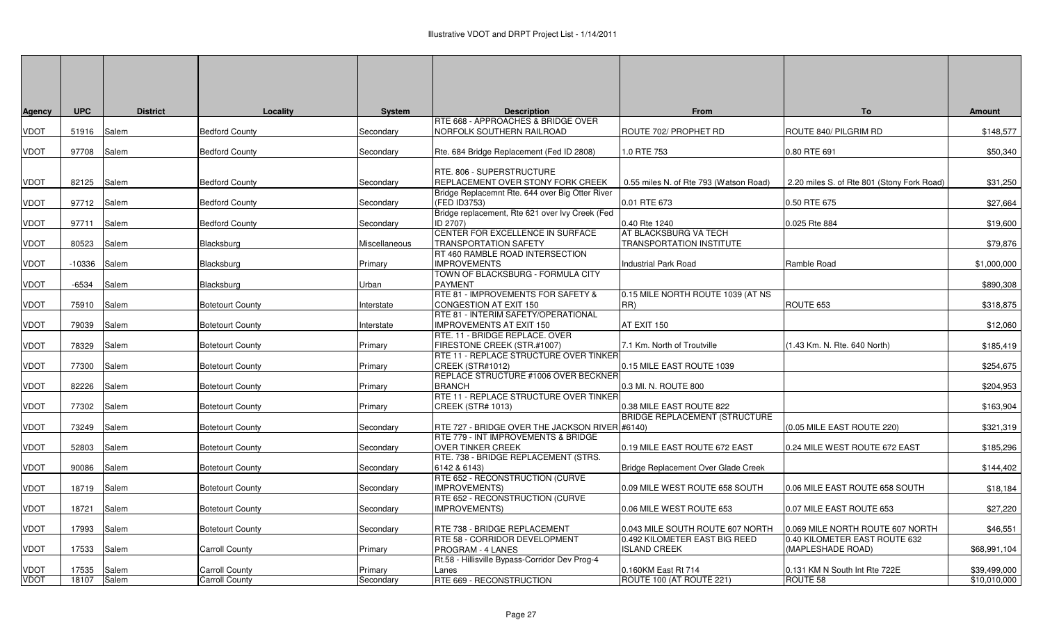Illustrative VDOT and DRPT Project List - 1/14/2011

| Agency | UPC | District | Locality | System | Description | From | To | Amount |
|---|---|---|---|---|---|---|---|---|
| VDOT | 51916 | Salem | Bedford County | Secondary | RTE 668 - APPROACHES & BRIDGE OVER NORFOLK SOUTHERN RAILROAD | ROUTE 702/ PROPHET RD | ROUTE 840/ PILGRIM RD | $148,577 |
| VDOT | 97708 | Salem | Bedford County | Secondary | Rte. 684 Bridge Replacement (Fed ID 2808) | 1.0 RTE 753 | 0.80 RTE 691 | $50,340 |
| VDOT | 82125 | Salem | Bedford County | Secondary | RTE. 806 - SUPERSTRUCTURE REPLACEMENT OVER STONY FORK CREEK | 0.55 miles N. of Rte 793 (Watson Road) | 2.20 miles S. of Rte 801 (Stony Fork Road) | $31,250 |
| VDOT | 97712 | Salem | Bedford County | Secondary | Bridge Replacemnt Rte. 644 over Big Otter River (FED ID3753) | 0.01 RTE 673 | 0.50 RTE 675 | $27,664 |
| VDOT | 97711 | Salem | Bedford County | Secondary | Bridge replacement, Rte 621 over Ivy Creek (Fed ID 2707) | 0.40 Rte 1240 | 0.025 Rte 884 | $19,600 |
| VDOT | 80523 | Salem | Blacksburg | Miscellaneous | CENTER FOR EXCELLENCE IN SURFACE TRANSPORTATION SAFETY | AT BLACKSBURG VA TECH TRANSPORTATION INSTITUTE | | $79,876 |
| VDOT | -10336 | Salem | Blacksburg | Primary | RT 460 RAMBLE ROAD INTERSECTION IMPROVEMENTS | Industrial Park Road | Ramble Road | $1,000,000 |
| VDOT | -6534 | Salem | Blacksburg | Urban | TOWN OF BLACKSBURG - FORMULA CITY PAYMENT | | | $890,308 |
| VDOT | 75910 | Salem | Botetourt County | Interstate | RTE 81 - IMPROVEMENTS FOR SAFETY & CONGESTION AT EXIT 150 | 0.15 MILE NORTH ROUTE 1039 (AT NS RR) | ROUTE 653 | $318,875 |
| VDOT | 79039 | Salem | Botetourt County | Interstate | RTE 81 - INTERIM SAFETY/OPERATIONAL IMPROVEMENTS AT EXIT 150 | AT EXIT 150 | | $12,060 |
| VDOT | 78329 | Salem | Botetourt County | Primary | RTE. 11 - BRIDGE REPLACE. OVER FIRESTONE CREEK (STR.#1007) | 7.1 Km. North of Troutville | (1.43 Km. N. Rte. 640 North) | $185,419 |
| VDOT | 77300 | Salem | Botetourt County | Primary | RTE 11 - REPLACE STRUCTURE OVER TINKER CREEK (STR#1012) | 0.15 MILE EAST ROUTE 1039 | | $254,675 |
| VDOT | 82226 | Salem | Botetourt County | Primary | REPLACE STRUCTURE #1006 OVER BECKNER BRANCH | 0.3 MI. N. ROUTE 800 | | $204,953 |
| VDOT | 77302 | Salem | Botetourt County | Primary | RTE 11 - REPLACE STRUCTURE OVER TINKER CREEK (STR# 1013) | 0.38 MILE EAST ROUTE 822 | | $163,904 |
| VDOT | 73249 | Salem | Botetourt County | Secondary | RTE 727 - BRIDGE OVER THE JACKSON RIVER | BRIDGE REPLACEMENT (STRUCTURE #6140) | (0.05 MILE EAST ROUTE 220) | $321,319 |
| VDOT | 52803 | Salem | Botetourt County | Secondary | RTE 779 - INT IMPROVEMENTS & BRIDGE OVER TINKER CREEK | 0.19 MILE EAST ROUTE 672 EAST | 0.24 MILE WEST ROUTE 672 EAST | $185,296 |
| VDOT | 90086 | Salem | Botetourt County | Secondary | RTE. 738 - BRIDGE REPLACEMENT (STRS. 6142 & 6143) | Bridge Replacement Over Glade Creek | | $144,402 |
| VDOT | 18719 | Salem | Botetourt County | Secondary | RTE 652 - RECONSTRUCTION (CURVE IMPROVEMENTS) | 0.09 MILE WEST ROUTE 658 SOUTH | 0.06 MILE EAST ROUTE 658 SOUTH | $18,184 |
| VDOT | 18721 | Salem | Botetourt County | Secondary | RTE 652 - RECONSTRUCTION (CURVE IMPROVEMENTS) | 0.06 MILE WEST ROUTE 653 | 0.07 MILE EAST ROUTE 653 | $27,220 |
| VDOT | 17993 | Salem | Botetourt County | Secondary | RTE 738 - BRIDGE REPLACEMENT | 0.043 MILE SOUTH ROUTE 607 NORTH | 0.069 MILE NORTH ROUTE 607 NORTH | $46,551 |
| VDOT | 17533 | Salem | Carroll County | Primary | RTE 58 - CORRIDOR DEVELOPMENT PROGRAM - 4 LANES | 0.492 KILOMETER EAST BIG REED ISLAND CREEK | 0.40 KILOMETER EAST ROUTE 632 (MAPLESHADE ROAD) | $68,991,104 |
| VDOT | 17535 | Salem | Carroll County | Primary | Rt.58 - Hillisville Bypass-Corridor Dev Prog-4 Lanes | 0.160KM East Rt 714 | 0.131 KM N South Int Rte 722E | $39,499,000 |
| VDOT | 18107 | Salem | Carroll County | Secondary | RTE 669 - RECONSTRUCTION | ROUTE 100 (AT ROUTE 221) | ROUTE 58 | $10,010,000 |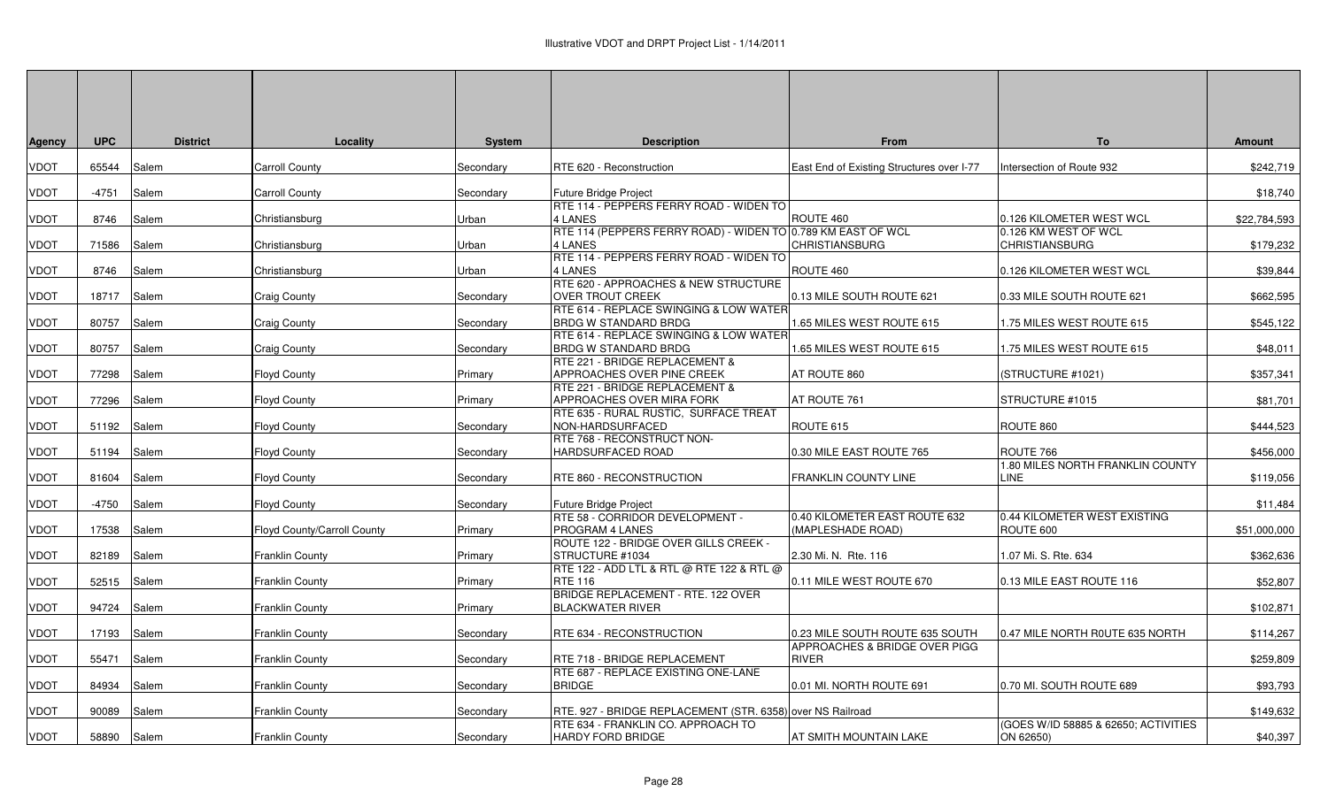# Illustrative VDOT and DRPT Project List - 1/14/2011

| Agency | UPC | District | Locality | System | Description | From | To | Amount |
|---|---|---|---|---|---|---|---|---|
| VDOT | 65544 | Salem | Carroll County | Secondary | RTE 620 - Reconstruction | East End of Existing Structures over I-77 | Intersection of Route 932 | $242,719 |
| VDOT | -4751 | Salem | Carroll County | Secondary | Future Bridge Project | | | $18,740 |
| VDOT | 8746 | Salem | Christiansburg | Urban | RTE 114 - PEPPERS FERRY ROAD - WIDEN TO 4 LANES | ROUTE 460 | 0.126 KILOMETER WEST WCL | $22,784,593 |
| VDOT | 71586 | Salem | Christiansburg | Urban | RTE 114 (PEPPERS FERRY ROAD) - WIDEN TO 4 LANES | 0.789 KM EAST OF WCL CHRISTIANSBURG | 0.126 KM WEST OF WCL CHRISTIANSBURG | $179,232 |
| VDOT | 8746 | Salem | Christiansburg | Urban | RTE 114 - PEPPERS FERRY ROAD - WIDEN TO 4 LANES | ROUTE 460 | 0.126 KILOMETER WEST WCL | $39,844 |
| VDOT | 18717 | Salem | Craig County | Secondary | RTE 620 - APPROACHES & NEW STRUCTURE OVER TROUT CREEK | 0.13 MILE SOUTH ROUTE 621 | 0.33 MILE SOUTH ROUTE 621 | $662,595 |
| VDOT | 80757 | Salem | Craig County | Secondary | RTE 614 - REPLACE SWINGING & LOW WATER BRDG W STANDARD BRDG | 1.65 MILES WEST ROUTE 615 | 1.75 MILES WEST ROUTE 615 | $545,122 |
| VDOT | 80757 | Salem | Craig County | Secondary | RTE 614 - REPLACE SWINGING & LOW WATER BRDG W STANDARD BRDG | 1.65 MILES WEST ROUTE 615 | 1.75 MILES WEST ROUTE 615 | $48,011 |
| VDOT | 77298 | Salem | Floyd County | Primary | RTE 221 - BRIDGE REPLACEMENT & APPROACHES OVER PINE CREEK | AT ROUTE 860 | (STRUCTURE #1021) | $357,341 |
| VDOT | 77296 | Salem | Floyd County | Primary | RTE 221 - BRIDGE REPLACEMENT & APPROACHES OVER MIRA FORK | AT ROUTE 761 | STRUCTURE #1015 | $81,701 |
| VDOT | 51192 | Salem | Floyd County | Secondary | RTE 635 - RURAL RUSTIC, SURFACE TREAT NON-HARDSURFACED | ROUTE 615 | ROUTE 860 | $444,523 |
| VDOT | 51194 | Salem | Floyd County | Secondary | RTE 768 - RECONSTRUCT NON-HARDSURFACED ROAD | 0.30 MILE EAST ROUTE 765 | ROUTE 766 | $456,000 |
| VDOT | 81604 | Salem | Floyd County | Secondary | RTE 860 - RECONSTRUCTION | FRANKLIN COUNTY LINE | 1.80 MILES NORTH FRANKLIN COUNTY LINE | $119,056 |
| VDOT | -4750 | Salem | Floyd County | Secondary | Future Bridge Project | | | $11,484 |
| VDOT | 17538 | Salem | Floyd County/Carroll County | Primary | RTE 58 - CORRIDOR DEVELOPMENT - PROGRAM 4 LANES | 0.40 KILOMETER EAST ROUTE 632 (MAPLESHADE ROAD) | 0.44 KILOMETER WEST EXISTING ROUTE 600 | $51,000,000 |
| VDOT | 82189 | Salem | Franklin County | Primary | ROUTE 122 - BRIDGE OVER GILLS CREEK - STRUCTURE #1034 | 2.30 Mi. N. Rte. 116 | 1.07 Mi. S. Rte. 634 | $362,636 |
| VDOT | 52515 | Salem | Franklin County | Primary | RTE 122 - ADD LTL & RTL @ RTE 122 & RTL @ RTE 116 | 0.11 MILE WEST ROUTE 670 | 0.13 MILE EAST ROUTE 116 | $52,807 |
| VDOT | 94724 | Salem | Franklin County | Primary | BRIDGE REPLACEMENT - RTE. 122 OVER BLACKWATER RIVER | | | $102,871 |
| VDOT | 17193 | Salem | Franklin County | Secondary | RTE 634 - RECONSTRUCTION | 0.23 MILE SOUTH ROUTE 635 SOUTH | 0.47 MILE NORTH R0UTE 635 NORTH | $114,267 |
| VDOT | 55471 | Salem | Franklin County | Secondary | RTE 718 - BRIDGE REPLACEMENT | APPROACHES & BRIDGE OVER PIGG RIVER | | $259,809 |
| VDOT | 84934 | Salem | Franklin County | Secondary | RTE 687 - REPLACE EXISTING ONE-LANE BRIDGE | 0.01 MI. NORTH ROUTE 691 | 0.70 MI. SOUTH ROUTE 689 | $93,793 |
| VDOT | 90089 | Salem | Franklin County | Secondary | RTE. 927 - BRIDGE REPLACEMENT (STR. 6358) | over NS Railroad | | $149,632 |
| VDOT | 58890 | Salem | Franklin County | Secondary | RTE 634 - FRANKLIN CO. APPROACH TO HARDY FORD BRIDGE | AT SMITH MOUNTAIN LAKE | (GOES W/ID 58885 & 62650; ACTIVITIES ON 62650) | $40,397 |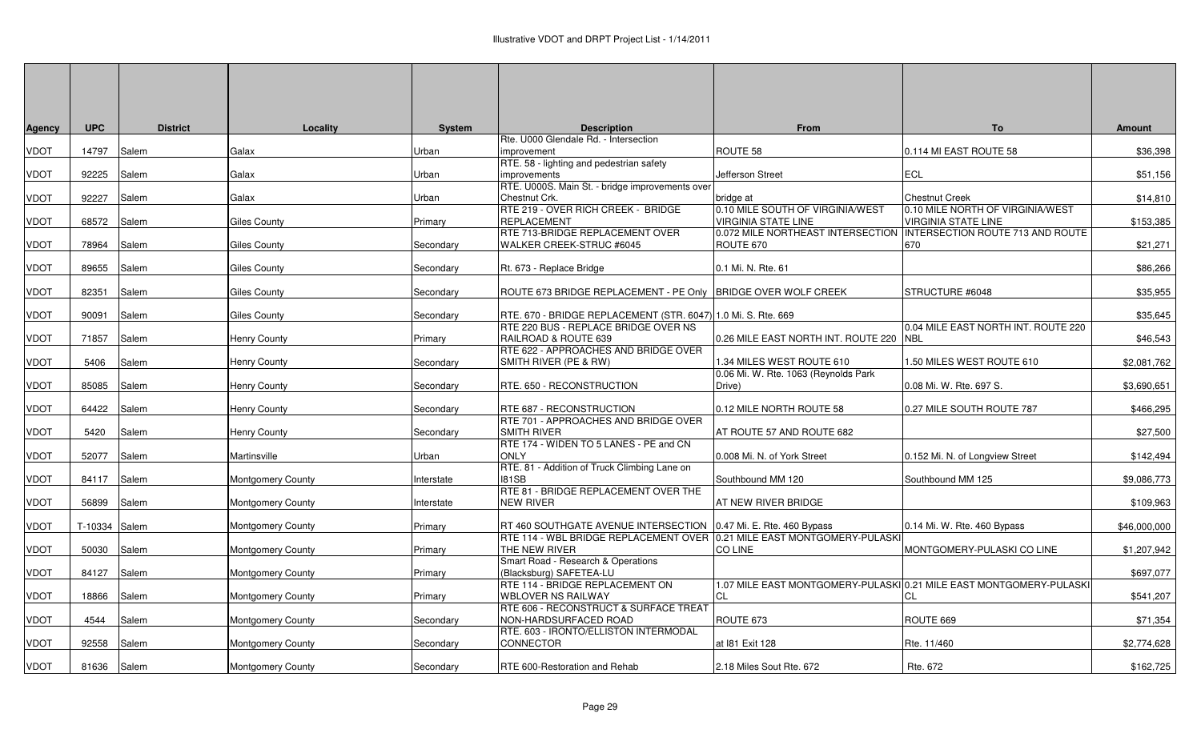| Agency | UPC | District | Locality | System | Description | From | To | Amount |
|---|---|---|---|---|---|---|---|---|
| VDOT | 14797 | Salem | Galax | Urban | Rte. U000 Glendale Rd. - Intersection improvement | ROUTE 58 | 0.114 MI EAST ROUTE 58 | $36,398 |
| VDOT | 92225 | Salem | Galax | Urban | RTE. 58 - lighting and pedestrian safety improvements | Jefferson Street | ECL | $51,156 |
| VDOT | 92227 | Salem | Galax | Urban | RTE. U000S. Main St. - bridge improvements over Chestnut Crk. | bridge at | Chestnut Creek | $14,810 |
| VDOT | 68572 | Salem | Giles County | Primary | RTE 219 - OVER RICH CREEK - BRIDGE REPLACEMENT | 0.10 MILE SOUTH OF VIRGINIA/WEST VIRGINIA STATE LINE | 0.10 MILE NORTH OF VIRGINIA/WEST VIRGINIA STATE LINE | $153,385 |
| VDOT | 78964 | Salem | Giles County | Secondary | RTE 713-BRIDGE REPLACEMENT OVER WALKER CREEK-STRUC #6045 | 0.072 MILE NORTHEAST INTERSECTION ROUTE 670 | INTERSECTION ROUTE 713 AND ROUTE 670 | $21,271 |
| VDOT | 89655 | Salem | Giles County | Secondary | Rt. 673 - Replace Bridge | 0.1 Mi. N. Rte. 61 | | $86,266 |
| VDOT | 82351 | Salem | Giles County | Secondary | ROUTE 673 BRIDGE REPLACEMENT - PE Only | BRIDGE OVER WOLF CREEK | STRUCTURE #6048 | $35,955 |
| VDOT | 90091 | Salem | Giles County | Secondary | RTE. 670 - BRIDGE REPLACEMENT (STR. 6047) | 1.0 Mi. S. Rte. 669 | | $35,645 |
| VDOT | 71857 | Salem | Henry County | Primary | RTE 220 BUS - REPLACE BRIDGE OVER NS RAILROAD & ROUTE 639 | 0.26 MILE EAST NORTH INT. ROUTE 220 | 0.04 MILE EAST NORTH INT. ROUTE 220 NBL | $46,543 |
| VDOT | 5406 | Salem | Henry County | Secondary | RTE 622 - APPROACHES AND BRIDGE OVER SMITH RIVER (PE & RW) | 1.34 MILES WEST ROUTE 610 | 1.50 MILES WEST ROUTE 610 | $2,081,762 |
| VDOT | 85085 | Salem | Henry County | Secondary | RTE. 650 - RECONSTRUCTION | 0.06 Mi. W. Rte. 1063 (Reynolds Park Drive) | 0.08 Mi. W. Rte. 697 S. | $3,690,651 |
| VDOT | 64422 | Salem | Henry County | Secondary | RTE 687 - RECONSTRUCTION | 0.12 MILE NORTH ROUTE 58 | 0.27 MILE SOUTH ROUTE 787 | $466,295 |
| VDOT | 5420 | Salem | Henry County | Secondary | RTE 701 - APPROACHES AND BRIDGE OVER SMITH RIVER | AT ROUTE 57 AND ROUTE 682 | | $27,500 |
| VDOT | 52077 | Salem | Martinsville | Urban | RTE 174 - WIDEN TO 5 LANES - PE and CN ONLY | 0.008 Mi. N. of York Street | 0.152 Mi. N. of Longview Street | $142,494 |
| VDOT | 84117 | Salem | Montgomery County | Interstate | RTE. 81 - Addition of Truck Climbing Lane on I81SB | Southbound MM 120 | Southbound MM 125 | $9,086,773 |
| VDOT | 56899 | Salem | Montgomery County | Interstate | RTE 81 - BRIDGE REPLACEMENT OVER THE NEW RIVER | AT NEW RIVER BRIDGE | | $109,963 |
| VDOT | T-10334 | Salem | Montgomery County | Primary | RT 460 SOUTHGATE AVENUE INTERSECTION | 0.47 Mi. E. Rte. 460 Bypass | 0.14 Mi. W. Rte. 460 Bypass | $46,000,000 |
| VDOT | 50030 | Salem | Montgomery County | Primary | RTE 114 - WBL BRIDGE REPLACEMENT OVER THE NEW RIVER | 0.21 MILE EAST MONTGOMERY-PULASKI CO LINE | MONTGOMERY-PULASKI CO LINE | $1,207,942 |
| VDOT | 84127 | Salem | Montgomery County | Primary | Smart Road - Research & Operations (Blacksburg) SAFETEA-LU | | | $697,077 |
| VDOT | 18866 | Salem | Montgomery County | Primary | RTE 114 - BRIDGE REPLACEMENT ON WBLOVER NS RAILWAY | 1.07 MILE EAST MONTGOMERY-PULASKI CL | 0.21 MILE EAST MONTGOMERY-PULASKI CL | $541,207 |
| VDOT | 4544 | Salem | Montgomery County | Secondary | RTE 606 - RECONSTRUCT & SURFACE TREAT NON-HARDSURFACED ROAD | ROUTE 673 | ROUTE 669 | $71,354 |
| VDOT | 92558 | Salem | Montgomery County | Secondary | RTE. 603 - IRONTO/ELLISTON INTERMODAL CONNECTOR | at I81 Exit 128 | Rte. 11/460 | $2,774,628 |
| VDOT | 81636 | Salem | Montgomery County | Secondary | RTE 600-Restoration and Rehab | 2.18 Miles Sout Rte. 672 | Rte. 672 | $162,725 |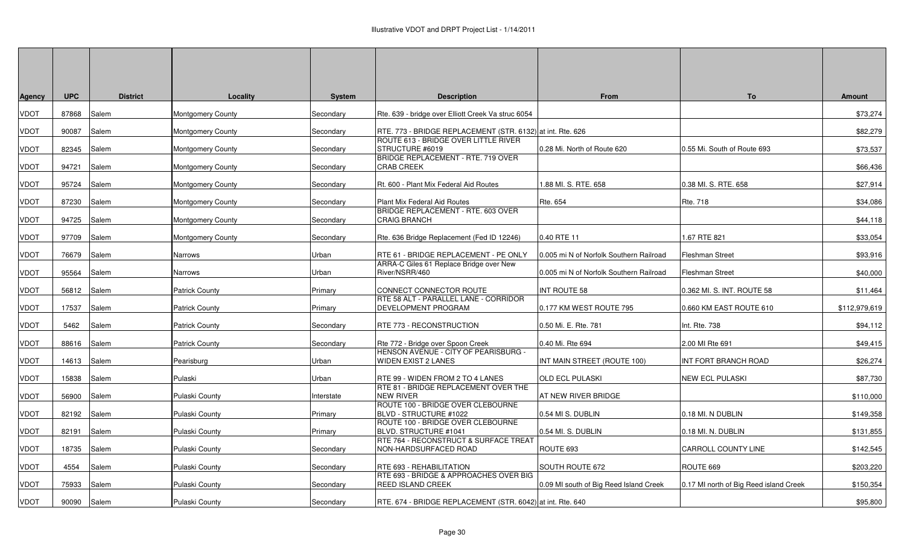| Agency | UPC | District | Locality | System | Description | From | To | Amount |
|---|---|---|---|---|---|---|---|---|
| VDOT | 87868 | Salem | Montgomery County | Secondary | Rte. 639 - bridge over Elliott Creek Va struc 6054 | | | $73,274 |
| VDOT | 90087 | Salem | Montgomery County | Secondary | RTE. 773 - BRIDGE REPLACEMENT (STR. 6132) at int. Rte. 626 | | | $82,279 |
| VDOT | 82345 | Salem | Montgomery County | Secondary | ROUTE 613 - BRIDGE OVER LITTLE RIVER STRUCTURE #6019 | 0.28 Mi. North of Route 620 | 0.55 Mi. South of Route 693 | $73,537 |
| VDOT | 94721 | Salem | Montgomery County | Secondary | BRIDGE REPLACEMENT - RTE. 719 OVER CRAB CREEK | | | $66,436 |
| VDOT | 95724 | Salem | Montgomery County | Secondary | Rt. 600 - Plant Mix Federal Aid Routes | 1.88 MI. S. RTE. 658 | 0.38 MI. S. RTE. 658 | $27,914 |
| VDOT | 87230 | Salem | Montgomery County | Secondary | Plant Mix Federal Aid Routes | Rte. 654 | Rte. 718 | $34,086 |
| VDOT | 94725 | Salem | Montgomery County | Secondary | BRIDGE REPLACEMENT - RTE. 603 OVER CRAIG BRANCH | | | $44,118 |
| VDOT | 97709 | Salem | Montgomery County | Secondary | Rte. 636 Bridge Replacement (Fed ID 12246) | 0.40 RTE 11 | 1.67 RTE 821 | $33,054 |
| VDOT | 76679 | Salem | Narrows | Urban | RTE 61 - BRIDGE REPLACEMENT - PE ONLY | 0.005 mi N of Norfolk Southern Railroad | Fleshman Street | $93,916 |
| VDOT | 95564 | Salem | Narrows | Urban | ARRA-C Giles 61 Replace Bridge over New River/NSRR/460 | 0.005 mi N of Norfolk Southern Railroad | Fleshman Street | $40,000 |
| VDOT | 56812 | Salem | Patrick County | Primary | CONNECT CONNECTOR ROUTE | INT ROUTE 58 | 0.362 MI. S. INT. ROUTE 58 | $11,464 |
| VDOT | 17537 | Salem | Patrick County | Primary | RTE 58 ALT - PARALLEL LANE - CORRIDOR DEVELOPMENT PROGRAM | 0.177 KM WEST ROUTE 795 | 0.660 KM EAST ROUTE 610 | $112,979,619 |
| VDOT | 5462 | Salem | Patrick County | Secondary | RTE 773 - RECONSTRUCTION | 0.50 Mi. E. Rte. 781 | Int. Rte. 738 | $94,112 |
| VDOT | 88616 | Salem | Patrick County | Secondary | Rte 772 - Bridge over Spoon Creek | 0.40 Mi. Rte 694 | 2.00 MI Rte 691 | $49,415 |
| VDOT | 14613 | Salem | Pearisburg | Urban | HENSON AVENUE - CITY OF PEARISBURG - WIDEN EXIST 2 LANES | INT MAIN STREET (ROUTE 100) | INT FORT BRANCH ROAD | $26,274 |
| VDOT | 15838 | Salem | Pulaski | Urban | RTE 99 - WIDEN FROM 2 TO 4 LANES | OLD ECL PULASKI | NEW ECL PULASKI | $87,730 |
| VDOT | 56900 | Salem | Pulaski County | Interstate | RTE 81 - BRIDGE REPLACEMENT OVER THE NEW RIVER | AT NEW RIVER BRIDGE | | $110,000 |
| VDOT | 82192 | Salem | Pulaski County | Primary | ROUTE 100 - BRIDGE OVER CLEBOURNE BLVD - STRUCTURE #1022 | 0.54 MI S. DUBLIN | 0.18 MI. N DUBLIN | $149,358 |
| VDOT | 82191 | Salem | Pulaski County | Primary | ROUTE 100 - BRIDGE OVER CLEBOURNE BLVD. STRUCTURE #1041 | 0.54 MI. S. DUBLIN | 0.18 MI. N. DUBLIN | $131,855 |
| VDOT | 18735 | Salem | Pulaski County | Secondary | RTE 764 - RECONSTRUCT & SURFACE TREAT NON-HARDSURFACED ROAD | ROUTE 693 | CARROLL COUNTY LINE | $142,545 |
| VDOT | 4554 | Salem | Pulaski County | Secondary | RTE 693 - REHABILITATION | SOUTH ROUTE 672 | ROUTE 669 | $203,220 |
| VDOT | 75933 | Salem | Pulaski County | Secondary | RTE 693 - BRIDGE & APPROACHES OVER BIG REED ISLAND CREEK | 0.09 MI south of Big Reed Island Creek | 0.17 MI north of Big Reed island Creek | $150,354 |
| VDOT | 90090 | Salem | Pulaski County | Secondary | RTE. 674 - BRIDGE REPLACEMENT (STR. 6042) at int. Rte. 640 | | | $95,800 |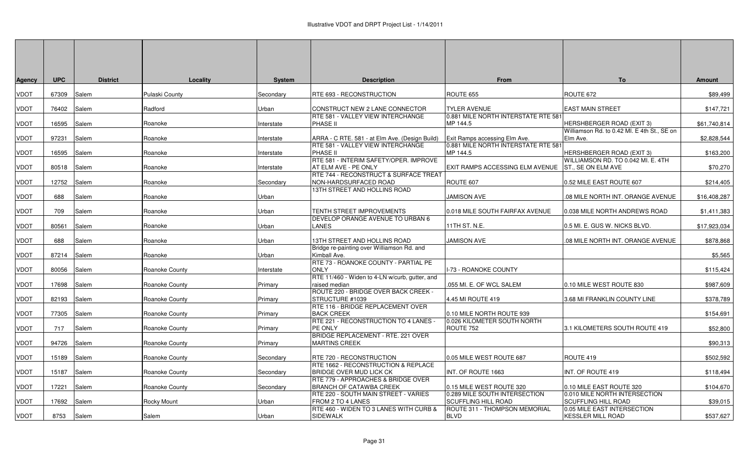# Illustrative VDOT and DRPT Project List - 1/14/2011

| Agency | UPC | District | Locality | System | Description | From | To | Amount |
|---|---|---|---|---|---|---|---|---|
| VDOT | 67309 | Salem | Pulaski County | Secondary | RTE 693 - RECONSTRUCTION | ROUTE 655 | ROUTE 672 | $89,499 |
| VDOT | 76402 | Salem | Radford | Urban | CONSTRUCT NEW 2 LANE CONNECTOR | TYLER AVENUE | EAST MAIN STREET | $147,721 |
| VDOT | 16595 | Salem | Roanoke | Interstate | RTE 581 - VALLEY VIEW INTERCHANGE PHASE II | 0.881 MILE NORTH INTERSTATE RTE 581 MP 144.5 | HERSHBERGER ROAD (EXIT 3) | $61,740,814 |
| VDOT | 97231 | Salem | Roanoke | Interstate | ARRA - C RTE. 581 - at Elm Ave. (Design Build) | Exit Ramps accessing Elm Ave. | Williamson Rd. to 0.42 MI. E 4th St., SE on Elm Ave. | $2,828,544 |
| VDOT | 16595 | Salem | Roanoke | Interstate | RTE 581 - VALLEY VIEW INTERCHANGE PHASE II | 0.881 MILE NORTH INTERSTATE RTE 581 MP 144.5 | HERSHBERGER ROAD (EXIT 3) | $163,200 |
| VDOT | 80518 | Salem | Roanoke | Interstate | RTE 581 - INTERIM SAFETY/OPER. IMPROVE AT ELM AVE - PE ONLY | EXIT RAMPS ACCESSING ELM AVENUE | WILLIAMSON RD. TO 0.042 MI. E. 4TH ST., SE ON ELM AVE | $70,270 |
| VDOT | 12752 | Salem | Roanoke | Secondary | RTE 744 - RECONSTRUCT & SURFACE TREAT NON-HARDSURFACED ROAD | ROUTE 607 | 0.52 MILE EAST ROUTE 607 | $214,405 |
| VDOT | 688 | Salem | Roanoke | Urban | 13TH STREET AND HOLLINS ROAD | JAMISON AVE | .08 MILE NORTH INT. ORANGE AVENUE | $16,408,287 |
| VDOT | 709 | Salem | Roanoke | Urban | TENTH STREET IMPROVEMENTS | 0.018 MILE SOUTH FAIRFAX AVENUE | 0.038 MILE NORTH ANDREWS ROAD | $1,411,383 |
| VDOT | 80561 | Salem | Roanoke | Urban | DEVELOP ORANGE AVENUE TO URBAN 6 LANES | 11TH ST. N.E. | 0.5 MI. E. GUS W. NICKS BLVD. | $17,923,034 |
| VDOT | 688 | Salem | Roanoke | Urban | 13TH STREET AND HOLLINS ROAD | JAMISON AVE | .08 MILE NORTH INT. ORANGE AVENUE | $878,868 |
| VDOT | 87214 | Salem | Roanoke | Urban | Bridge re-painting over Williamson Rd. and Kimball Ave. | | | $5,565 |
| VDOT | 80056 | Salem | Roanoke County | Interstate | RTE 73 - ROANOKE COUNTY - PARTIAL PE ONLY | I-73 - ROANOKE COUNTY | | $115,424 |
| VDOT | 17698 | Salem | Roanoke County | Primary | RTE 11/460 - Widen to 4-LN w/curb, gutter, and raised median | .055 MI. E. OF WCL SALEM | 0.10 MILE WEST ROUTE 830 | $987,609 |
| VDOT | 82193 | Salem | Roanoke County | Primary | ROUTE 220 - BRIDGE OVER BACK CREEK - STRUCTURE #1039 | 4.45 MI ROUTE 419 | 3.68 MI FRANKLIN COUNTY LINE | $378,789 |
| VDOT | 77305 | Salem | Roanoke County | Primary | RTE 116 - BRIDGE REPLACEMENT OVER BACK CREEK | 0.10 MILE NORTH ROUTE 939 | | $154,691 |
| VDOT | 717 | Salem | Roanoke County | Primary | RTE 221 - RECONSTRUCTION TO 4 LANES - PE ONLY | 0.026 KILOMETER SOUTH NORTH ROUTE 752 | 3.1 KILOMETERS SOUTH ROUTE 419 | $52,800 |
| VDOT | 94726 | Salem | Roanoke County | Primary | BRIDGE REPLACEMENT - RTE. 221 OVER MARTINS CREEK | | | $90,313 |
| VDOT | 15189 | Salem | Roanoke County | Secondary | RTE 720 - RECONSTRUCTION | 0.05 MILE WEST ROUTE 687 | ROUTE 419 | $502,592 |
| VDOT | 15187 | Salem | Roanoke County | Secondary | RTE 1662 - RECONSTRUCTION & REPLACE BRIDGE OVER MUD LICK CK | INT. OF ROUTE 1663 | INT. OF ROUTE 419 | $118,494 |
| VDOT | 17221 | Salem | Roanoke County | Secondary | RTE 779 - APPROACHES & BRIDGE OVER BRANCH OF CATAWBA CREEK | 0.15 MILE WEST ROUTE 320 | 0.10 MILE EAST ROUTE 320 | $104,670 |
| VDOT | 17692 | Salem | Rocky Mount | Urban | RTE 220 - SOUTH MAIN STREET - VARIES FROM 2 TO 4 LANES | 0.289 MILE SOUTH INTERSECTION SCUFFLING HILL ROAD | 0.010 MILE NORTH INTERSECTION SCUFFLING HILL ROAD | $39,015 |
| VDOT | 8753 | Salem | Salem | Urban | RTE 460 - WIDEN TO 3 LANES WITH CURB & SIDEWALK | ROUTE 311 - THOMPSON MEMORIAL BLVD | 0.05 MILE EAST INTERSECTION KESSLER MILL ROAD | $537,627 |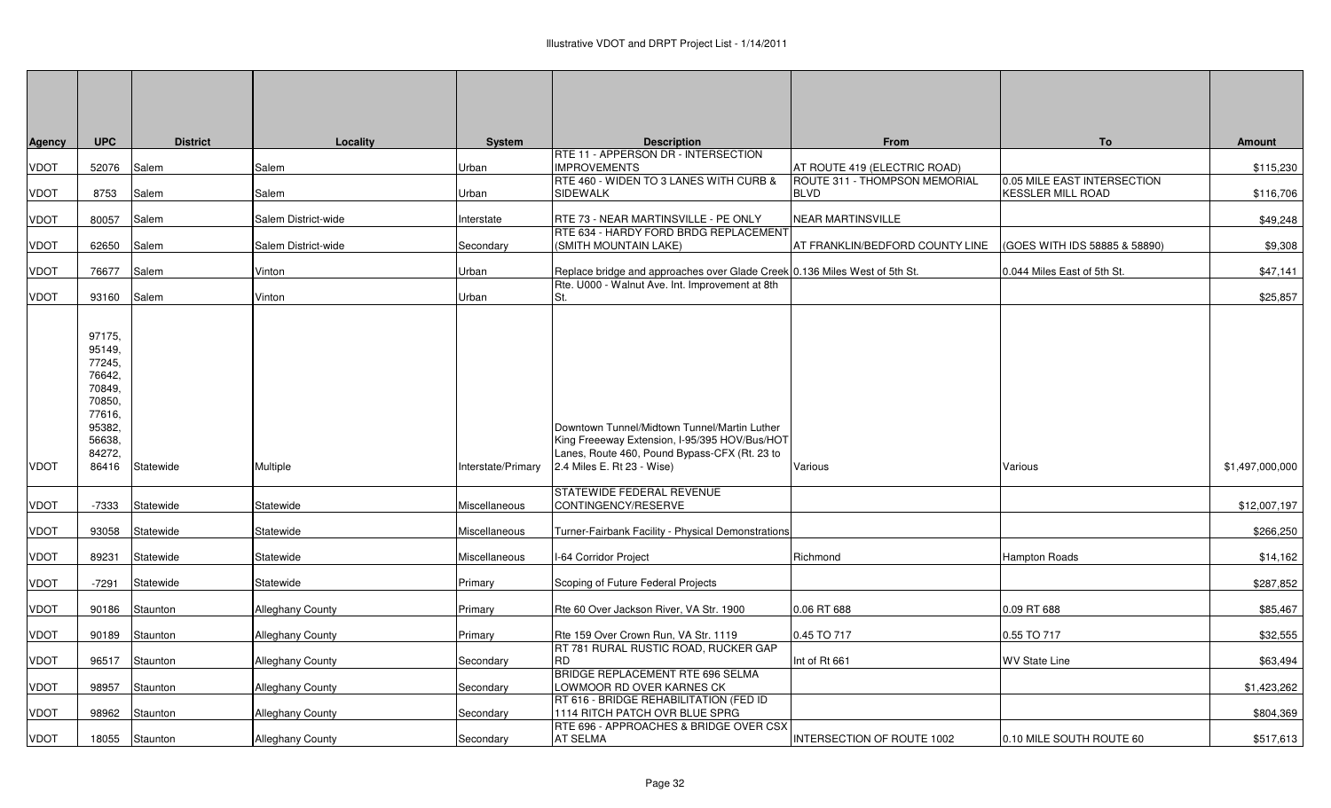# Illustrative VDOT and DRPT Project List - 1/14/2011

| Agency | UPC | District | Locality | System | Description | From | To | Amount |
|---|---|---|---|---|---|---|---|---|
| VDOT | 52076 | Salem | Salem | Urban | RTE 11 - APPERSON DR - INTERSECTION IMPROVEMENTS | AT ROUTE 419 (ELECTRIC ROAD) | | $115,230 |
| VDOT | 8753 | Salem | Salem | Urban | RTE 460 - WIDEN TO 3 LANES WITH CURB & SIDEWALK | ROUTE 311 - THOMPSON MEMORIAL BLVD | 0.05 MILE EAST INTERSECTION KESSLER MILL ROAD | $116,706 |
| VDOT | 80057 | Salem | Salem District-wide | Interstate | RTE 73 - NEAR MARTINSVILLE - PE ONLY | NEAR MARTINSVILLE | | $49,248 |
| VDOT | 62650 | Salem | Salem District-wide | Secondary | RTE 634 - HARDY FORD BRDG REPLACEMENT (SMITH MOUNTAIN LAKE) | AT FRANKLIN/BEDFORD COUNTY LINE | (GOES WITH IDS 58885 & 58890) | $9,308 |
| VDOT | 76677 | Salem | Vinton | Urban | Replace bridge and approaches over Glade Creek | 0.136 Miles West of 5th St. | 0.044 Miles East of 5th St. | $47,141 |
| VDOT | 93160 | Salem | Vinton | Urban | Rte. U000 - Walnut Ave. Int. Improvement at 8th St. | | | $25,857 |
| VDOT | 97175, 95149, 77245, 76642, 70849, 70850, 77616, 95382, 56638, 84272, 86416 | Statewide | Multiple | Interstate/Primary | Downtown Tunnel/Midtown Tunnel/Martin Luther King Freeeway Extension, I-95/395 HOV/Bus/HOT Lanes, Route 460, Pound Bypass-CFX (Rt. 23 to 2.4 Miles E. Rt 23 - Wise) | Various | Various | $1,497,000,000 |
| VDOT | -7333 | Statewide | Statewide | Miscellaneous | STATEWIDE FEDERAL REVENUE CONTINGENCY/RESERVE | | | $12,007,197 |
| VDOT | 93058 | Statewide | Statewide | Miscellaneous | Turner-Fairbank Facility - Physical Demonstrations | | | $266,250 |
| VDOT | 89231 | Statewide | Statewide | Miscellaneous | I-64 Corridor Project | Richmond | Hampton Roads | $14,162 |
| VDOT | -7291 | Statewide | Statewide | Primary | Scoping of Future Federal Projects | | | $287,852 |
| VDOT | 90186 | Staunton | Alleghany County | Primary | Rte 60 Over Jackson River, VA Str. 1900 | 0.06 RT 688 | 0.09 RT 688 | $85,467 |
| VDOT | 90189 | Staunton | Alleghany County | Primary | Rte 159 Over Crown Run, VA Str. 1119 | 0.45 TO 717 | 0.55 TO 717 | $32,555 |
| VDOT | 96517 | Staunton | Alleghany County | Secondary | RT 781 RURAL RUSTIC ROAD, RUCKER GAP RD | Int of Rt 661 | WV State Line | $63,494 |
| VDOT | 98957 | Staunton | Alleghany County | Secondary | BRIDGE REPLACEMENT RTE 696 SELMA LOWMOOR RD OVER KARNES CK | | | $1,423,262 |
| VDOT | 98962 | Staunton | Alleghany County | Secondary | RT 616 - BRIDGE REHABILITATION (FED ID 1114 RITCH PATCH OVR BLUE SPRG | | | $804,369 |
| VDOT | 18055 | Staunton | Alleghany County | Secondary | RTE 696 - APPROACHES & BRIDGE OVER CSX AT SELMA | INTERSECTION OF ROUTE 1002 | 0.10 MILE SOUTH ROUTE 60 | $517,613 |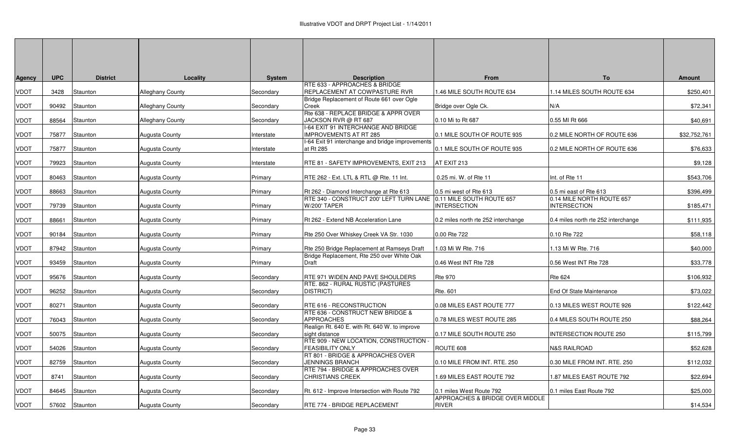| Agency | UPC | District | Locality | System | Description | From | To | Amount |
|---|---|---|---|---|---|---|---|---|
| VDOT | 3428 | Staunton | Alleghany County | Secondary | RTE 633 - APPROACHES & BRIDGE REPLACEMENT AT COWPASTURE RVR | 1.46 MILE SOUTH ROUTE 634 | 1.14 MILES SOUTH ROUTE 634 | $250,401 |
| VDOT | 90492 | Staunton | Alleghany County | Secondary | Bridge Replacement of Route 661 over Ogle Creek | Bridge over Ogle Ck. | N/A | $72,341 |
| VDOT | 88564 | Staunton | Alleghany County | Secondary | Rte 638 - REPLACE BRIDGE & APPR OVER JACKSON RVR @ RT 687 | 0.10 Mi to Rt 687 | 0.55 MI Rt 666 | $40,691 |
| VDOT | 75877 | Staunton | Augusta County | Interstate | I-64 EXIT 91 INTERCHANGE AND BRIDGE IMPROVEMENTS AT RT 285 | 0.1 MILE SOUTH OF ROUTE 935 | 0.2 MILE NORTH OF ROUTE 636 | $32,752,761 |
| VDOT | 75877 | Staunton | Augusta County | Interstate | I-64 Exit 91 interchange and bridge improvements at Rt 285 | 0.1 MILE SOUTH OF ROUTE 935 | 0.2 MILE NORTH OF ROUTE 636 | $76,633 |
| VDOT | 79923 | Staunton | Augusta County | Interstate | RTE 81 - SAFETY IMPROVEMENTS, EXIT 213 | AT EXIT 213 | | $9,128 |
| VDOT | 80463 | Staunton | Augusta County | Primary | RTE 262 - Ext. LTL & RTL @ Rte. 11 Int. | 0.25 mi. W. of Rte 11 | Int. of Rte 11 | $543,706 |
| VDOT | 88663 | Staunton | Augusta County | Primary | Rt 262 - Diamond Interchange at Rte 613 | 0.5 mi west of Rte 613 | 0.5 mi east of Rte 613 | $396,499 |
| VDOT | 79739 | Staunton | Augusta County | Primary | RTE 340 - CONSTRUCT 200' LEFT TURN LANE W/200' TAPER | 0.11 MILE SOUTH ROUTE 657 INTERSECTION | 0.14 MILE NORTH ROUTE 657 INTERSECTION | $185,471 |
| VDOT | 88661 | Staunton | Augusta County | Primary | Rt 262 - Extend NB Acceleration Lane | 0.2 miles north rte 252 interchange | 0.4 miles north rte 252 interchange | $111,935 |
| VDOT | 90184 | Staunton | Augusta County | Primary | Rte 250 Over Whiskey Creek VA Str. 1030 | 0.00 Rte 722 | 0.10 Rte 722 | $58,118 |
| VDOT | 87942 | Staunton | Augusta County | Primary | Rte 250 Bridge Replacement at Ramseys Draft | 1.03 Mi W Rte. 716 | 1.13 Mi W Rte. 716 | $40,000 |
| VDOT | 93459 | Staunton | Augusta County | Primary | Bridge Replacement, Rte 250 over White Oak Draft | 0.46 West INT Rte 728 | 0.56 West INT Rte 728 | $33,778 |
| VDOT | 95676 | Staunton | Augusta County | Secondary | RTE 971 WIDEN AND PAVE SHOULDERS | Rte 970 | Rte 624 | $106,932 |
| VDOT | 96252 | Staunton | Augusta County | Secondary | RTE. 862 - RURAL RUSTIC (PASTURES DISTRICT) | Rte. 601 | End Of State Maintenance | $73,022 |
| VDOT | 80271 | Staunton | Augusta County | Secondary | RTE 616 - RECONSTRUCTION | 0.08 MILES EAST ROUTE 777 | 0.13 MILES WEST ROUTE 926 | $122,442 |
| VDOT | 76043 | Staunton | Augusta County | Secondary | RTE 636 - CONSTRUCT NEW BRIDGE & APPROACHES | 0.78 MILES WEST ROUTE 285 | 0.4 MILES SOUTH ROUTE 250 | $88,264 |
| VDOT | 50075 | Staunton | Augusta County | Secondary | Realign Rt. 640 E. with Rt. 640 W. to improve sight distance | 0.17 MILE SOUTH ROUTE 250 | INTERSECTION ROUTE 250 | $115,799 |
| VDOT | 54026 | Staunton | Augusta County | Secondary | RTE 909 - NEW LOCATION, CONSTRUCTION - FEASIBILITY ONLY | ROUTE 608 | N&S RAILROAD | $52,628 |
| VDOT | 82759 | Staunton | Augusta County | Secondary | RT 801 - BRIDGE & APPROACHES OVER JENNINGS BRANCH | 0.10 MILE FROM INT. RTE. 250 | 0.30 MILE FROM INT. RTE. 250 | $112,032 |
| VDOT | 8741 | Staunton | Augusta County | Secondary | RTE 794 - BRIDGE & APPROACHES OVER CHRISTIANS CREEK | 1.69 MILES EAST ROUTE 792 | 1.87 MILES EAST ROUTE 792 | $22,694 |
| VDOT | 84645 | Staunton | Augusta County | Secondary | Rt. 612 - Improve Intersection with Route 792 | 0.1 miles West Route 792 | 0.1 miles East Route 792 | $25,000 |
| VDOT | 57602 | Staunton | Augusta County | Secondary | RTE 774 - BRIDGE REPLACEMENT | APPROACHES & BRIDGE OVER MIDDLE RIVER | | $14,534 |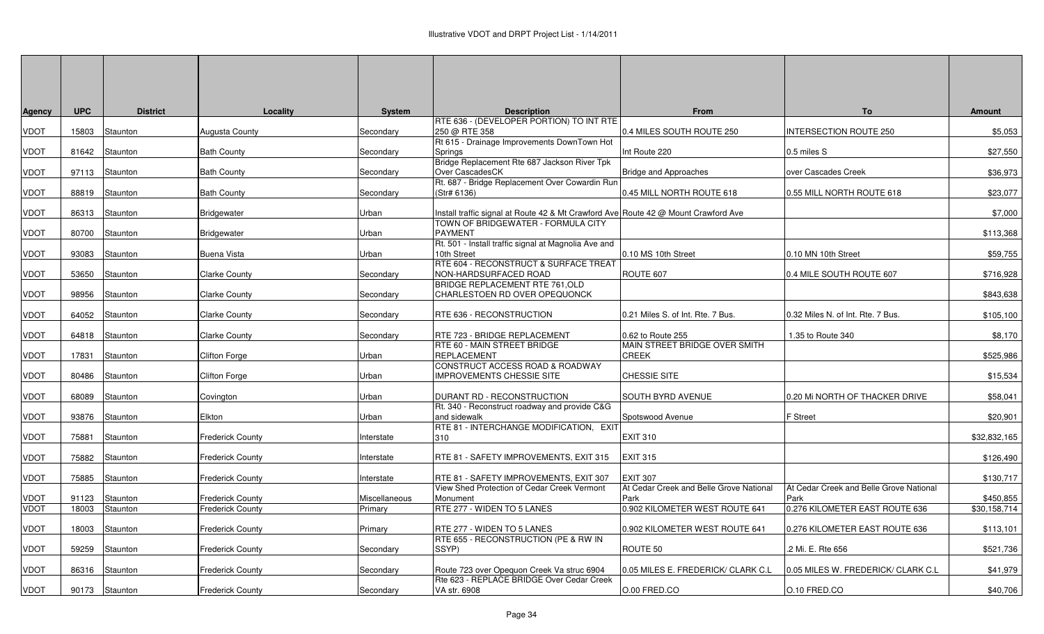| Agency | UPC | District | Locality | System | Description | From | To | Amount |
|---|---|---|---|---|---|---|---|---|
| VDOT | 15803 | Staunton | Augusta County | Secondary | RTE 636 - (DEVELOPER PORTION) TO INT RTE 250 @ RTE 358 | 0.4 MILES SOUTH ROUTE 250 | INTERSECTION ROUTE 250 | $5,053 |
| VDOT | 81642 | Staunton | Bath County | Secondary | Rt 615 - Drainage Improvements DownTown Hot Springs | Int Route 220 | 0.5 miles S | $27,550 |
| VDOT | 97113 | Staunton | Bath County | Secondary | Bridge Replacement Rte 687 Jackson River Tpk Over CascadesCK | Bridge and Approaches | over Cascades Creek | $36,973 |
| VDOT | 88819 | Staunton | Bath County | Secondary | Rt. 687 - Bridge Replacement Over Cowardin Run (Str# 6136) | 0.45 MILL NORTH ROUTE 618 | 0.55 MILL NORTH ROUTE 618 | $23,077 |
| VDOT | 86313 | Staunton | Bridgewater | Urban | Install traffic signal at Route 42 & Mt Crawford Ave | Route 42 @ Mount Crawford Ave | | $7,000 |
| VDOT | 80700 | Staunton | Bridgewater | Urban | TOWN OF BRIDGEWATER - FORMULA CITY PAYMENT | | | $113,368 |
| VDOT | 93083 | Staunton | Buena Vista | Urban | Rt. 501 - Install traffic signal at Magnolia Ave and 10th Street | 0.10 MS 10th Street | 0.10 MN 10th Street | $59,755 |
| VDOT | 53650 | Staunton | Clarke County | Secondary | RTE 604 - RECONSTRUCT & SURFACE TREAT NON-HARDSURFACED ROAD | ROUTE 607 | 0.4 MILE SOUTH ROUTE 607 | $716,928 |
| VDOT | 98956 | Staunton | Clarke County | Secondary | BRIDGE REPLACEMENT RTE 761,OLD CHARLESTOEN RD OVER OPEQUONCK | | | $843,638 |
| VDOT | 64052 | Staunton | Clarke County | Secondary | RTE 636 - RECONSTRUCTION | 0.21 Miles S. of Int. Rte. 7 Bus. | 0.32 Miles N. of Int. Rte. 7 Bus. | $105,100 |
| VDOT | 64818 | Staunton | Clarke County | Secondary | RTE 723 - BRIDGE REPLACEMENT | 0.62 to Route 255 | 1.35 to Route 340 | $8,170 |
| VDOT | 17831 | Staunton | Clifton Forge | Urban | RTE 60 - MAIN STREET BRIDGE REPLACEMENT | MAIN STREET BRIDGE OVER SMITH CREEK | | $525,986 |
| VDOT | 80486 | Staunton | Clifton Forge | Urban | CONSTRUCT ACCESS ROAD & ROADWAY IMPROVEMENTS CHESSIE SITE | CHESSIE SITE | | $15,534 |
| VDOT | 68089 | Staunton | Covington | Urban | DURANT RD - RECONSTRUCTION | SOUTH BYRD AVENUE | 0.20 Mi NORTH OF THACKER DRIVE | $58,041 |
| VDOT | 93876 | Staunton | Elkton | Urban | Rt. 340 - Reconstruct roadway and provide C&G and sidewalk | Spotswood Avenue | F Street | $20,901 |
| VDOT | 75881 | Staunton | Frederick County | Interstate | RTE 81 - INTERCHANGE MODIFICATION, EXIT 310 | EXIT 310 | | $32,832,165 |
| VDOT | 75882 | Staunton | Frederick County | Interstate | RTE 81 - SAFETY IMPROVEMENTS, EXIT 315 | EXIT 315 | | $126,490 |
| VDOT | 75885 | Staunton | Frederick County | Interstate | RTE 81 - SAFETY IMPROVEMENTS, EXIT 307 | EXIT 307 | | $130,717 |
| VDOT | 91123 | Staunton | Frederick County | Miscellaneous | View Shed Protection of Cedar Creek Vermont Monument | At Cedar Creek and Belle Grove National Park | At Cedar Creek and Belle Grove National Park | $450,855 |
| VDOT | 18003 | Staunton | Frederick County | Primary | RTE 277 - WIDEN TO 5 LANES | 0.902 KILOMETER WEST ROUTE 641 | 0.276 KILOMETER EAST ROUTE 636 | $30,158,714 |
| VDOT | 18003 | Staunton | Frederick County | Primary | RTE 277 - WIDEN TO 5 LANES | 0.902 KILOMETER WEST ROUTE 641 | 0.276 KILOMETER EAST ROUTE 636 | $113,101 |
| VDOT | 59259 | Staunton | Frederick County | Secondary | RTE 655 - RECONSTRUCTION (PE & RW IN SSYP) | ROUTE 50 | .2 Mi. E. Rte 656 | $521,736 |
| VDOT | 86316 | Staunton | Frederick County | Secondary | Route 723 over Opequon Creek Va struc 6904 | 0.05 MILES E. FREDERICK/ CLARK C.L | 0.05 MILES W. FREDERICK/ CLARK C.L | $41,979 |
| VDOT | 90173 | Staunton | Frederick County | Secondary | Rte 623 - REPLACE BRIDGE Over Cedar Creek VA str. 6908 | O.00 FRED.CO | O.10 FRED.CO | $40,706 |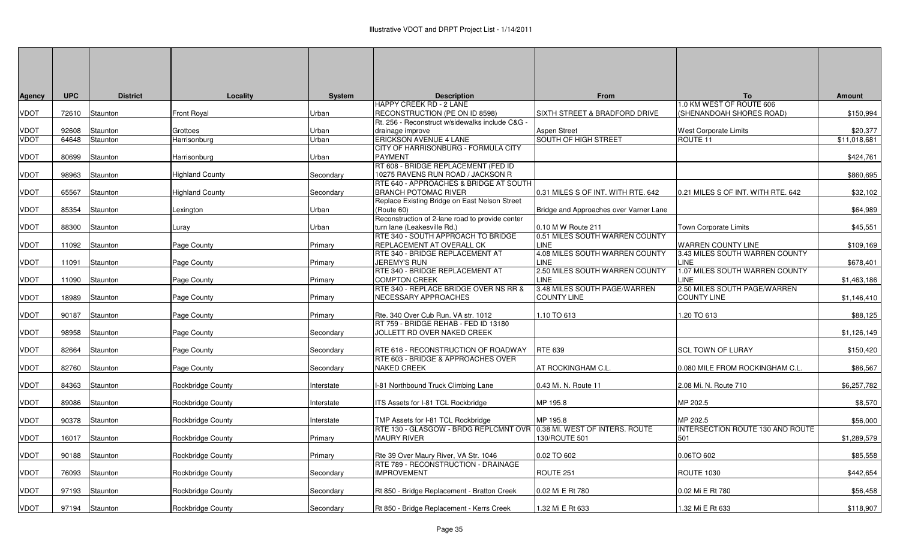# Illustrative VDOT and DRPT Project List - 1/14/2011

| Agency | UPC | District | Locality | System | Description | From | To | Amount |
|---|---|---|---|---|---|---|---|---|
| VDOT | 72610 | Staunton | Front Royal | Urban | HAPPY CREEK RD - 2 LANE RECONSTRUCTION (PE ON ID 8598) | SIXTH STREET & BRADFORD DRIVE | 1.0 KM WEST OF ROUTE 606 (SHENANDOAH SHORES ROAD) | $150,994 |
| VDOT | 92608 | Staunton | Grottoes | Urban | Rt. 256 - Reconstruct w/sidewalks include C&G - drainage improve | Aspen Street | West Corporate Limits | $20,377 |
| VDOT | 64648 | Staunton | Harrisonburg | Urban | ERICKSON AVENUE 4 LANE | SOUTH OF HIGH STREET | ROUTE 11 | $11,018,681 |
| VDOT | 80699 | Staunton | Harrisonburg | Urban | CITY OF HARRISONBURG - FORMULA CITY PAYMENT | | | $424,761 |
| VDOT | 98963 | Staunton | Highland County | Secondary | RT 608 - BRIDGE REPLACEMENT (FED ID 10275 RAVENS RUN ROAD / JACKSON R | | | $860,695 |
| VDOT | 65567 | Staunton | Highland County | Secondary | RTE 640 - APPROACHES & BRIDGE AT SOUTH BRANCH POTOMAC RIVER | 0.31 MILES S OF INT. WITH RTE. 642 | 0.21 MILES S OF INT. WITH RTE. 642 | $32,102 |
| VDOT | 85354 | Staunton | Lexington | Urban | Replace Existing Bridge on East Nelson Street (Route 60) | Bridge and Approaches over Varner Lane | | $64,989 |
| VDOT | 88300 | Staunton | Luray | Urban | Reconstruction of 2-lane road to provide center turn lane (Leakesville Rd.) | 0.10 M W Route 211 | Town Corporate Limits | $45,551 |
| VDOT | 11092 | Staunton | Page County | Primary | RTE 340 - SOUTH APPROACH TO BRIDGE REPLACEMENT AT OVERALL CK | 0.51 MILES SOUTH WARREN COUNTY LINE | WARREN COUNTY LINE | $109,169 |
| VDOT | 11091 | Staunton | Page County | Primary | RTE 340 - BRIDGE REPLACEMENT AT JEREMY'S RUN | 4.08 MILES SOUTH WARREN COUNTY LINE | 3.43 MILES SOUTH WARREN COUNTY LINE | $678,401 |
| VDOT | 11090 | Staunton | Page County | Primary | RTE 340 - BRIDGE REPLACEMENT AT COMPTON CREEK | 2.50 MILES SOUTH WARREN COUNTY LINE | 1.07 MILES SOUTH WARREN COUNTY LINE | $1,463,186 |
| VDOT | 18989 | Staunton | Page County | Primary | RTE 340 - REPLACE BRIDGE OVER NS RR & NECESSARY APPROACHES | 3.48 MILES SOUTH PAGE/WARREN COUNTY LINE | 2.50 MILES SOUTH PAGE/WARREN COUNTY LINE | $1,146,410 |
| VDOT | 90187 | Staunton | Page County | Primary | Rte. 340 Over Cub Run. VA str. 1012 | 1.10 TO 613 | 1.20 TO 613 | $88,125 |
| VDOT | 98958 | Staunton | Page County | Secondary | RT 759 - BRIDGE REHAB - FED ID 13180 JOLLETT RD OVER NAKED CREEK | | | $1,126,149 |
| VDOT | 82664 | Staunton | Page County | Secondary | RTE 616 - RECONSTRUCTION OF ROADWAY | RTE 639 | SCL TOWN OF LURAY | $150,420 |
| VDOT | 82760 | Staunton | Page County | Secondary | RTE 603 - BRIDGE & APPROACHES OVER NAKED CREEK | AT ROCKINGHAM C.L. | 0.080 MILE FROM ROCKINGHAM C.L. | $86,567 |
| VDOT | 84363 | Staunton | Rockbridge County | Interstate | I-81 Northbound Truck Climbing Lane | 0.43 Mi. N. Route 11 | 2.08 Mi. N. Route 710 | $6,257,782 |
| VDOT | 89086 | Staunton | Rockbridge County | Interstate | ITS Assets for I-81 TCL Rockbridge | MP 195.8 | MP 202.5 | $8,570 |
| VDOT | 90378 | Staunton | Rockbridge County | Interstate | TMP Assets for I-81 TCL Rockbridge | MP 195.8 | MP 202.5 | $56,000 |
| VDOT | 16017 | Staunton | Rockbridge County | Primary | RTE 130 - GLASGOW - BRDG REPLCMNT OVR MAURY RIVER | 0.38 MI. WEST OF INTERS. ROUTE 130/ROUTE 501 | INTERSECTION ROUTE 130 AND ROUTE 501 | $1,289,579 |
| VDOT | 90188 | Staunton | Rockbridge County | Primary | Rte 39 Over Maury River, VA Str. 1046 | 0.02 TO 602 | 0.06TO 602 | $85,558 |
| VDOT | 76093 | Staunton | Rockbridge County | Secondary | RTE 789 - RECONSTRUCTION - DRAINAGE IMPROVEMENT | ROUTE 251 | ROUTE 1030 | $442,654 |
| VDOT | 97193 | Staunton | Rockbridge County | Secondary | Rt 850 - Bridge Replacement - Bratton Creek | 0.02 Mi E Rt 780 | 0.02 Mi E Rt 780 | $56,458 |
| VDOT | 97194 | Staunton | Rockbridge County | Secondary | Rt 850 - Bridge Replacement - Kerrs Creek | 1.32 Mi E Rt 633 | 1.32 Mi E Rt 633 | $118,907 |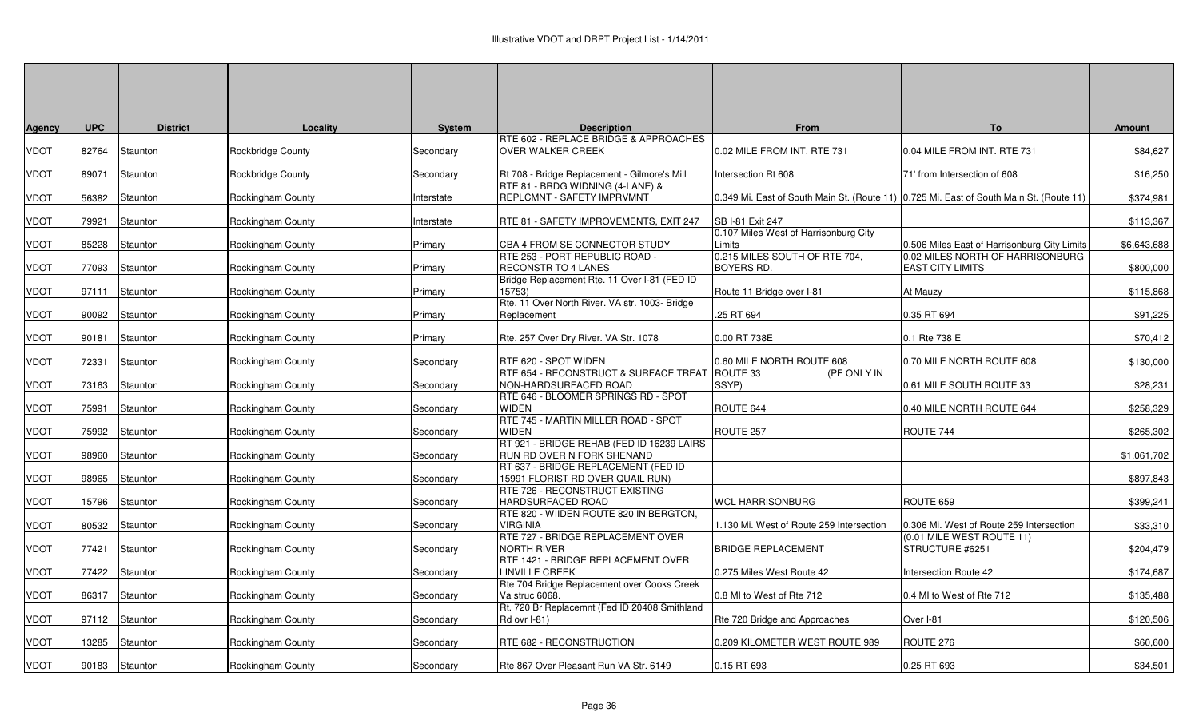| Agency | UPC | District | Locality | System | Description | From | To | Amount |
|---|---|---|---|---|---|---|---|---|
| VDOT | 82764 | Staunton | Rockbridge County | Secondary | RTE 602 - REPLACE BRIDGE & APPROACHES OVER WALKER CREEK | 0.02 MILE FROM INT. RTE 731 | 0.04 MILE FROM INT. RTE 731 | $84,627 |
| VDOT | 89071 | Staunton | Rockbridge County | Secondary | Rt 708 - Bridge Replacement - Gilmore's Mill | Intersection Rt 608 | 71' from Intersection of 608 | $16,250 |
| VDOT | 56382 | Staunton | Rockingham County | Interstate | RTE 81 - BRDG WIDNING (4-LANE) & REPLCMNT - SAFETY IMPRVMNT | 0.349 Mi. East of South Main St. (Route 11) | 0.725 Mi. East of South Main St. (Route 11) | $374,981 |
| VDOT | 79921 | Staunton | Rockingham County | Interstate | RTE 81 - SAFETY IMPROVEMENTS, EXIT 247 | SB I-81 Exit 247 | | $113,367 |
| VDOT | 85228 | Staunton | Rockingham County | Primary | CBA 4 FROM SE CONNECTOR STUDY | 0.107 Miles West of Harrisonburg City Limits | 0.506 Miles East of Harrisonburg City Limits | $6,643,688 |
| VDOT | 77093 | Staunton | Rockingham County | Primary | RTE 253 - PORT REPUBLIC ROAD - RECONSTR TO 4 LANES | 0.215 MILES SOUTH OF RTE 704, BOYERS RD. | 0.02 MILES NORTH OF HARRISONBURG EAST CITY LIMITS | $800,000 |
| VDOT | 97111 | Staunton | Rockingham County | Primary | Bridge Replacement Rte. 11 Over I-81 (FED ID 15753) | Route 11 Bridge over I-81 | At Mauzy | $115,868 |
| VDOT | 90092 | Staunton | Rockingham County | Primary | Rte. 11 Over North River. VA str. 1003- Bridge Replacement | .25 RT 694 | 0.35 RT 694 | $91,225 |
| VDOT | 90181 | Staunton | Rockingham County | Primary | Rte. 257 Over Dry River. VA Str. 1078 | 0.00 RT 738E | 0.1 Rte 738 E | $70,412 |
| VDOT | 72331 | Staunton | Rockingham County | Secondary | RTE 620 - SPOT WIDEN | 0.60 MILE NORTH ROUTE 608 | 0.70 MILE NORTH ROUTE 608 | $130,000 |
| VDOT | 73163 | Staunton | Rockingham County | Secondary | RTE 654 - RECONSTRUCT & SURFACE TREAT NON-HARDSURFACED ROAD | ROUTE 33 (PE ONLY IN SSYP) | 0.61 MILE SOUTH ROUTE 33 | $28,231 |
| VDOT | 75991 | Staunton | Rockingham County | Secondary | RTE 646 - BLOOMER SPRINGS RD - SPOT WIDEN | ROUTE 644 | 0.40 MILE NORTH ROUTE 644 | $258,329 |
| VDOT | 75992 | Staunton | Rockingham County | Secondary | RTE 745 - MARTIN MILLER ROAD - SPOT WIDEN | ROUTE 257 | ROUTE 744 | $265,302 |
| VDOT | 98960 | Staunton | Rockingham County | Secondary | RT 921 - BRIDGE REHAB (FED ID 16239 LAIRS RUN RD OVER N FORK SHENAND | | | $1,061,702 |
| VDOT | 98965 | Staunton | Rockingham County | Secondary | RT 637 - BRIDGE REPLACEMENT (FED ID 15991 FLORIST RD OVER QUAIL RUN) | | | $897,843 |
| VDOT | 15796 | Staunton | Rockingham County | Secondary | RTE 726 - RECONSTRUCT EXISTING HARDSURFACED ROAD | WCL HARRISONBURG | ROUTE 659 | $399,241 |
| VDOT | 80532 | Staunton | Rockingham County | Secondary | RTE 820 - WIIDEN ROUTE 820 IN BERGTON, VIRGINIA | 1.130 Mi. West of Route 259 Intersection | 0.306 Mi. West of Route 259 Intersection | $33,310 |
| VDOT | 77421 | Staunton | Rockingham County | Secondary | RTE 727 - BRIDGE REPLACEMENT OVER NORTH RIVER | BRIDGE REPLACEMENT | (0.01 MILE WEST ROUTE 11) STRUCTURE #6251 | $204,479 |
| VDOT | 77422 | Staunton | Rockingham County | Secondary | RTE 1421 - BRIDGE REPLACEMENT OVER LINVILLE CREEK | 0.275 Miles West Route 42 | Intersection Route 42 | $174,687 |
| VDOT | 86317 | Staunton | Rockingham County | Secondary | Rte 704 Bridge Replacement over Cooks Creek Va struc 6068. | 0.8 MI to West of Rte 712 | 0.4 MI to West of Rte 712 | $135,488 |
| VDOT | 97112 | Staunton | Rockingham County | Secondary | Rt. 720 Br Replacemnt (Fed ID 20408 Smithland Rd ovr I-81) | Rte 720 Bridge and Approaches | Over I-81 | $120,506 |
| VDOT | 13285 | Staunton | Rockingham County | Secondary | RTE 682 - RECONSTRUCTION | 0.209 KILOMETER WEST ROUTE 989 | ROUTE 276 | $60,600 |
| VDOT | 90183 | Staunton | Rockingham County | Secondary | Rte 867 Over Pleasant Run VA Str. 6149 | 0.15 RT 693 | 0.25 RT 693 | $34,501 |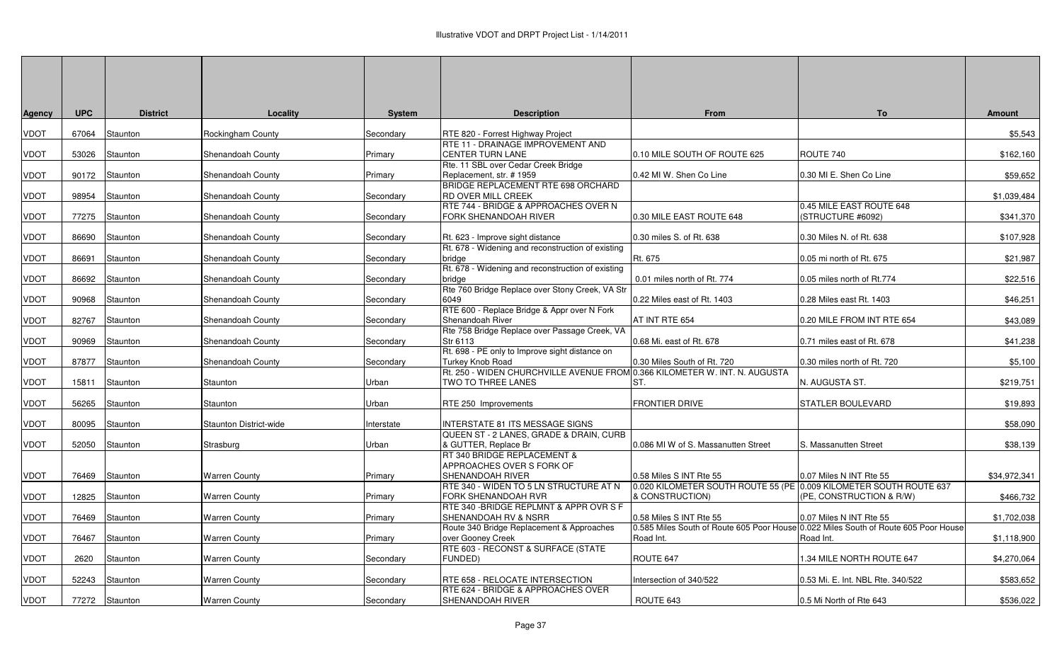| Agency | UPC | District | Locality | System | Description | From | To | Amount |
|---|---|---|---|---|---|---|---|---|
| VDOT | 67064 | Staunton | Rockingham County | Secondary | RTE 820 - Forrest Highway Project | | | $5,543 |
| VDOT | 53026 | Staunton | Shenandoah County | Primary | RTE 11 - DRAINAGE IMPROVEMENT AND CENTER TURN LANE | 0.10 MILE SOUTH OF ROUTE 625 | ROUTE 740 | $162,160 |
| VDOT | 90172 | Staunton | Shenandoah County | Primary | Rte. 11 SBL over Cedar Creek Bridge Replacement, str. # 1959 | 0.42 MI W. Shen Co Line | 0.30 MI E. Shen Co Line | $59,652 |
| VDOT | 98954 | Staunton | Shenandoah County | Secondary | BRIDGE REPLACEMENT RTE 698 ORCHARD RD OVER MILL CREEK | | | $1,039,484 |
| VDOT | 77275 | Staunton | Shenandoah County | Secondary | RTE 744 - BRIDGE & APPROACHES OVER N FORK SHENANDOAH RIVER | 0.30 MILE EAST ROUTE 648 | 0.45 MILE EAST ROUTE 648 (STRUCTURE #6092) | $341,370 |
| VDOT | 86690 | Staunton | Shenandoah County | Secondary | Rt. 623 - Improve sight distance | 0.30 miles S. of Rt. 638 | 0.30 Miles N. of Rt. 638 | $107,928 |
| VDOT | 86691 | Staunton | Shenandoah County | Secondary | Rt. 678 - Widening and reconstruction of existing bridge | Rt. 675 | 0.05 mi north of Rt. 675 | $21,987 |
| VDOT | 86692 | Staunton | Shenandoah County | Secondary | Rt. 678 - Widening and reconstruction of existing bridge | 0.01 miles north of Rt. 774 | 0.05 miles north of Rt.774 | $22,516 |
| VDOT | 90968 | Staunton | Shenandoah County | Secondary | Rte 760 Bridge Replace over Stony Creek, VA Str 6049 | 0.22 Miles east of Rt. 1403 | 0.28 Miles east Rt. 1403 | $46,251 |
| VDOT | 82767 | Staunton | Shenandoah County | Secondary | RTE 600 - Replace Bridge & Appr over N Fork Shenandoah River | AT INT RTE 654 | 0.20 MILE FROM INT RTE 654 | $43,089 |
| VDOT | 90969 | Staunton | Shenandoah County | Secondary | Rte 758 Bridge Replace over Passage Creek, VA Str 6113 | 0.68 Mi. east of Rt. 678 | 0.71 miles east of Rt. 678 | $41,238 |
| VDOT | 87877 | Staunton | Shenandoah County | Secondary | Rt. 698 - PE only to Improve sight distance on Turkey Knob Road | 0.30 Miles South of Rt. 720 | 0.30 miles north of Rt. 720 | $5,100 |
| VDOT | 15811 | Staunton | Staunton | Urban | Rt. 250 - WIDEN CHURCHVILLE AVENUE FROM TWO TO THREE LANES | 0.366 KILOMETER W. INT. N. AUGUSTA ST. | N. AUGUSTA ST. | $219,751 |
| VDOT | 56265 | Staunton | Staunton | Urban | RTE 250 Improvements | FRONTIER DRIVE | STATLER BOULEVARD | $19,893 |
| VDOT | 80095 | Staunton | Staunton District-wide | Interstate | INTERSTATE 81 ITS MESSAGE SIGNS | | | $58,090 |
| VDOT | 52050 | Staunton | Strasburg | Urban | QUEEN ST - 2 LANES, GRADE & DRAIN, CURB & GUTTER, Replace Br | 0.086 MI W of S. Massanutten Street | S. Massanutten Street | $38,139 |
| VDOT | 76469 | Staunton | Warren County | Primary | RT 340 BRIDGE REPLACEMENT & APPROACHES OVER S FORK OF SHENANDOAH RIVER | 0.58 Miles S INT Rte 55 | 0.07 Miles N INT Rte 55 | $34,972,341 |
| VDOT | 12825 | Staunton | Warren County | Primary | RTE 340 - WIDEN TO 5 LN STRUCTURE AT N FORK SHENANDOAH RVR | 0.020 KILOMETER SOUTH ROUTE 55 (PE & CONSTRUCTION) | 0.009 KILOMETER SOUTH ROUTE 637 (PE, CONSTRUCTION & R/W) | $466,732 |
| VDOT | 76469 | Staunton | Warren County | Primary | RTE 340 -BRIDGE REPLMNT & APPR OVR S F SHENANDOAH RV & NSRR | 0.58 Miles S INT Rte 55 | 0.07 Miles N INT Rte 55 | $1,702,038 |
| VDOT | 76467 | Staunton | Warren County | Primary | Route 340 Bridge Replacement & Approaches over Gooney Creek | 0.585 Miles South of Route 605 Poor House Road Int. | 0.022 Miles South of Route 605 Poor House Road Int. | $1,118,900 |
| VDOT | 2620 | Staunton | Warren County | Secondary | RTE 603 - RECONST & SURFACE (STATE FUNDED) | ROUTE 647 | 1.34 MILE NORTH ROUTE 647 | $4,270,064 |
| VDOT | 52243 | Staunton | Warren County | Secondary | RTE 658 - RELOCATE INTERSECTION | Intersection of 340/522 | 0.53 Mi. E. Int. NBL Rte. 340/522 | $583,652 |
| VDOT | 77272 | Staunton | Warren County | Secondary | RTE 624 - BRIDGE & APPROACHES OVER SHENANDOAH RIVER | ROUTE 643 | 0.5 Mi North of Rte 643 | $536,022 |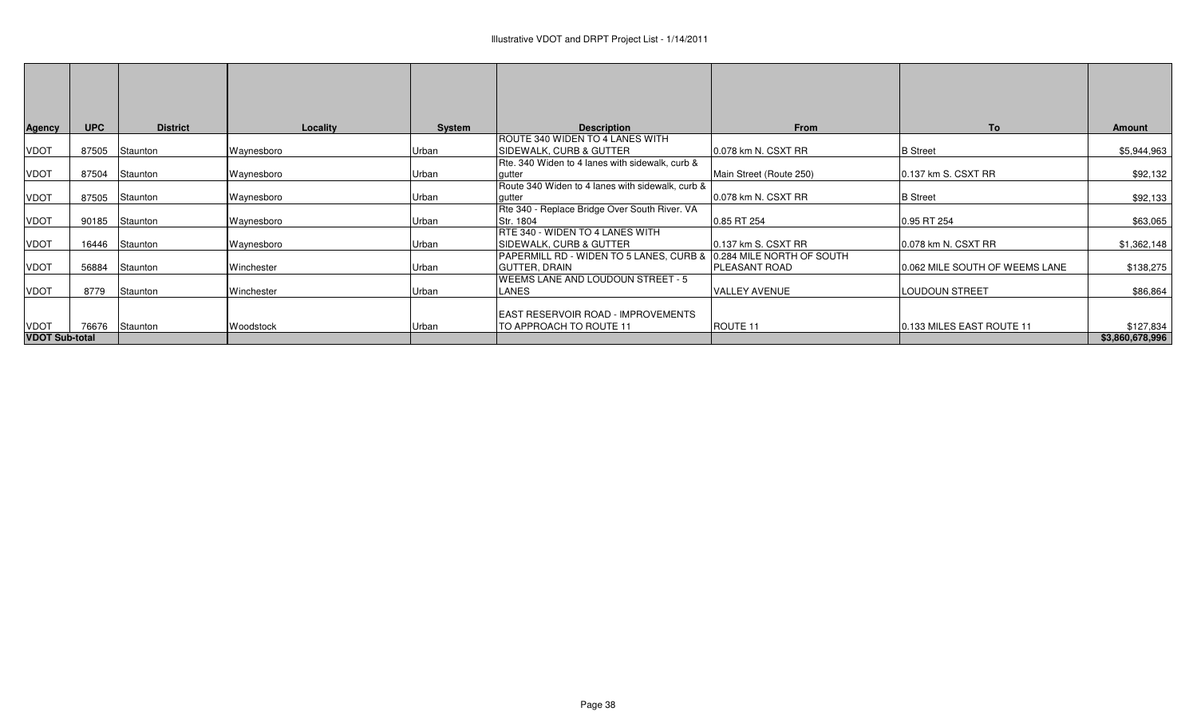# Illustrative VDOT and DRPT Project List - 1/14/2011

| Agency | UPC | District | Locality | System | Description | From | To | Amount |
|---|---|---|---|---|---|---|---|---|
| VDOT | 87505 | Staunton | Waynesboro | Urban | ROUTE 340 WIDEN TO 4 LANES WITH SIDEWALK, CURB & GUTTER | 0.078 km N. CSXT RR | B Street | $5,944,963 |
| VDOT | 87504 | Staunton | Waynesboro | Urban | Rte. 340 Widen to 4 lanes with sidewalk, curb & gutter | Main Street (Route 250) | 0.137 km S. CSXT RR | $92,132 |
| VDOT | 87505 | Staunton | Waynesboro | Urban | Route 340 Widen to 4 lanes with sidewalk, curb & gutter | 0.078 km N. CSXT RR | B Street | $92,133 |
| VDOT | 90185 | Staunton | Waynesboro | Urban | Rte 340 - Replace Bridge Over South River. VA Str. 1804 | 0.85 RT 254 | 0.95 RT 254 | $63,065 |
| VDOT | 16446 | Staunton | Waynesboro | Urban | RTE 340 - WIDEN TO 4 LANES WITH SIDEWALK, CURB & GUTTER | 0.137 km S. CSXT RR | 0.078 km N. CSXT RR | $1,362,148 |
| VDOT | 56884 | Staunton | Winchester | Urban | PAPERMILL RD - WIDEN TO 5 LANES, CURB & GUTTER, DRAIN | 0.284 MILE NORTH OF SOUTH PLEASANT ROAD | 0.062 MILE SOUTH OF WEEMS LANE | $138,275 |
| VDOT | 8779 | Staunton | Winchester | Urban | WEEMS LANE AND LOUDOUN STREET - 5 LANES | VALLEY AVENUE | LOUDOUN STREET | $86,864 |
| VDOT | 76676 | Staunton | Woodstock | Urban | EAST RESERVOIR ROAD - IMPROVEMENTS TO APPROACH TO ROUTE 11 | ROUTE 11 | 0.133 MILES EAST ROUTE 11 | $127,834 |
| **VDOT Sub-total** | | | | | | | | **$3,860,678,996** |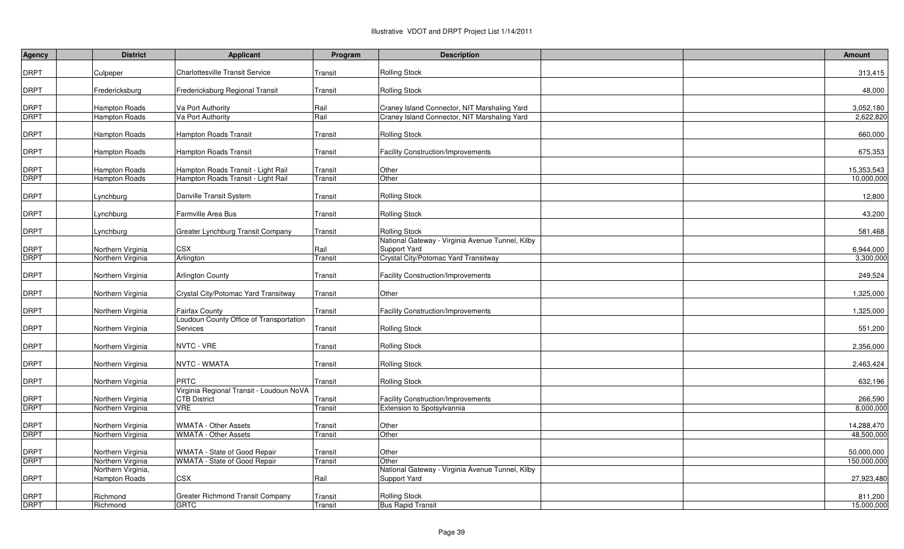# Illustrative VDOT and DRPT Project List 1/14/2011

| Agency | | District | Applicant | Program | Description | | | Amount |
|---|---|---|---|---|---|---|---|---|
| DRPT | | Culpeper | Charlottesville Transit Service | Transit | Rolling Stock | | | 313,415 |
| DRPT | | Fredericksburg | Fredericksburg Regional Transit | Transit | Rolling Stock | | | 48,000 |
| DRPT | | Hampton Roads | Va Port Authority | Rail | Craney Island Connector, NIT Marshaling Yard | | | 3,052,180 |
| DRPT | | Hampton Roads | Va Port Authority | Rail | Craney Island Connector, NIT Marshaling Yard | | | 2,622,820 |
| DRPT | | Hampton Roads | Hampton Roads Transit | Transit | Rolling Stock | | | 660,000 |
| DRPT | | Hampton Roads | Hampton Roads Transit | Transit | Facility Construction/Improvements | | | 675,353 |
| DRPT | | Hampton Roads | Hampton Roads Transit - Light Rail | Transit | Other | | | 15,353,543 |
| DRPT | | Hampton Roads | Hampton Roads Transit - Light Rail | Transit | Other | | | 10,000,000 |
| DRPT | | Lynchburg | Danville Transit System | Transit | Rolling Stock | | | 12,800 |
| DRPT | | Lynchburg | Farmville Area Bus | Transit | Rolling Stock | | | 43,200 |
| DRPT | | Lynchburg | Greater Lynchburg Transit Company | Transit | Rolling Stock | | | 581,468 |
| DRPT | | Northern Virginia | CSX | Rail | National Gateway - Virginia Avenue Tunnel, Kilby Support Yard | | | 6,944,000 |
| DRPT | | Northern Virginia | Arlington | Transit | Crystal City/Potomac Yard Transitway | | | 3,300,000 |
| DRPT | | Northern Virginia | Arlington County | Transit | Facility Construction/Improvements | | | 249,524 |
| DRPT | | Northern Virginia | Crystal City/Potomac Yard Transitway | Transit | Other | | | 1,325,000 |
| DRPT | | Northern Virginia | Fairfax County | Transit | Facility Construction/Improvements | | | 1,325,000 |
| DRPT | | Northern Virginia | Loudoun County Office of Transportation Services | Transit | Rolling Stock | | | 551,200 |
| DRPT | | Northern Virginia | NVTC - VRE | Transit | Rolling Stock | | | 2,356,000 |
| DRPT | | Northern Virginia | NVTC - WMATA | Transit | Rolling Stock | | | 2,463,424 |
| DRPT | | Northern Virginia | PRTC | Transit | Rolling Stock | | | 632,196 |
| DRPT | | Northern Virginia | Virginia Regional Transit - Loudoun NoVA CTB District | Transit | Facility Construction/Improvements | | | 266,590 |
| DRPT | | Northern Virginia | VRE | Transit | Extension to Spotsylvannia | | | 8,000,000 |
| DRPT | | Northern Virginia | WMATA - Other Assets | Transit | Other | | | 14,288,470 |
| DRPT | | Northern Virginia | WMATA - Other Assets | Transit | Other | | | 48,500,000 |
| DRPT | | Northern Virginia | WMATA - State of Good Repair | Transit | Other | | | 50,000,000 |
| DRPT | | Northern Virginia | WMATA - State of Good Repair | Transit | Other | | | 150,000,000 |
| DRPT | | Northern Virginia, Hampton Roads | CSX | Rail | National Gateway - Virginia Avenue Tunnel, Kilby Support Yard | | | 27,923,480 |
| DRPT | | Richmond | Greater Richmond Transit Company | Transit | Rolling Stock | | | 811,200 |
| DRPT | | Richmond | GRTC | Transit | Bus Rapid Transit | | | 15,000,000 |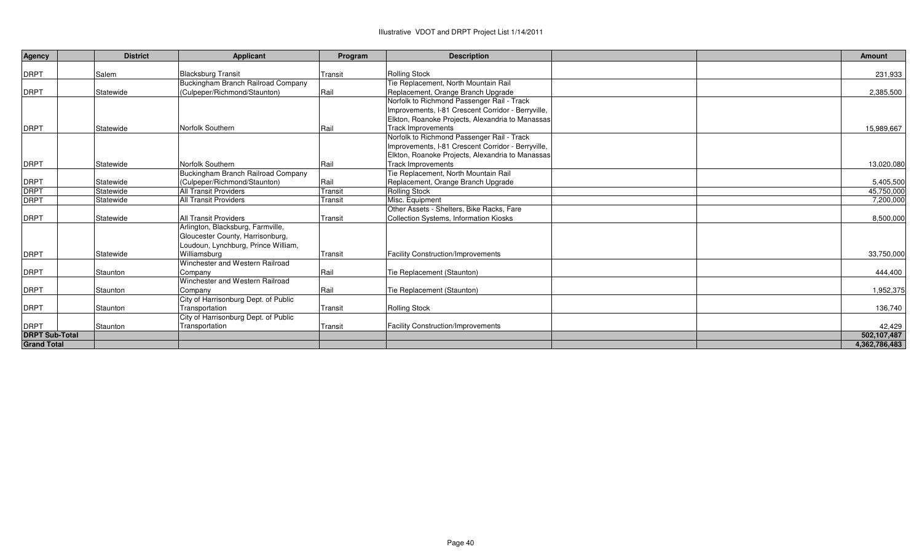Illustrative VDOT and DRPT Project List 1/14/2011

| Agency | | District | Applicant | Program | Description | | | Amount |
|---|---|---|---|---|---|---|---|---|
| DRPT | | Salem | Blacksburg Transit | Transit | Rolling Stock | | | 231,933 |
| DRPT | | Statewide | Buckingham Branch Railroad Company (Culpeper/Richmond/Staunton) | Rail | Tie Replacement, North Mountain Rail Replacement, Orange Branch Upgrade | | | 2,385,500 |
| DRPT | | Statewide | Norfolk Southern | Rail | Norfolk to Richmond Passenger Rail - Track Improvements, I-81 Crescent Corridor - Berryville, Elkton, Roanoke Projects, Alexandria to Manassas Track Improvements | | | 15,989,667 |
| DRPT | | Statewide | Norfolk Southern | Rail | Norfolk to Richmond Passenger Rail - Track Improvements, I-81 Crescent Corridor - Berryville, Elkton, Roanoke Projects, Alexandria to Manassas Track Improvements | | | 13,020,080 |
| DRPT | | Statewide | Buckingham Branch Railroad Company (Culpeper/Richmond/Staunton) | Rail | Tie Replacement, North Mountain Rail Replacement, Orange Branch Upgrade | | | 5,405,500 |
| DRPT | | Statewide | All Transit Providers | Transit | Rolling Stock | | | 45,750,000 |
| DRPT | | Statewide | All Transit Providers | Transit | Misc. Equipment | | | 7,200,000 |
| DRPT | | Statewide | All Transit Providers | Transit | Other Assets - Shelters, Bike Racks, Fare Collection Systems, Information Kiosks | | | 8,500,000 |
| DRPT | | Statewide | Arlington, Blacksburg, Farmville, Gloucester County, Harrisonburg, Loudoun, Lynchburg, Prince William, Williamsburg | Transit | Facility Construction/Improvements | | | 33,750,000 |
| DRPT | | Staunton | Winchester and Western Railroad Company | Rail | Tie Replacement (Staunton) | | | 444,400 |
| DRPT | | Staunton | Winchester and Western Railroad Company | Rail | Tie Replacement (Staunton) | | | 1,952,375 |
| DRPT | | Staunton | City of Harrisonburg Dept. of Public Transportation | Transit | Rolling Stock | | | 136,740 |
| DRPT | | Staunton | City of Harrisonburg Dept. of Public Transportation | Transit | Facility Construction/Improvements | | | 42,429 |
| **DRPT Sub-Total** | | | | | | | | **502,107,487** |
| **Grand Total** | | | | | | | | **4,362,786,483** |